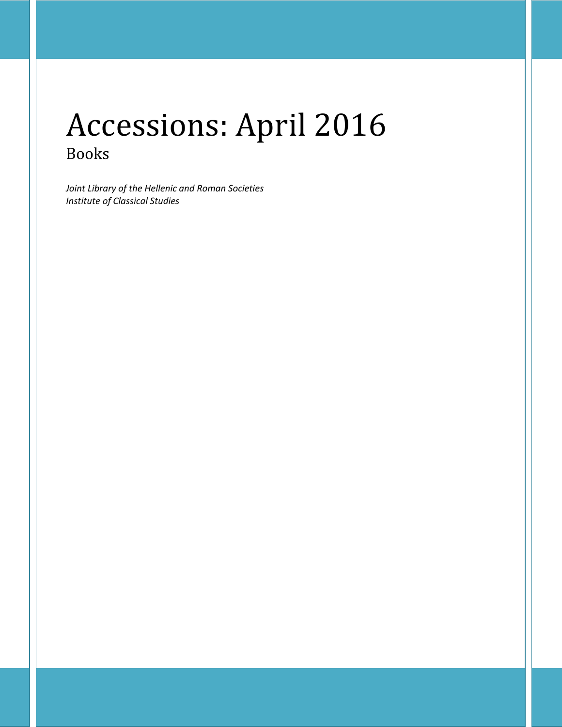# Accessions: April 2016

## Books

*Joint Library of the Hellenic and Roman Societies*
*Institute of Classical Studies*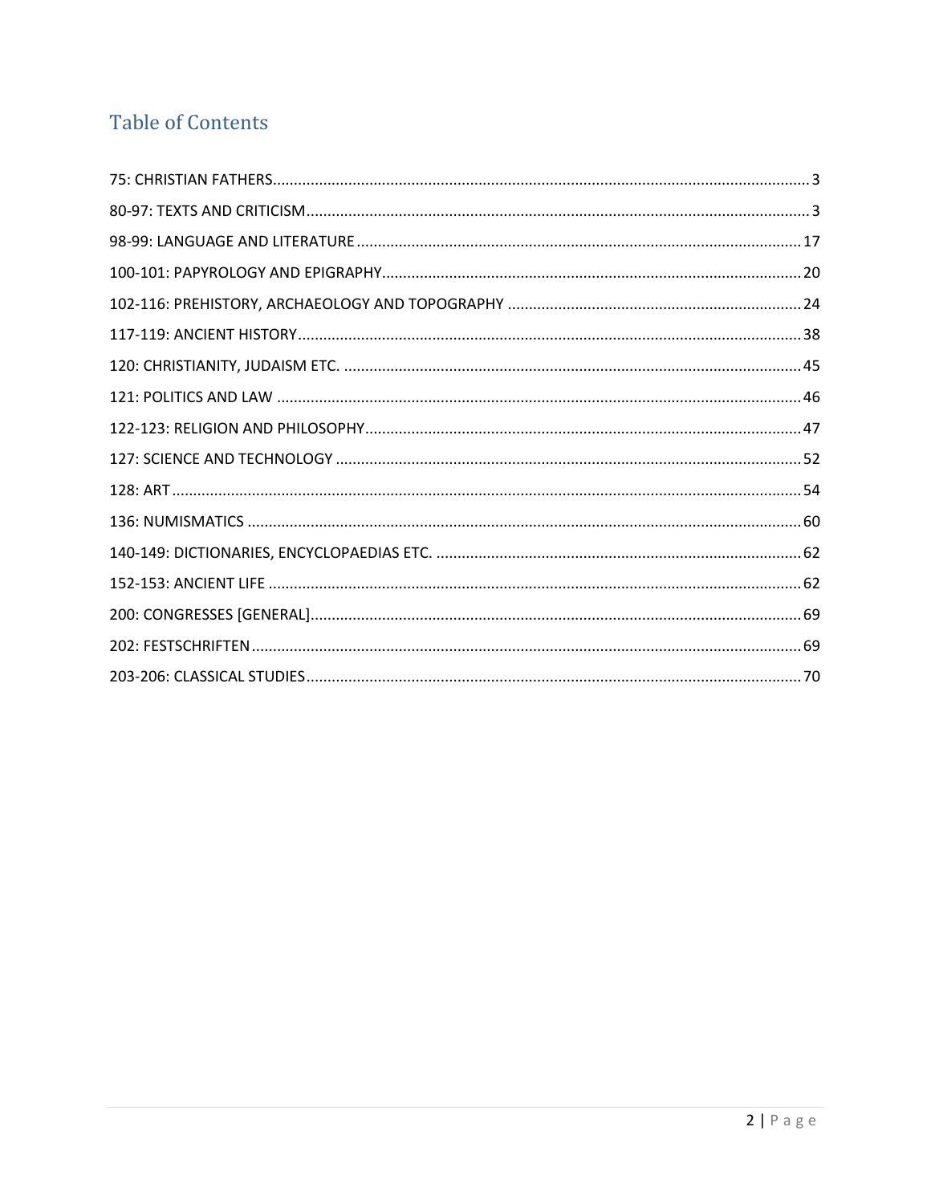# Table of Contents

75: CHRISTIAN FATHERS ........ 3
80-97: TEXTS AND CRITICISM ........ 3
98-99: LANGUAGE AND LITERATURE ........ 17
100-101: PAPYROLOGY AND EPIGRAPHY ........ 20
102-116: PREHISTORY, ARCHAEOLOGY AND TOPOGRAPHY ........ 24
117-119: ANCIENT HISTORY ........ 38
120: CHRISTIANITY, JUDAISM ETC. ........ 45
121: POLITICS AND LAW ........ 46
122-123: RELIGION AND PHILOSOPHY ........ 47
127: SCIENCE AND TECHNOLOGY ........ 52
128: ART ........ 54
136: NUMISMATICS ........ 60
140-149: DICTIONARIES, ENCYCLOPAEDIAS ETC. ........ 62
152-153: ANCIENT LIFE ........ 62
200: CONGRESSES [GENERAL] ........ 69
202: FESTSCHRIFTEN ........ 69
203-206: CLASSICAL STUDIES ........ 70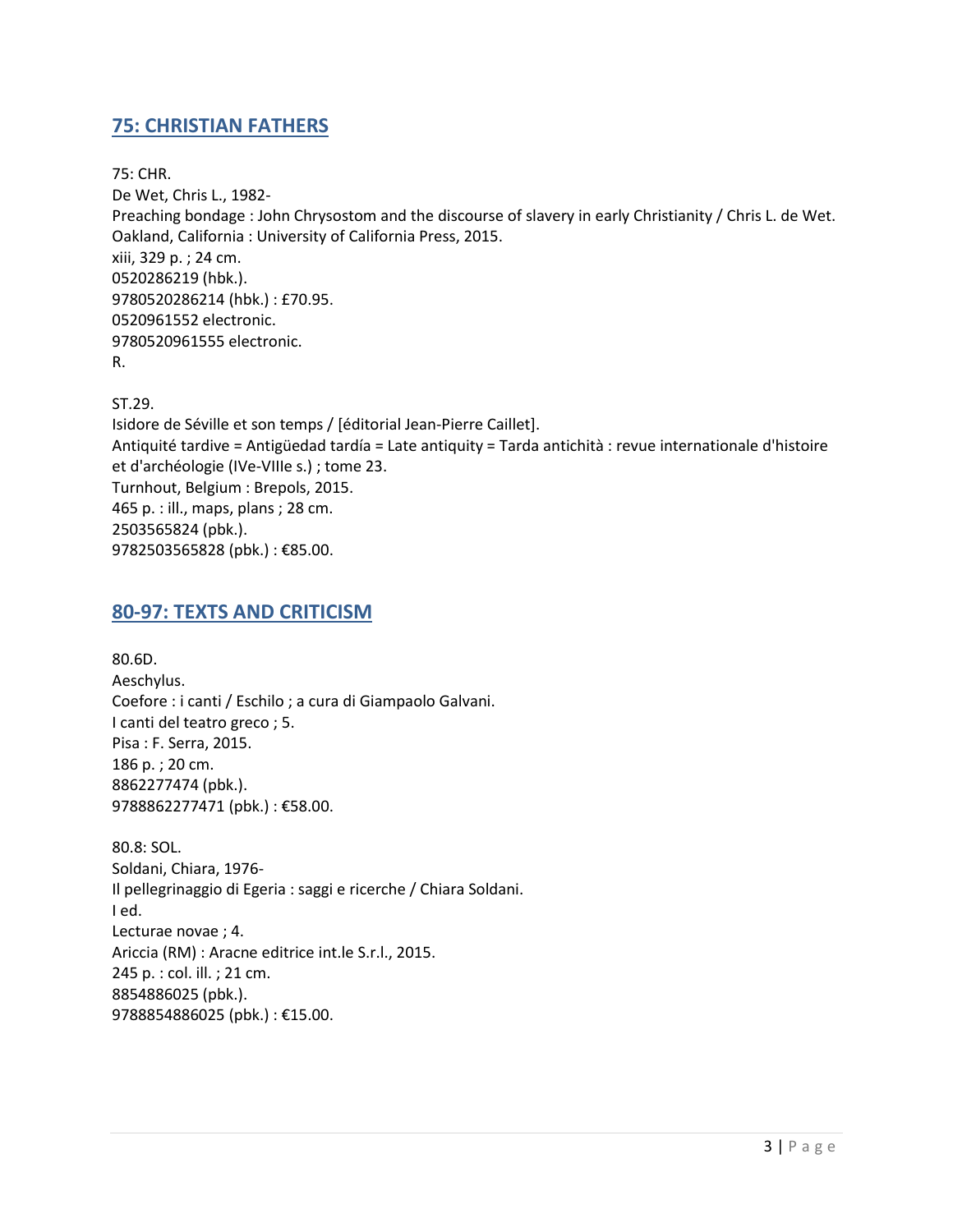## 75: CHRISTIAN FATHERS

75: CHR.
De Wet, Chris L., 1982-
Preaching bondage : John Chrysostom and the discourse of slavery in early Christianity / Chris L. de Wet.
Oakland, California : University of California Press, 2015.
xiii, 329 p. ; 24 cm.
0520286219 (hbk.).
9780520286214 (hbk.) : £70.95.
0520961552 electronic.
9780520961555 electronic.
R.

ST.29.
Isidore de Séville et son temps / [éditorial Jean-Pierre Caillet].
Antiquité tardive = Antigüedad tardía = Late antiquity = Tarda antichità : revue internationale d'histoire et d'archéologie (IVe-VIIIe s.) ; tome 23.
Turnhout, Belgium : Brepols, 2015.
465 p. : ill., maps, plans ; 28 cm.
2503565824 (pbk.).
9782503565828 (pbk.) : €85.00.

## 80-97: TEXTS AND CRITICISM

80.6D.
Aeschylus.
Coefore : i canti / Eschilo ; a cura di Giampaolo Galvani.
I canti del teatro greco ; 5.
Pisa : F. Serra, 2015.
186 p. ; 20 cm.
8862277474 (pbk.).
9788862277471 (pbk.) : €58.00.

80.8: SOL.
Soldani, Chiara, 1976-
Il pellegrinaggio di Egeria : saggi e ricerche / Chiara Soldani.
I ed.
Lecturae novae ; 4.
Ariccia (RM) : Aracne editrice int.le S.r.l., 2015.
245 p. : col. ill. ; 21 cm.
8854886025 (pbk.).
9788854886025 (pbk.) : €15.00.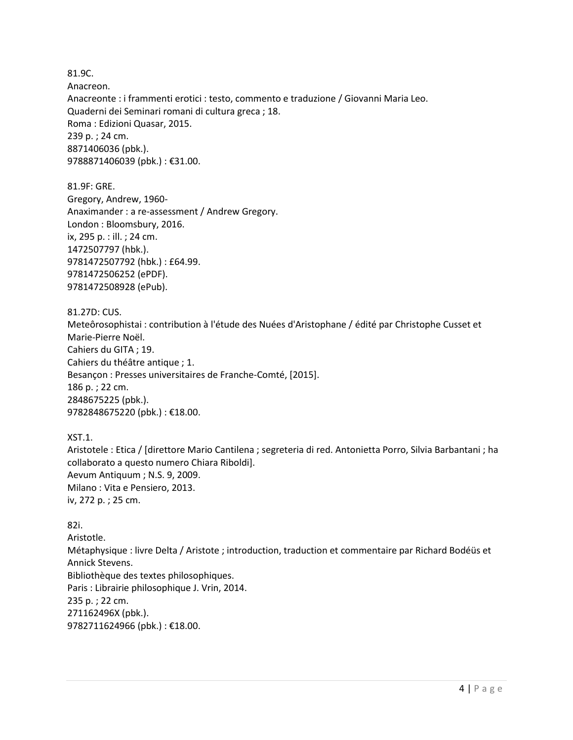81.9C.
Anacreon.
Anacreonte : i frammenti erotici : testo, commento e traduzione / Giovanni Maria Leo.
Quaderni dei Seminari romani di cultura greca ; 18.
Roma : Edizioni Quasar, 2015.
239 p. ; 24 cm.
8871406036 (pbk.).
9788871406039 (pbk.) : €31.00.

81.9F: GRE.
Gregory, Andrew, 1960-
Anaximander : a re-assessment / Andrew Gregory.
London : Bloomsbury, 2016.
ix, 295 p. : ill. ; 24 cm.
1472507797 (hbk.).
9781472507792 (hbk.) : £64.99.
9781472506252 (ePDF).
9781472508928 (ePub).

81.27D: CUS.
Meteôrosophistai : contribution à l'étude des Nuées d'Aristophane / édité par Christophe Cusset et Marie-Pierre Noël.
Cahiers du GITA ; 19.
Cahiers du théâtre antique ; 1.
Besançon : Presses universitaires de Franche-Comté, [2015].
186 p. ; 22 cm.
2848675225 (pbk.).
9782848675220 (pbk.) : €18.00.

XST.1.
Aristotele : Etica / [direttore Mario Cantilena ; segreteria di red. Antonietta Porro, Silvia Barbantani ; ha collaborato a questo numero Chiara Riboldi].
Aevum Antiquum ; N.S. 9, 2009.
Milano : Vita e Pensiero, 2013.
iv, 272 p. ; 25 cm.

82i.
Aristotle.
Métaphysique : livre Delta / Aristote ; introduction, traduction et commentaire par Richard Bodéüs et Annick Stevens.
Bibliothèque des textes philosophiques.
Paris : Librairie philosophique J. Vrin, 2014.
235 p. ; 22 cm.
271162496X (pbk.).
9782711624966 (pbk.) : €18.00.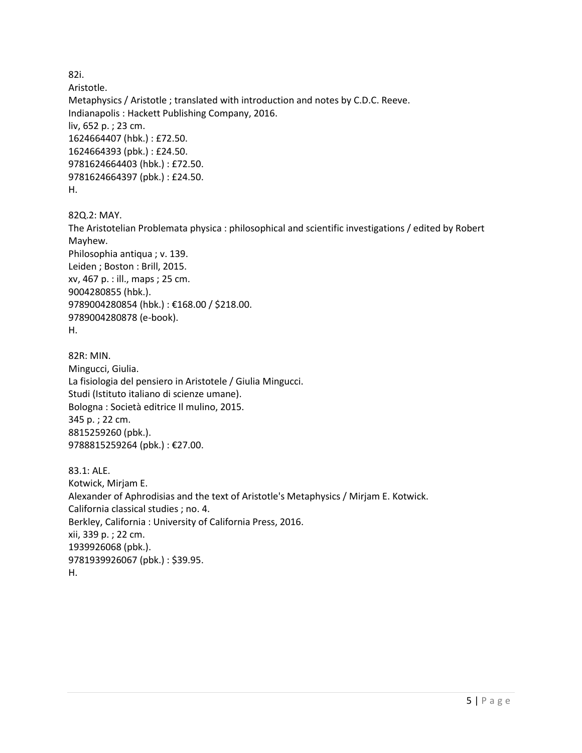82i.
Aristotle.
Metaphysics / Aristotle ; translated with introduction and notes by C.D.C. Reeve.
Indianapolis : Hackett Publishing Company, 2016.
liv, 652 p. ; 23 cm.
1624664407 (hbk.) : £72.50.
1624664393 (pbk.) : £24.50.
9781624664403 (hbk.) : £72.50.
9781624664397 (pbk.) : £24.50.
H.

82Q.2: MAY.
The Aristotelian Problemata physica : philosophical and scientific investigations / edited by Robert Mayhew.
Philosophia antiqua ; v. 139.
Leiden ; Boston : Brill, 2015.
xv, 467 p. : ill., maps ; 25 cm.
9004280855 (hbk.).
9789004280854 (hbk.) : €168.00 / $218.00.
9789004280878 (e-book).
H.

82R: MIN.
Mingucci, Giulia.
La fisiologia del pensiero in Aristotele / Giulia Mingucci.
Studi (Istituto italiano di scienze umane).
Bologna : Società editrice Il mulino, 2015.
345 p. ; 22 cm.
8815259260 (pbk.).
9788815259264 (pbk.) : €27.00.

83.1: ALE.
Kotwick, Mirjam E.
Alexander of Aphrodisias and the text of Aristotle's Metaphysics / Mirjam E. Kotwick.
California classical studies ; no. 4.
Berkley, California : University of California Press, 2016.
xii, 339 p. ; 22 cm.
1939926068 (pbk.).
9781939926067 (pbk.) : $39.95.
H.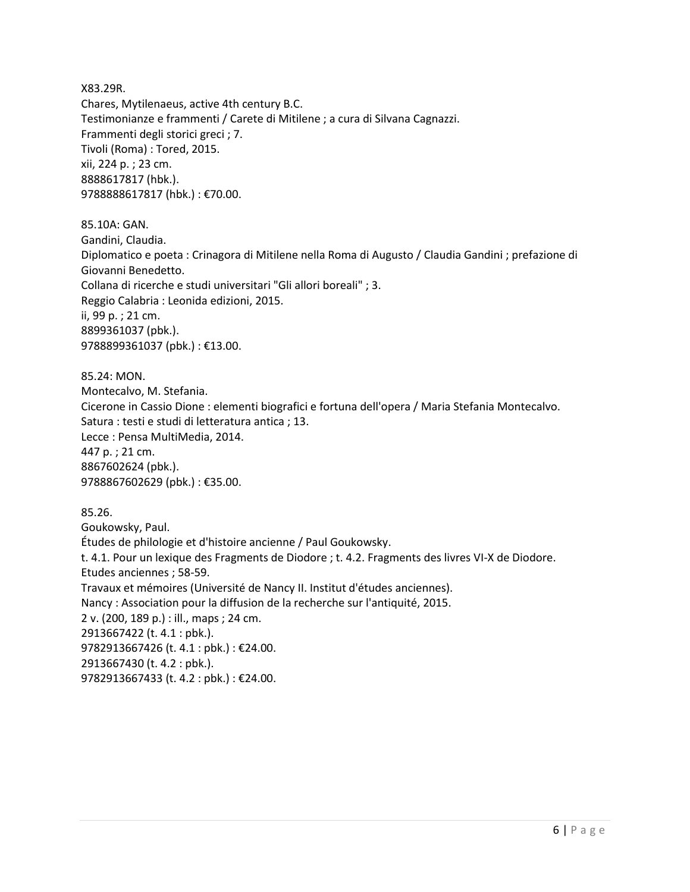X83.29R.
Chares, Mytilenaeus, active 4th century B.C.
Testimonianze e frammenti / Carete di Mitilene ; a cura di Silvana Cagnazzi.
Frammenti degli storici greci ; 7.
Tivoli (Roma) : Tored, 2015.
xii, 224 p. ; 23 cm.
8888617817 (hbk.).
9788888617817 (hbk.) : €70.00.

85.10A: GAN.
Gandini, Claudia.
Diplomatico e poeta : Crinagora di Mitilene nella Roma di Augusto / Claudia Gandini ; prefazione di Giovanni Benedetto.
Collana di ricerche e studi universitari "Gli allori boreali" ; 3.
Reggio Calabria : Leonida edizioni, 2015.
ii, 99 p. ; 21 cm.
8899361037 (pbk.).
9788899361037 (pbk.) : €13.00.

85.24: MON.
Montecalvo, M. Stefania.
Cicerone in Cassio Dione : elementi biografici e fortuna dell'opera / Maria Stefania Montecalvo.
Satura : testi e studi di letteratura antica ; 13.
Lecce : Pensa MultiMedia, 2014.
447 p. ; 21 cm.
8867602624 (pbk.).
9788867602629 (pbk.) : €35.00.

85.26.
Goukowsky, Paul.
Études de philologie et d'histoire ancienne / Paul Goukowsky.
t. 4.1. Pour un lexique des Fragments de Diodore ; t. 4.2. Fragments des livres VI-X de Diodore.
Etudes anciennes ; 58-59.
Travaux et mémoires (Université de Nancy II. Institut d'études anciennes).
Nancy : Association pour la diffusion de la recherche sur l'antiquité, 2015.
2 v. (200, 189 p.) : ill., maps ; 24 cm.
2913667422 (t. 4.1 : pbk.).
9782913667426 (t. 4.1 : pbk.) : €24.00.
2913667430 (t. 4.2 : pbk.).
9782913667433 (t. 4.2 : pbk.) : €24.00.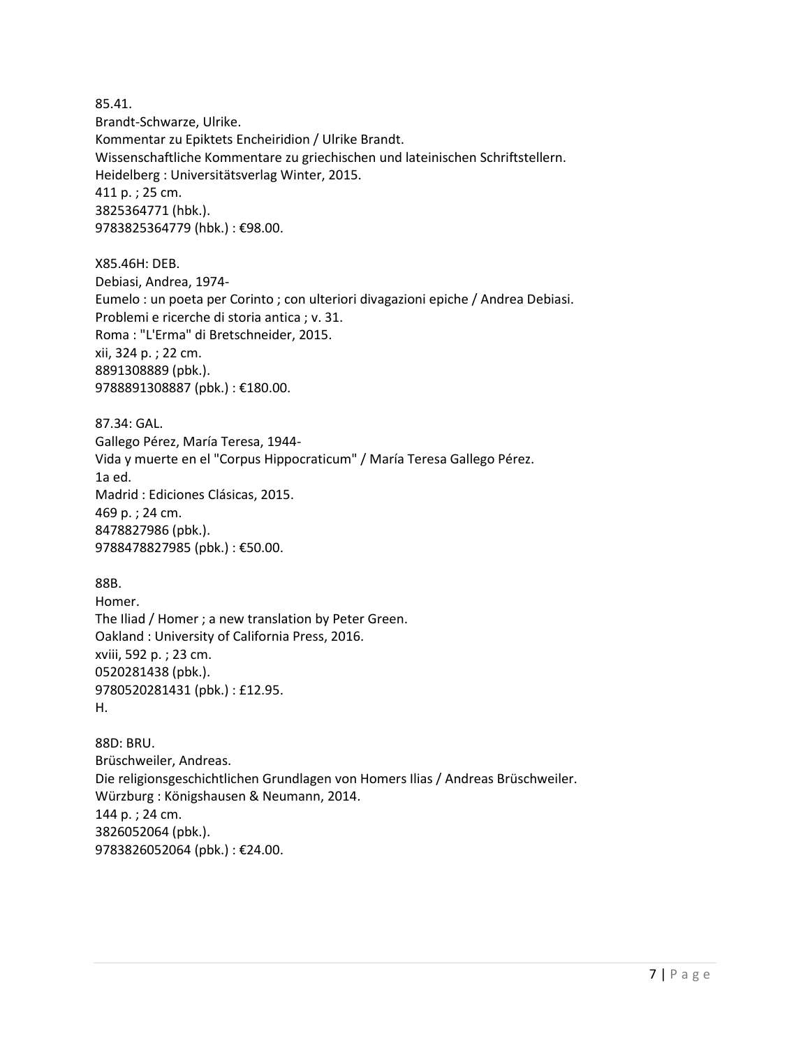85.41.
Brandt-Schwarze, Ulrike.
Kommentar zu Epiktets Encheiridion / Ulrike Brandt.
Wissenschaftliche Kommentare zu griechischen und lateinischen Schriftstellern.
Heidelberg : Universitätsverlag Winter, 2015.
411 p. ; 25 cm.
3825364771 (hbk.).
9783825364779 (hbk.) : €98.00.

X85.46H: DEB.
Debiasi, Andrea, 1974-
Eumelo : un poeta per Corinto ; con ulteriori divagazioni epiche / Andrea Debiasi.
Problemi e ricerche di storia antica ; v. 31.
Roma : "L'Erma" di Bretschneider, 2015.
xii, 324 p. ; 22 cm.
8891308889 (pbk.).
9788891308887 (pbk.) : €180.00.

87.34: GAL.
Gallego Pérez, María Teresa, 1944-
Vida y muerte en el "Corpus Hippocraticum" / María Teresa Gallego Pérez.
1a ed.
Madrid : Ediciones Clásicas, 2015.
469 p. ; 24 cm.
8478827986 (pbk.).
9788478827985 (pbk.) : €50.00.

88B.
Homer.
The Iliad / Homer ; a new translation by Peter Green.
Oakland : University of California Press, 2016.
xviii, 592 p. ; 23 cm.
0520281438 (pbk.).
9780520281431 (pbk.) : £12.95.
H.

88D: BRU.
Brüschweiler, Andreas.
Die religionsgeschichtlichen Grundlagen von Homers Ilias / Andreas Brüschweiler.
Würzburg : Königshausen & Neumann, 2014.
144 p. ; 24 cm.
3826052064 (pbk.).
9783826052064 (pbk.) : €24.00.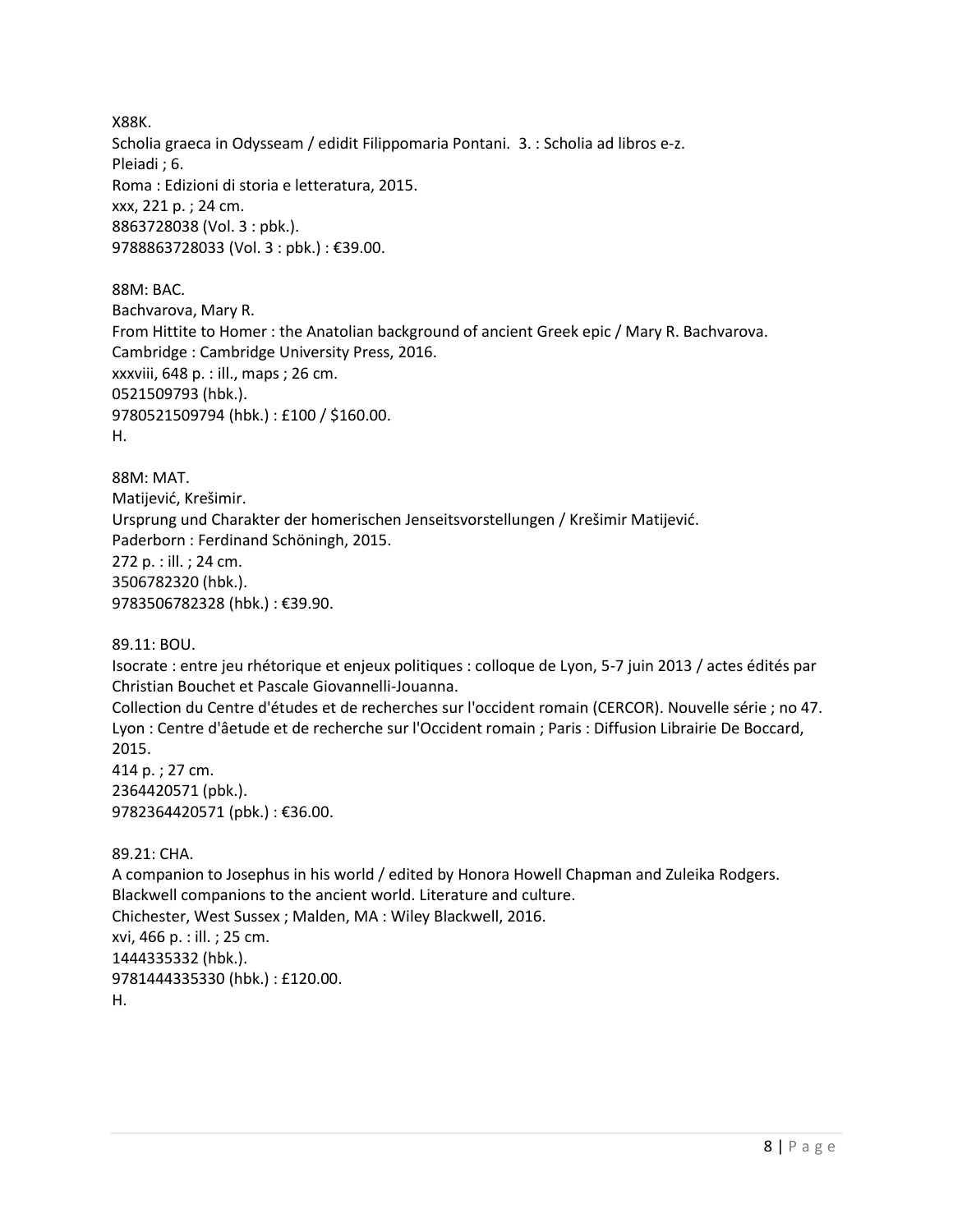X88K.
Scholia graeca in Odysseam / edidit Filippomaria Pontani. 3. : Scholia ad libros e-z.
Pleiadi ; 6.
Roma : Edizioni di storia e letteratura, 2015.
xxx, 221 p. ; 24 cm.
8863728038 (Vol. 3 : pbk.).
9788863728033 (Vol. 3 : pbk.) : €39.00.

88M: BAC.
Bachvarova, Mary R.
From Hittite to Homer : the Anatolian background of ancient Greek epic / Mary R. Bachvarova.
Cambridge : Cambridge University Press, 2016.
xxxviii, 648 p. : ill., maps ; 26 cm.
0521509793 (hbk.).
9780521509794 (hbk.) : £100 / $160.00.
H.

88M: MAT.
Matijević, Krešimir.
Ursprung und Charakter der homerischen Jenseitsvorstellungen / Krešimir Matijević.
Paderborn : Ferdinand Schöningh, 2015.
272 p. : ill. ; 24 cm.
3506782320 (hbk.).
9783506782328 (hbk.) : €39.90.

89.11: BOU.
Isocrate : entre jeu rhétorique et enjeux politiques : colloque de Lyon, 5-7 juin 2013 / actes édités par Christian Bouchet et Pascale Giovannelli-Jouanna.
Collection du Centre d'études et de recherches sur l'occident romain (CERCOR). Nouvelle série ; no 47.
Lyon : Centre d'âetude et de recherche sur l'Occident romain ; Paris : Diffusion Librairie De Boccard, 2015.
414 p. ; 27 cm.
2364420571 (pbk.).
9782364420571 (pbk.) : €36.00.

89.21: CHA.
A companion to Josephus in his world / edited by Honora Howell Chapman and Zuleika Rodgers.
Blackwell companions to the ancient world. Literature and culture.
Chichester, West Sussex ; Malden, MA : Wiley Blackwell, 2016.
xvi, 466 p. : ill. ; 25 cm.
1444335332 (hbk.).
9781444335330 (hbk.) : £120.00.
H.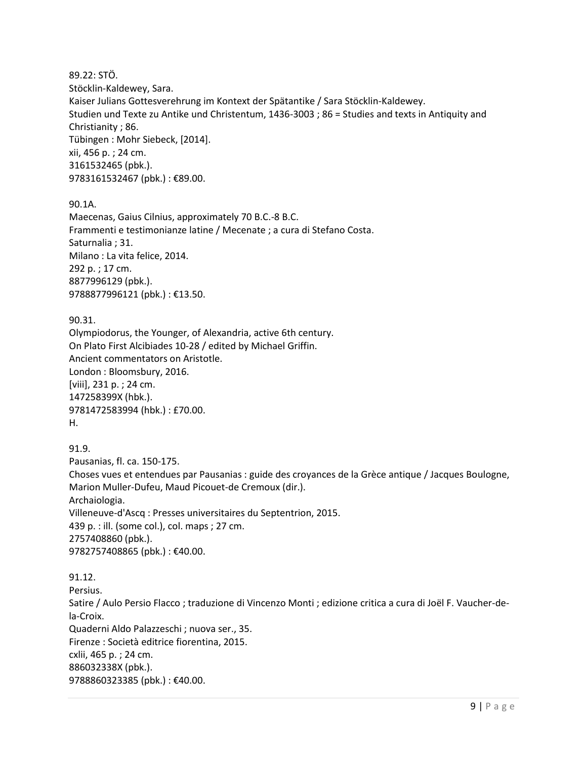89.22: STÖ.
Stöcklin-Kaldewey, Sara.
Kaiser Julians Gottesverehrung im Kontext der Spätantike / Sara Stöcklin-Kaldewey.
Studien und Texte zu Antike und Christentum, 1436-3003 ; 86 = Studies and texts in Antiquity and Christianity ; 86.
Tübingen : Mohr Siebeck, [2014].
xii, 456 p. ; 24 cm.
3161532465 (pbk.).
9783161532467 (pbk.) : €89.00.

90.1A.
Maecenas, Gaius Cilnius, approximately 70 B.C.-8 B.C.
Frammenti e testimonianze latine / Mecenate ; a cura di Stefano Costa.
Saturnalia ; 31.
Milano : La vita felice, 2014.
292 p. ; 17 cm.
8877996129 (pbk.).
9788877996121 (pbk.) : €13.50.

90.31.
Olympiodorus, the Younger, of Alexandria, active 6th century.
On Plato First Alcibiades 10-28 / edited by Michael Griffin.
Ancient commentators on Aristotle.
London : Bloomsbury, 2016.
[viii], 231 p. ; 24 cm.
147258399X (hbk.).
9781472583994 (hbk.) : £70.00.
H.

91.9.
Pausanias, fl. ca. 150-175.
Choses vues et entendues par Pausanias : guide des croyances de la Grèce antique / Jacques Boulogne, Marion Muller-Dufeu, Maud Picouet-de Cremoux (dir.).
Archaiologia.
Villeneuve-d'Ascq : Presses universitaires du Septentrion, 2015.
439 p. : ill. (some col.), col. maps ; 27 cm.
2757408860 (pbk.).
9782757408865 (pbk.) : €40.00.

91.12.
Persius.
Satire / Aulo Persio Flacco ; traduzione di Vincenzo Monti ; edizione critica a cura di Joël F. Vaucher-de-la-Croix.
Quaderni Aldo Palazzeschi ; nuova ser., 35.
Firenze : Società editrice fiorentina, 2015.
cxlii, 465 p. ; 24 cm.
886032338X (pbk.).
9788860323385 (pbk.) : €40.00.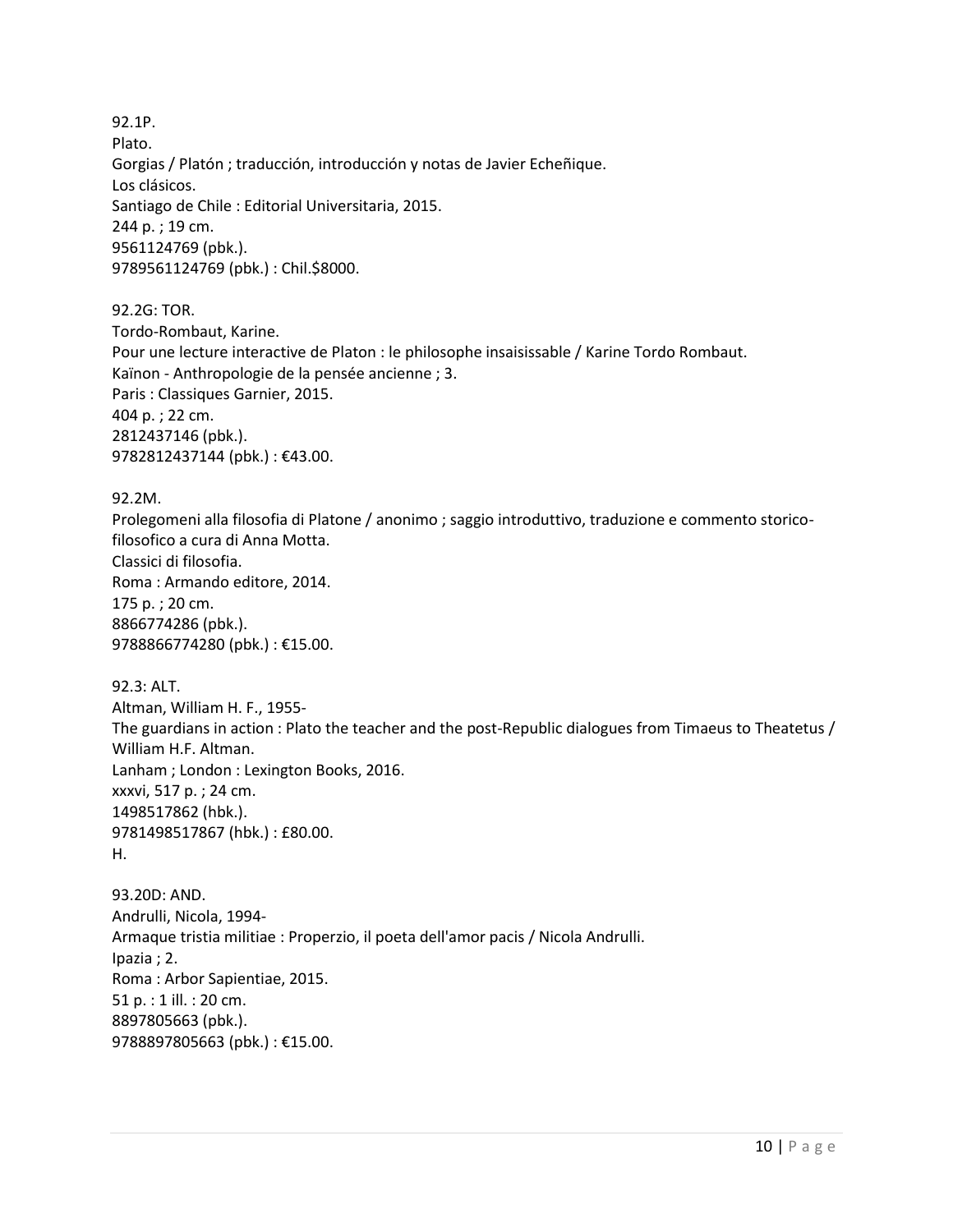92.1P.
Plato.
Gorgias / Platón ; traducción, introducción y notas de Javier Echeñique.
Los clásicos.
Santiago de Chile : Editorial Universitaria, 2015.
244 p. ; 19 cm.
9561124769 (pbk.).
9789561124769 (pbk.) : Chil.$8000.

92.2G: TOR.
Tordo-Rombaut, Karine.
Pour une lecture interactive de Platon : le philosophe insaisissable / Karine Tordo Rombaut.
Kaïnon - Anthropologie de la pensée ancienne ; 3.
Paris : Classiques Garnier, 2015.
404 p. ; 22 cm.
2812437146 (pbk.).
9782812437144 (pbk.) : €43.00.

92.2M.
Prolegomeni alla filosofia di Platone / anonimo ; saggio introduttivo, traduzione e commento storico-filosofico a cura di Anna Motta.
Classici di filosofia.
Roma : Armando editore, 2014.
175 p. ; 20 cm.
8866774286 (pbk.).
9788866774280 (pbk.) : €15.00.

92.3: ALT.
Altman, William H. F., 1955-
The guardians in action : Plato the teacher and the post-Republic dialogues from Timaeus to Theatetus / William H.F. Altman.
Lanham ; London : Lexington Books, 2016.
xxxvi, 517 p. ; 24 cm.
1498517862 (hbk.).
9781498517867 (hbk.) : £80.00.
H.

93.20D: AND.
Andrulli, Nicola, 1994-
Armaque tristia militiae : Properzio, il poeta dell'amor pacis / Nicola Andrulli.
Ipazia ; 2.
Roma : Arbor Sapientiae, 2015.
51 p. : 1 ill. : 20 cm.
8897805663 (pbk.).
9788897805663 (pbk.) : €15.00.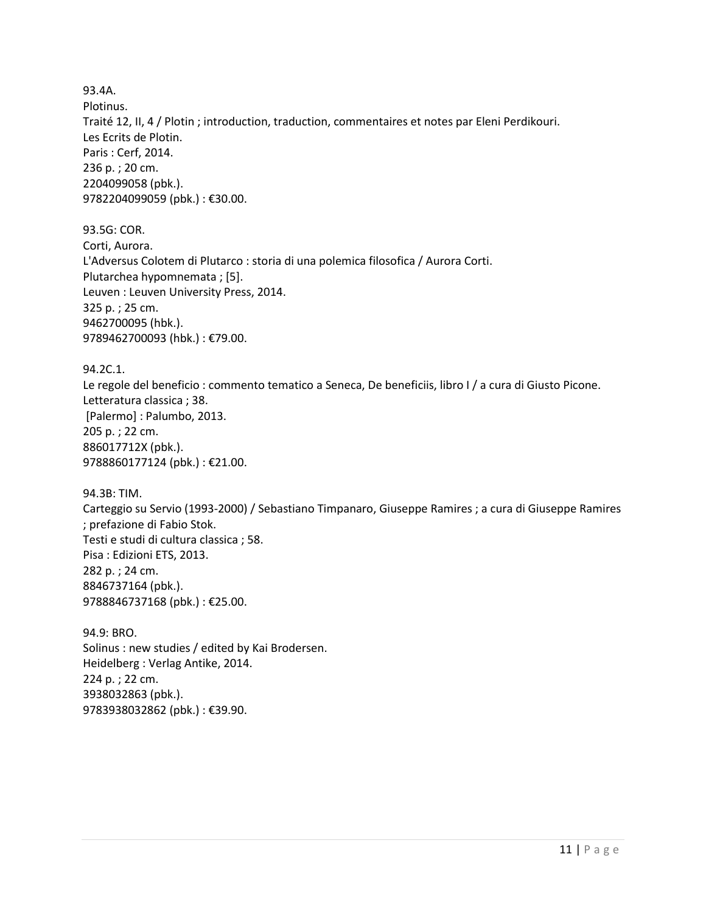93.4A.
Plotinus.
Traité 12, II, 4 / Plotin ; introduction, traduction, commentaires et notes par Eleni Perdikouri.
Les Ecrits de Plotin.
Paris : Cerf, 2014.
236 p. ; 20 cm.
2204099058 (pbk.).
9782204099059 (pbk.) : €30.00.

93.5G: COR.
Corti, Aurora.
L'Adversus Colotem di Plutarco : storia di una polemica filosofica / Aurora Corti.
Plutarchea hypomnemata ; [5].
Leuven : Leuven University Press, 2014.
325 p. ; 25 cm.
9462700095 (hbk.).
9789462700093 (hbk.) : €79.00.

94.2C.1.
Le regole del beneficio : commento tematico a Seneca, De beneficiis, libro I / a cura di Giusto Picone.
Letteratura classica ; 38.
[Palermo] : Palumbo, 2013.
205 p. ; 22 cm.
886017712X (pbk.).
9788860177124 (pbk.) : €21.00.

94.3B: TIM.
Carteggio su Servio (1993-2000) / Sebastiano Timpanaro, Giuseppe Ramires ; a cura di Giuseppe Ramires ; prefazione di Fabio Stok.
Testi e studi di cultura classica ; 58.
Pisa : Edizioni ETS, 2013.
282 p. ; 24 cm.
8846737164 (pbk.).
9788846737168 (pbk.) : €25.00.

94.9: BRO.
Solinus : new studies / edited by Kai Brodersen.
Heidelberg : Verlag Antike, 2014.
224 p. ; 22 cm.
3938032863 (pbk.).
9783938032862 (pbk.) : €39.90.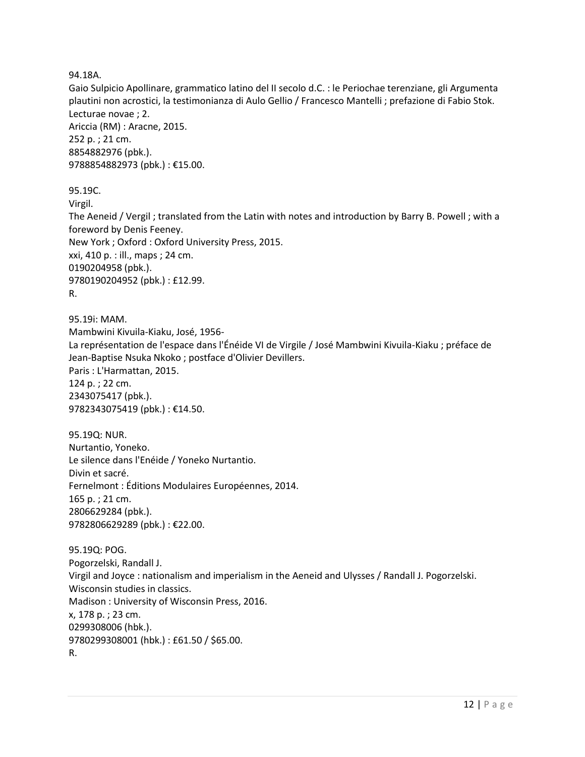94.18A.
Gaio Sulpicio Apollinare, grammatico latino del II secolo d.C. : le Periochae terenziane, gli Argumenta plautini non acrostici, la testimonianza di Aulo Gellio / Francesco Mantelli ; prefazione di Fabio Stok.
Lecturae novae ; 2.
Ariccia (RM) : Aracne, 2015.
252 p. ; 21 cm.
8854882976 (pbk.).
9788854882973 (pbk.) : €15.00.

95.19C.
Virgil.
The Aeneid / Vergil ; translated from the Latin with notes and introduction by Barry B. Powell ; with a foreword by Denis Feeney.
New York ; Oxford : Oxford University Press, 2015.
xxi, 410 p. : ill., maps ; 24 cm.
0190204958 (pbk.).
9780190204952 (pbk.) : £12.99.
R.

95.19i: MAM.
Mambwini Kivuila-Kiaku, José, 1956-
La représentation de l'espace dans l'Énéide VI de Virgile / José Mambwini Kivuila-Kiaku ; préface de Jean-Baptise Nsuka Nkoko ; postface d'Olivier Devillers.
Paris : L'Harmattan, 2015.
124 p. ; 22 cm.
2343075417 (pbk.).
9782343075419 (pbk.) : €14.50.

95.19Q: NUR.
Nurtantio, Yoneko.
Le silence dans l'Enéide / Yoneko Nurtantio.
Divin et sacré.
Fernelmont : Éditions Modulaires Européennes, 2014.
165 p. ; 21 cm.
2806629284 (pbk.).
9782806629289 (pbk.) : €22.00.

95.19Q: POG.
Pogorzelski, Randall J.
Virgil and Joyce : nationalism and imperialism in the Aeneid and Ulysses / Randall J. Pogorzelski.
Wisconsin studies in classics.
Madison : University of Wisconsin Press, 2016.
x, 178 p. ; 23 cm.
0299308006 (hbk.).
9780299308001 (hbk.) : £61.50 / $65.00.
R.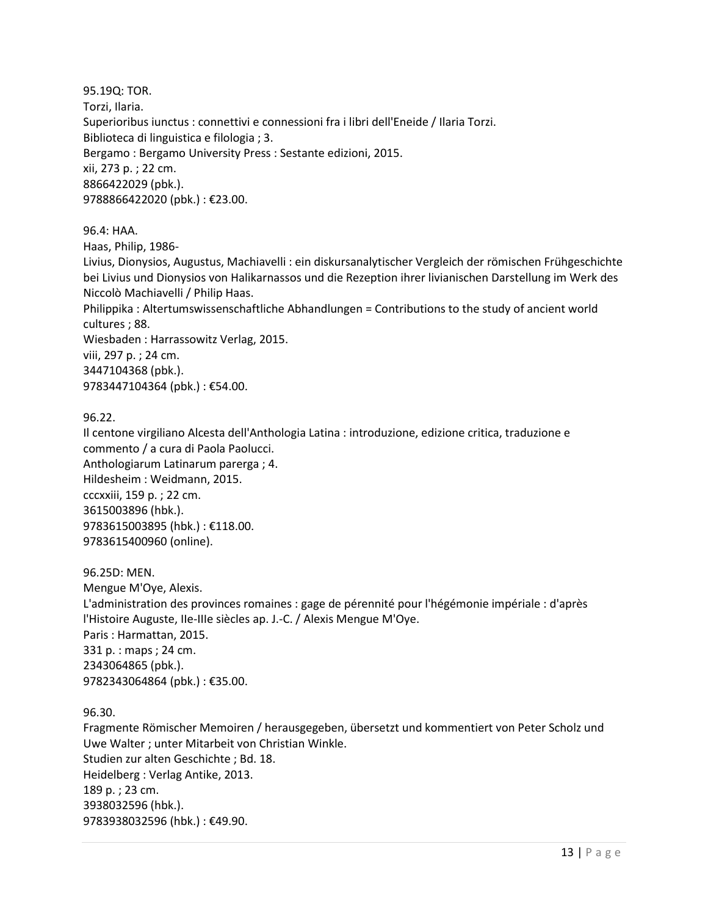95.19Q: TOR.
Torzi, Ilaria.
Superioribus iunctus : connettivi e connessioni fra i libri dell'Eneide / Ilaria Torzi.
Biblioteca di linguistica e filologia ; 3.
Bergamo : Bergamo University Press : Sestante edizioni, 2015.
xii, 273 p. ; 22 cm.
8866422029 (pbk.).
9788866422020 (pbk.) : €23.00.

96.4: HAA.
Haas, Philip, 1986-
Livius, Dionysios, Augustus, Machiavelli : ein diskursanalytischer Vergleich der römischen Frühgeschichte bei Livius und Dionysios von Halikarnassos und die Rezeption ihrer livianischen Darstellung im Werk des Niccolò Machiavelli / Philip Haas.
Philippika : Altertumswissenschaftliche Abhandlungen = Contributions to the study of ancient world cultures ; 88.
Wiesbaden : Harrassowitz Verlag, 2015.
viii, 297 p. ; 24 cm.
3447104368 (pbk.).
9783447104364 (pbk.) : €54.00.

96.22.
Il centone virgiliano Alcesta dell'Anthologia Latina : introduzione, edizione critica, traduzione e commento / a cura di Paola Paolucci.
Anthologiarum Latinarum parerga ; 4.
Hildesheim : Weidmann, 2015.
cccxxiii, 159 p. ; 22 cm.
3615003896 (hbk.).
9783615003895 (hbk.) : €118.00.
9783615400960 (online).

96.25D: MEN.
Mengue M'Oye, Alexis.
L'administration des provinces romaines : gage de pérennité pour l'hégémonie impériale : d'après l'Histoire Auguste, IIe-IIIe siècles ap. J.-C. / Alexis Mengue M'Oye.
Paris : Harmattan, 2015.
331 p. : maps ; 24 cm.
2343064865 (pbk.).
9782343064864 (pbk.) : €35.00.

96.30.
Fragmente Römischer Memoiren / herausgegeben, übersetzt und kommentiert von Peter Scholz und Uwe Walter ; unter Mitarbeit von Christian Winkle.
Studien zur alten Geschichte ; Bd. 18.
Heidelberg : Verlag Antike, 2013.
189 p. ; 23 cm.
3938032596 (hbk.).
9783938032596 (hbk.) : €49.90.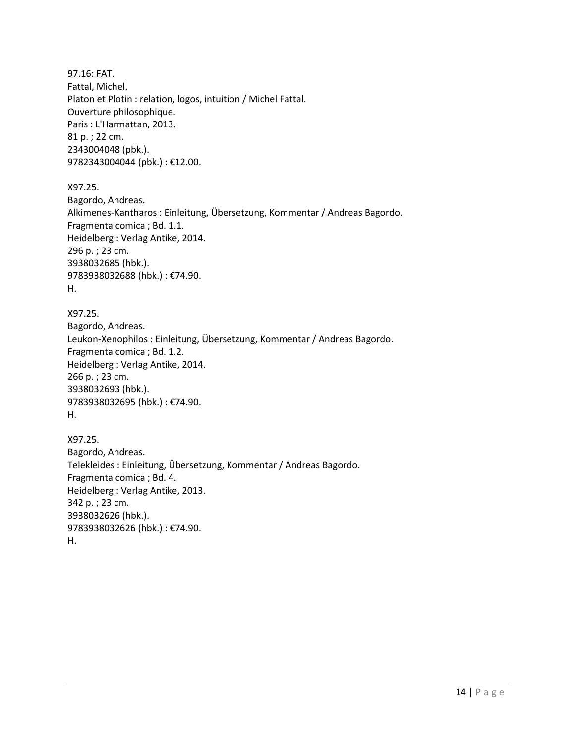97.16: FAT.
Fattal, Michel.
Platon et Plotin : relation, logos, intuition / Michel Fattal.
Ouverture philosophique.
Paris : L'Harmattan, 2013.
81 p. ; 22 cm.
2343004048 (pbk.).
9782343004044 (pbk.) : €12.00.

X97.25.
Bagordo, Andreas.
Alkimenes-Kantharos : Einleitung, Übersetzung, Kommentar / Andreas Bagordo.
Fragmenta comica ; Bd. 1.1.
Heidelberg : Verlag Antike, 2014.
296 p. ; 23 cm.
3938032685 (hbk.).
9783938032688 (hbk.) : €74.90.
H.

X97.25.
Bagordo, Andreas.
Leukon-Xenophilos : Einleitung, Übersetzung, Kommentar / Andreas Bagordo.
Fragmenta comica ; Bd. 1.2.
Heidelberg : Verlag Antike, 2014.
266 p. ; 23 cm.
3938032693 (hbk.).
9783938032695 (hbk.) : €74.90.
H.

X97.25.
Bagordo, Andreas.
Telekleides : Einleitung, Übersetzung, Kommentar / Andreas Bagordo.
Fragmenta comica ; Bd. 4.
Heidelberg : Verlag Antike, 2013.
342 p. ; 23 cm.
3938032626 (hbk.).
9783938032626 (hbk.) : €74.90.
H.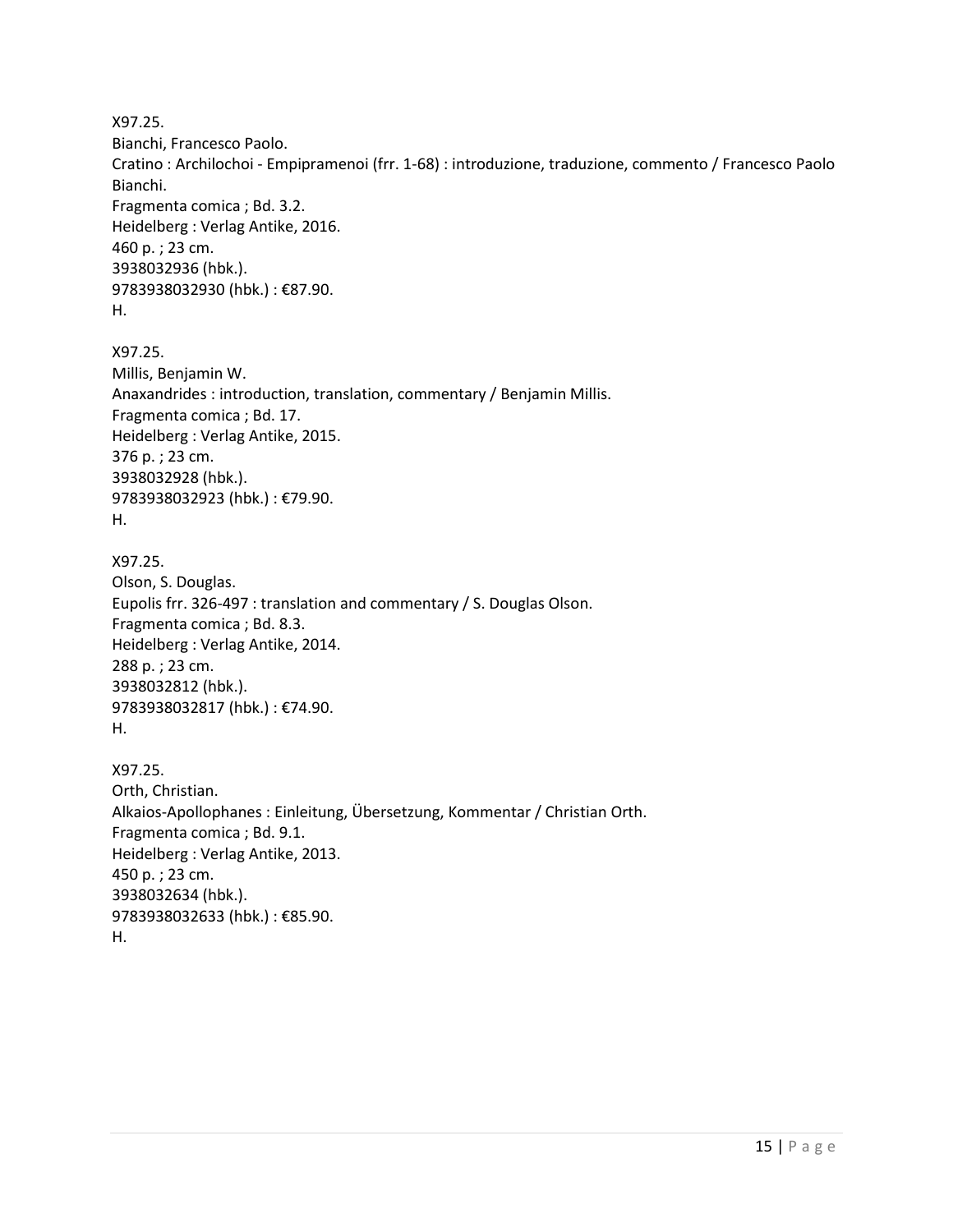X97.25.
Bianchi, Francesco Paolo.
Cratino : Archilochoi - Empipramenoi (frr. 1-68) : introduzione, traduzione, commento / Francesco Paolo Bianchi.
Fragmenta comica ; Bd. 3.2.
Heidelberg : Verlag Antike, 2016.
460 p. ; 23 cm.
3938032936 (hbk.).
9783938032930 (hbk.) : €87.90.
H.

X97.25.
Millis, Benjamin W.
Anaxandrides : introduction, translation, commentary / Benjamin Millis.
Fragmenta comica ; Bd. 17.
Heidelberg : Verlag Antike, 2015.
376 p. ; 23 cm.
3938032928 (hbk.).
9783938032923 (hbk.) : €79.90.
H.

X97.25.
Olson, S. Douglas.
Eupolis frr. 326-497 : translation and commentary / S. Douglas Olson.
Fragmenta comica ; Bd. 8.3.
Heidelberg : Verlag Antike, 2014.
288 p. ; 23 cm.
3938032812 (hbk.).
9783938032817 (hbk.) : €74.90.
H.

X97.25.
Orth, Christian.
Alkaios-Apollophanes : Einleitung, Übersetzung, Kommentar / Christian Orth.
Fragmenta comica ; Bd. 9.1.
Heidelberg : Verlag Antike, 2013.
450 p. ; 23 cm.
3938032634 (hbk.).
9783938032633 (hbk.) : €85.90.
H.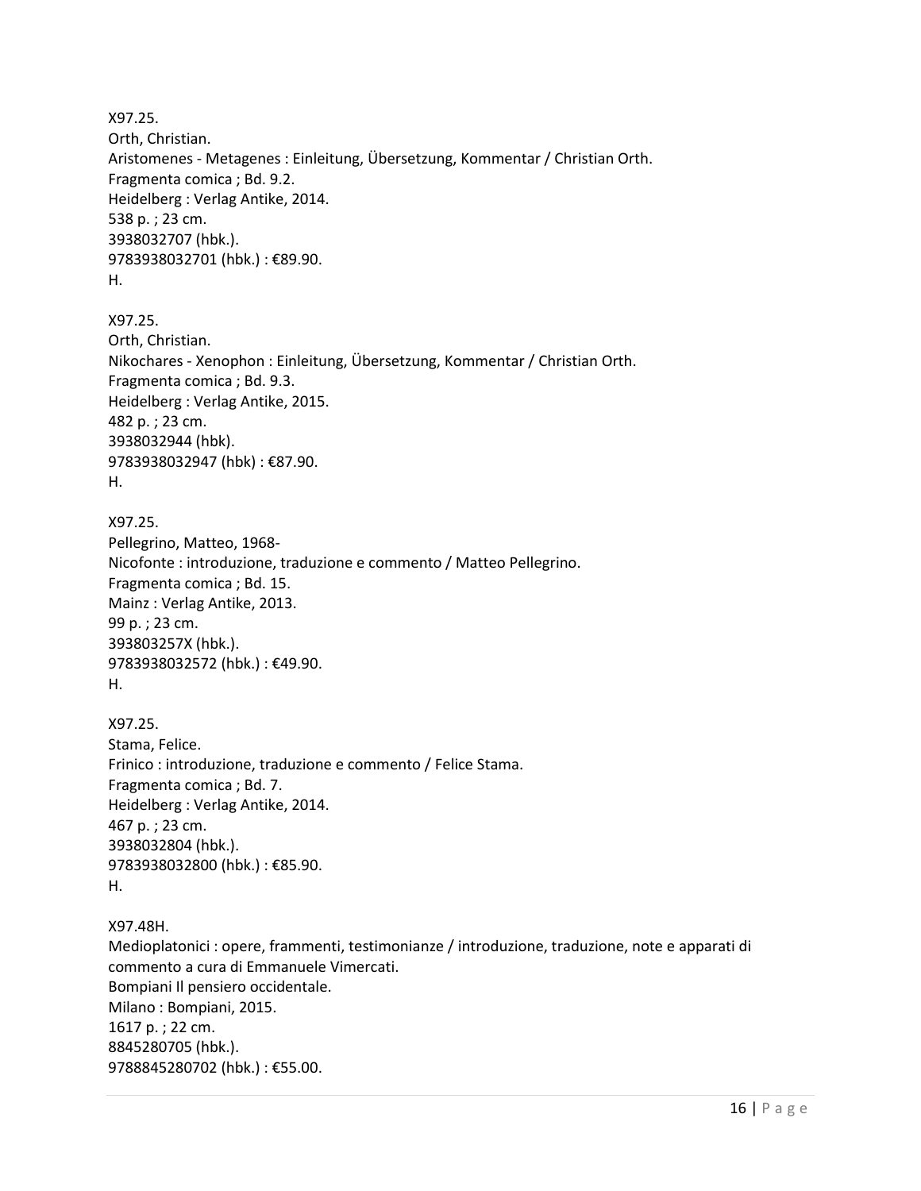X97.25.
Orth, Christian.
Aristomenes - Metagenes : Einleitung, Übersetzung, Kommentar / Christian Orth.
Fragmenta comica ; Bd. 9.2.
Heidelberg : Verlag Antike, 2014.
538 p. ; 23 cm.
3938032707 (hbk.).
9783938032701 (hbk.) : €89.90.
H.

X97.25.
Orth, Christian.
Nikochares - Xenophon : Einleitung, Übersetzung, Kommentar / Christian Orth.
Fragmenta comica ; Bd. 9.3.
Heidelberg : Verlag Antike, 2015.
482 p. ; 23 cm.
3938032944 (hbk).
9783938032947 (hbk) : €87.90.
H.

X97.25.
Pellegrino, Matteo, 1968-
Nicofonte : introduzione, traduzione e commento / Matteo Pellegrino.
Fragmenta comica ; Bd. 15.
Mainz : Verlag Antike, 2013.
99 p. ; 23 cm.
393803257X (hbk.).
9783938032572 (hbk.) : €49.90.
H.

X97.25.
Stama, Felice.
Frinico : introduzione, traduzione e commento / Felice Stama.
Fragmenta comica ; Bd. 7.
Heidelberg : Verlag Antike, 2014.
467 p. ; 23 cm.
3938032804 (hbk.).
9783938032800 (hbk.) : €85.90.
H.

X97.48H.
Medioplatonici : opere, frammenti, testimonianze / introduzione, traduzione, note e apparati di commento a cura di Emmanuele Vimercati.
Bompiani Il pensiero occidentale.
Milano : Bompiani, 2015.
1617 p. ; 22 cm.
8845280705 (hbk.).
9788845280702 (hbk.) : €55.00.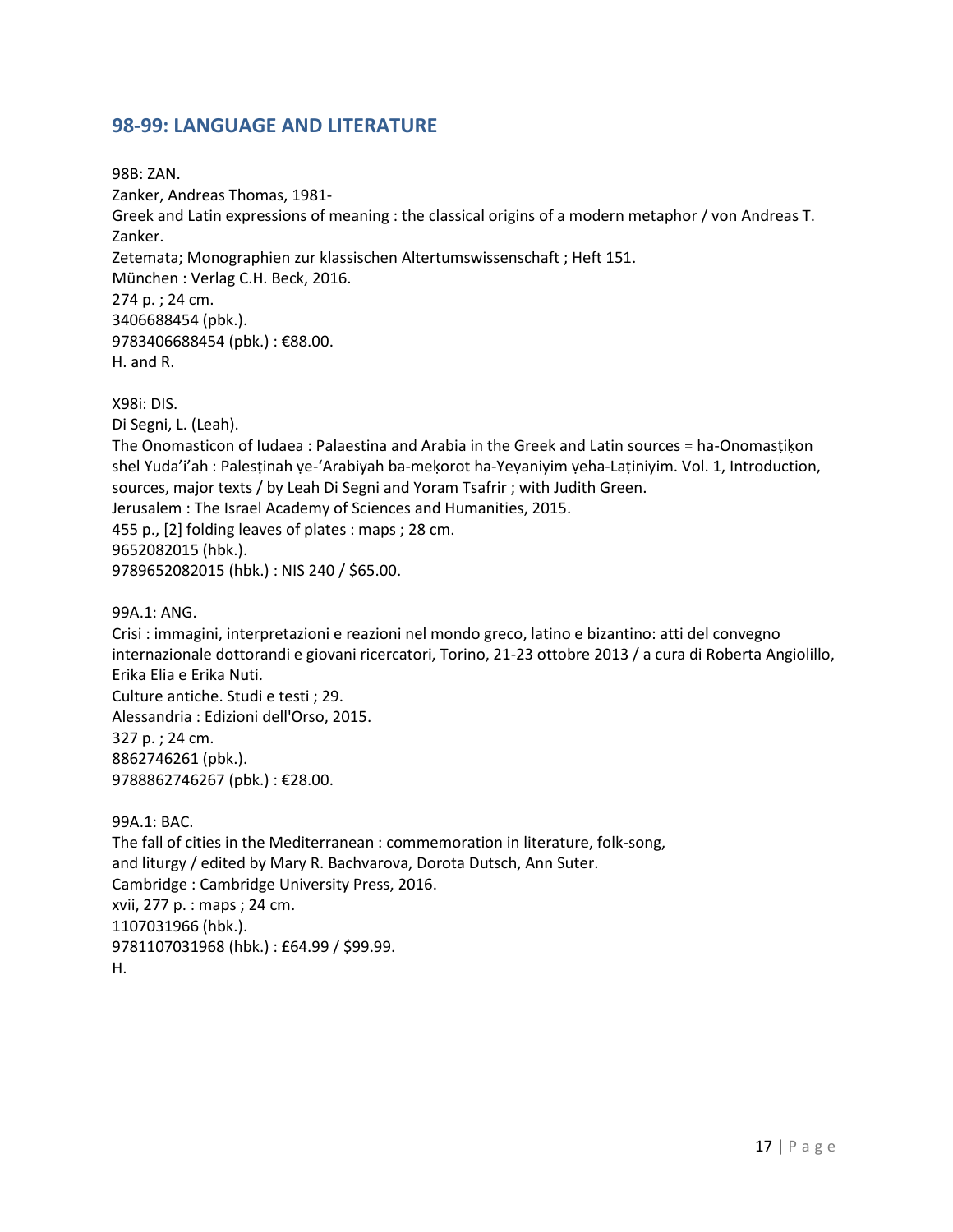## 98-99: LANGUAGE AND LITERATURE

98B: ZAN.
Zanker, Andreas Thomas, 1981-
Greek and Latin expressions of meaning : the classical origins of a modern metaphor / von Andreas T. Zanker.
Zetemata; Monographien zur klassischen Altertumswissenschaft ; Heft 151.
München : Verlag C.H. Beck, 2016.
274 p. ; 24 cm.
3406688454 (pbk.).
9783406688454 (pbk.) : €88.00.
H. and R.

X98i: DIS.
Di Segni, L. (Leah).
The Onomasticon of Iudaea : Palaestina and Arabia in the Greek and Latin sources = ha-Onomasṭiḳon shel Yuda'i'ah : Palesṭinah ṿe-'Arabiyah ba-meḳorot ha-Yeṿaniyim ṿeha-Laṭiniyim. Vol. 1, Introduction, sources, major texts / by Leah Di Segni and Yoram Tsafrir ; with Judith Green.
Jerusalem : The Israel Academy of Sciences and Humanities, 2015.
455 p., [2] folding leaves of plates : maps ; 28 cm.
9652082015 (hbk.).
9789652082015 (hbk.) : NIS 240 / $65.00.

99A.1: ANG.
Crisi : immagini, interpretazioni e reazioni nel mondo greco, latino e bizantino: atti del convegno internazionale dottorandi e giovani ricercatori, Torino, 21-23 ottobre 2013 / a cura di Roberta Angiolillo, Erika Elia e Erika Nuti.
Culture antiche. Studi e testi ; 29.
Alessandria : Edizioni dell'Orso, 2015.
327 p. ; 24 cm.
8862746261 (pbk.).
9788862746267 (pbk.) : €28.00.

99A.1: BAC.
The fall of cities in the Mediterranean : commemoration in literature, folk-song, and liturgy / edited by Mary R. Bachvarova, Dorota Dutsch, Ann Suter.
Cambridge : Cambridge University Press, 2016.
xvii, 277 p. : maps ; 24 cm.
1107031966 (hbk.).
9781107031968 (hbk.) : £64.99 / $99.99.
H.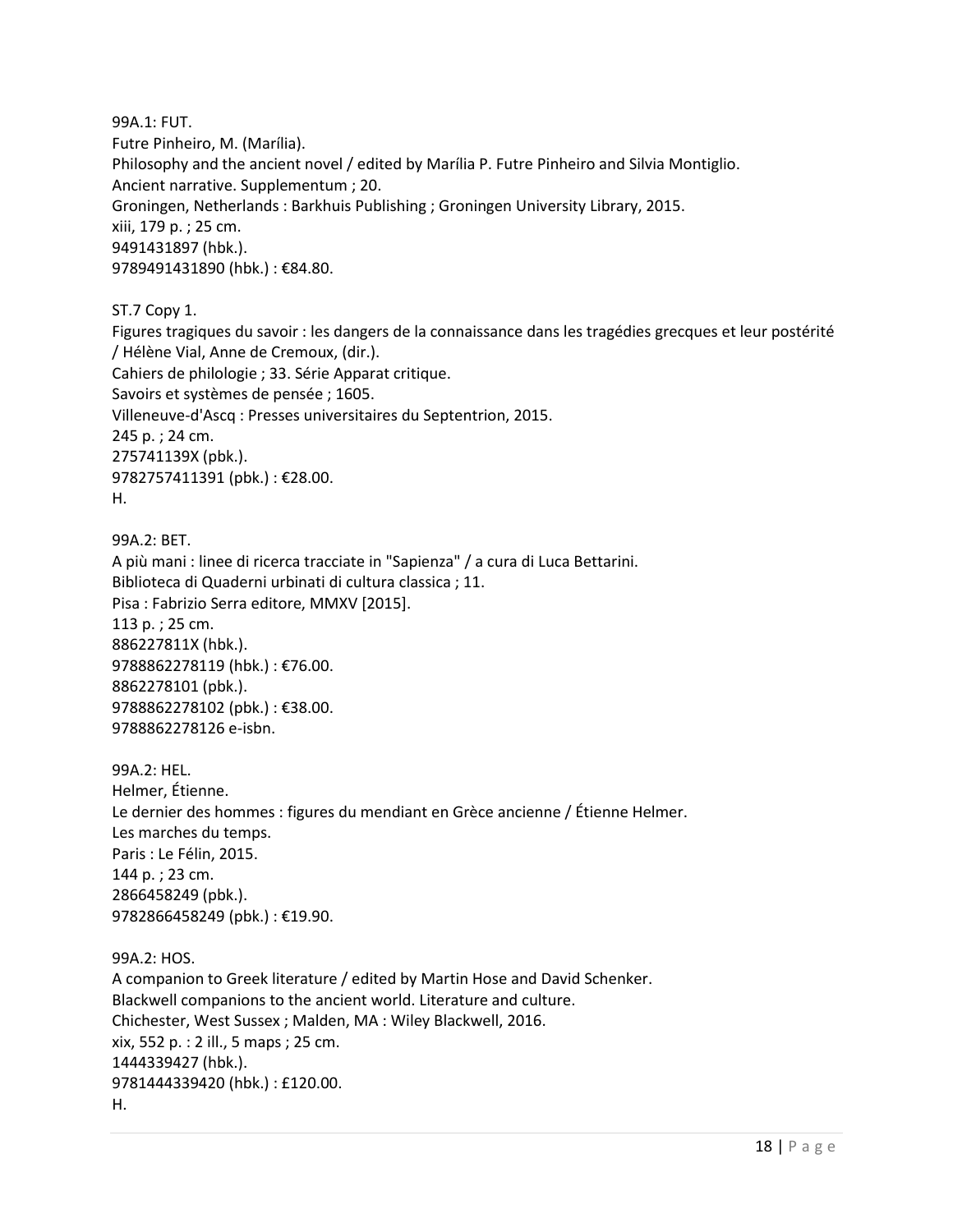99A.1: FUT.
Futre Pinheiro, M. (Marília).
Philosophy and the ancient novel / edited by Marília P. Futre Pinheiro and Silvia Montiglio.
Ancient narrative. Supplementum ; 20.
Groningen, Netherlands : Barkhuis Publishing ; Groningen University Library, 2015.
xiii, 179 p. ; 25 cm.
9491431897 (hbk.).
9789491431890 (hbk.) : €84.80.

ST.7 Copy 1.
Figures tragiques du savoir : les dangers de la connaissance dans les tragédies grecques et leur postérité / Hélène Vial, Anne de Cremoux, (dir.).
Cahiers de philologie ; 33. Série Apparat critique.
Savoirs et systèmes de pensée ; 1605.
Villeneuve-d'Ascq : Presses universitaires du Septentrion, 2015.
245 p. ; 24 cm.
275741139X (pbk.).
9782757411391 (pbk.) : €28.00.
H.

99A.2: BET.
A più mani : linee di ricerca tracciate in "Sapienza" / a cura di Luca Bettarini.
Biblioteca di Quaderni urbinati di cultura classica ; 11.
Pisa : Fabrizio Serra editore, MMXV [2015].
113 p. ; 25 cm.
886227811X (hbk.).
9788862278119 (hbk.) : €76.00.
8862278101 (pbk.).
9788862278102 (pbk.) : €38.00.
9788862278126 e-isbn.

99A.2: HEL.
Helmer, Étienne.
Le dernier des hommes : figures du mendiant en Grèce ancienne / Étienne Helmer.
Les marches du temps.
Paris : Le Félin, 2015.
144 p. ; 23 cm.
2866458249 (pbk.).
9782866458249 (pbk.) : €19.90.

99A.2: HOS.
A companion to Greek literature / edited by Martin Hose and David Schenker.
Blackwell companions to the ancient world. Literature and culture.
Chichester, West Sussex ; Malden, MA : Wiley Blackwell, 2016.
xix, 552 p. : 2 ill., 5 maps ; 25 cm.
1444339427 (hbk.).
9781444339420 (hbk.) : £120.00.
H.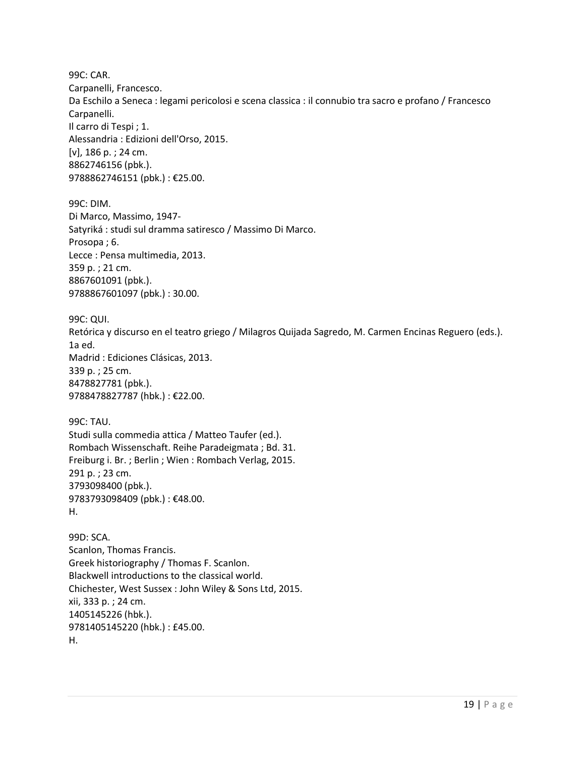99C: CAR.
Carpanelli, Francesco.
Da Eschilo a Seneca : legami pericolosi e scena classica : il connubio tra sacro e profano / Francesco Carpanelli.
Il carro di Tespi ; 1.
Alessandria : Edizioni dell'Orso, 2015.
[v], 186 p. ; 24 cm.
8862746156 (pbk.).
9788862746151 (pbk.) : €25.00.

99C: DIM.
Di Marco, Massimo, 1947-
Satyriká : studi sul dramma satiresco / Massimo Di Marco.
Prosopa ; 6.
Lecce : Pensa multimedia, 2013.
359 p. ; 21 cm.
8867601091 (pbk.).
9788867601097 (pbk.) : 30.00.

99C: QUI.
Retórica y discurso en el teatro griego / Milagros Quijada Sagredo, M. Carmen Encinas Reguero (eds.).
1a ed.
Madrid : Ediciones Clásicas, 2013.
339 p. ; 25 cm.
8478827781 (pbk.).
9788478827787 (hbk.) : €22.00.

99C: TAU.
Studi sulla commedia attica / Matteo Taufer (ed.).
Rombach Wissenschaft. Reihe Paradeigmata ; Bd. 31.
Freiburg i. Br. ; Berlin ; Wien : Rombach Verlag, 2015.
291 p. ; 23 cm.
3793098400 (pbk.).
9783793098409 (pbk.) : €48.00.
H.

99D: SCA.
Scanlon, Thomas Francis.
Greek historiography / Thomas F. Scanlon.
Blackwell introductions to the classical world.
Chichester, West Sussex : John Wiley & Sons Ltd, 2015.
xii, 333 p. ; 24 cm.
1405145226 (hbk.).
9781405145220 (hbk.) : £45.00.
H.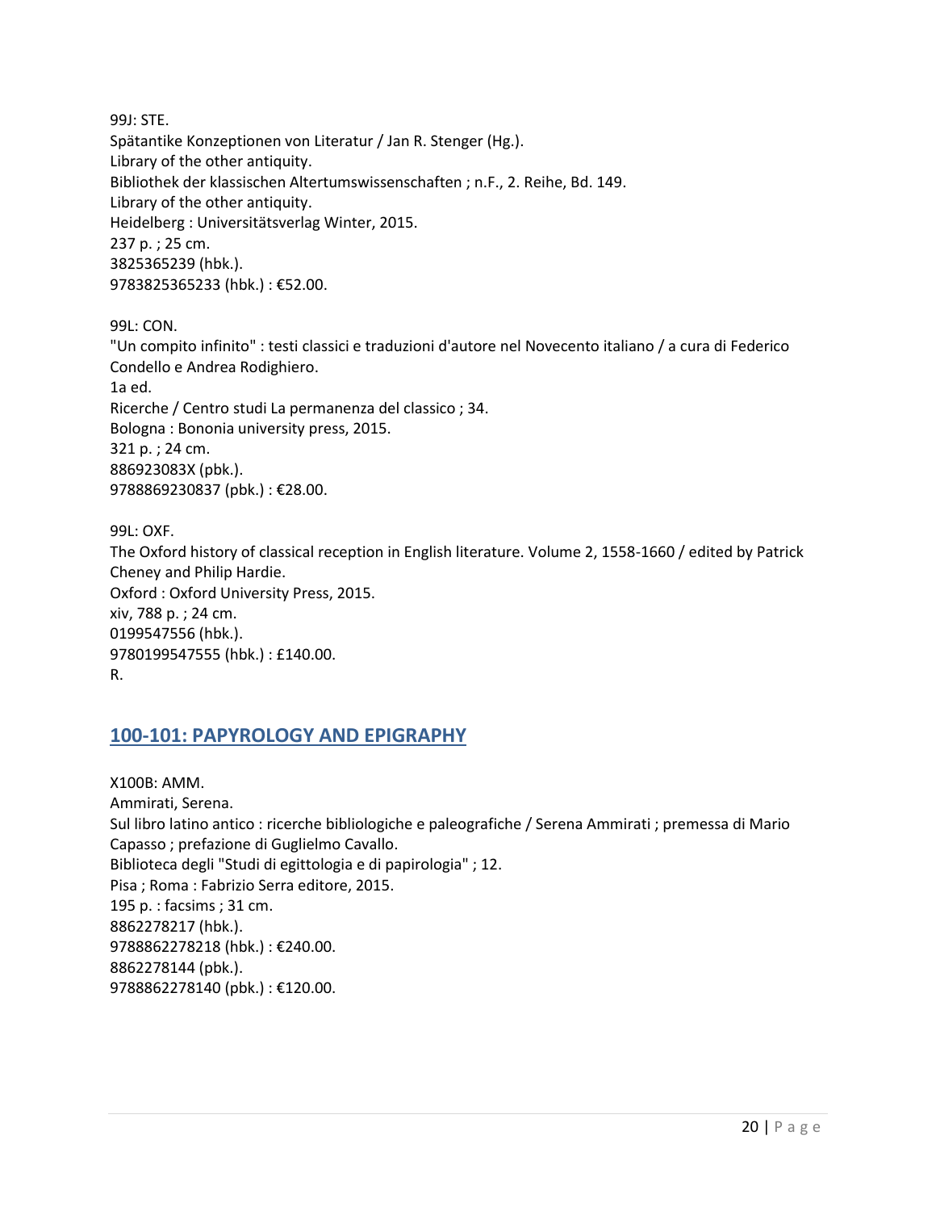99J: STE.
Spätantike Konzeptionen von Literatur / Jan R. Stenger (Hg.).
Library of the other antiquity.
Bibliothek der klassischen Altertumswissenschaften ; n.F., 2. Reihe, Bd. 149.
Library of the other antiquity.
Heidelberg : Universitätsverlag Winter, 2015.
237 p. ; 25 cm.
3825365239 (hbk.).
9783825365233 (hbk.) : €52.00.

99L: CON.
"Un compito infinito" : testi classici e traduzioni d'autore nel Novecento italiano / a cura di Federico Condello e Andrea Rodighiero.
1a ed.
Ricerche / Centro studi La permanenza del classico ; 34.
Bologna : Bononia university press, 2015.
321 p. ; 24 cm.
886923083X (pbk.).
9788869230837 (pbk.) : €28.00.

99L: OXF.
The Oxford history of classical reception in English literature. Volume 2, 1558-1660 / edited by Patrick Cheney and Philip Hardie.
Oxford : Oxford University Press, 2015.
xiv, 788 p. ; 24 cm.
0199547556 (hbk.).
9780199547555 (hbk.) : £140.00.
R.

## 100-101: PAPYROLOGY AND EPIGRAPHY

X100B: AMM.
Ammirati, Serena.
Sul libro latino antico : ricerche bibliologiche e paleografiche / Serena Ammirati ; premessa di Mario Capasso ; prefazione di Guglielmo Cavallo.
Biblioteca degli "Studi di egittologia e di papirologia" ; 12.
Pisa ; Roma : Fabrizio Serra editore, 2015.
195 p. : facsims ; 31 cm.
8862278217 (hbk.).
9788862278218 (hbk.) : €240.00.
8862278144 (pbk.).
9788862278140 (pbk.) : €120.00.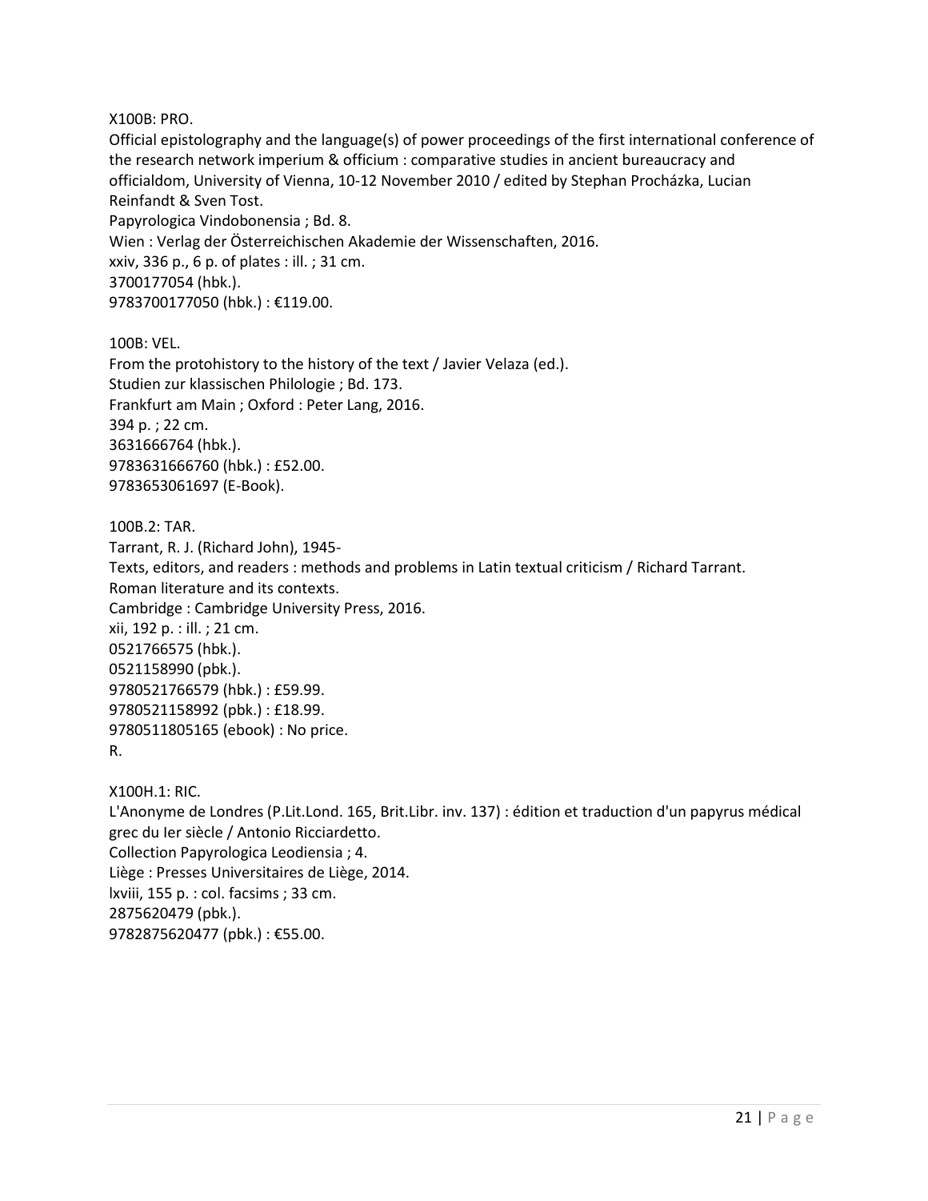X100B: PRO.
Official epistolography and the language(s) of power proceedings of the first international conference of the research network imperium & officium : comparative studies in ancient bureaucracy and officialdom, University of Vienna, 10-12 November 2010 / edited by Stephan Procházka, Lucian Reinfandt & Sven Tost.
Papyrologica Vindobonensia ; Bd. 8.
Wien : Verlag der Österreichischen Akademie der Wissenschaften, 2016.
xxiv, 336 p., 6 p. of plates : ill. ; 31 cm.
3700177054 (hbk.).
9783700177050 (hbk.) : €119.00.

100B: VEL.
From the protohistory to the history of the text / Javier Velaza (ed.).
Studien zur klassischen Philologie ; Bd. 173.
Frankfurt am Main ; Oxford : Peter Lang, 2016.
394 p. ; 22 cm.
3631666764 (hbk.).
9783631666760 (hbk.) : £52.00.
9783653061697 (E-Book).

100B.2: TAR.
Tarrant, R. J. (Richard John), 1945-
Texts, editors, and readers : methods and problems in Latin textual criticism / Richard Tarrant.
Roman literature and its contexts.
Cambridge : Cambridge University Press, 2016.
xii, 192 p. : ill. ; 21 cm.
0521766575 (hbk.).
0521158990 (pbk.).
9780521766579 (hbk.) : £59.99.
9780521158992 (pbk.) : £18.99.
9780511805165 (ebook) : No price.
R.

X100H.1: RIC.
L'Anonyme de Londres (P.Lit.Lond. 165, Brit.Libr. inv. 137) : édition et traduction d'un papyrus médical grec du Ier siècle / Antonio Ricciardetto.
Collection Papyrologica Leodiensia ; 4.
Liège : Presses Universitaires de Liège, 2014.
lxviii, 155 p. : col. facsims ; 33 cm.
2875620479 (pbk.).
9782875620477 (pbk.) : €55.00.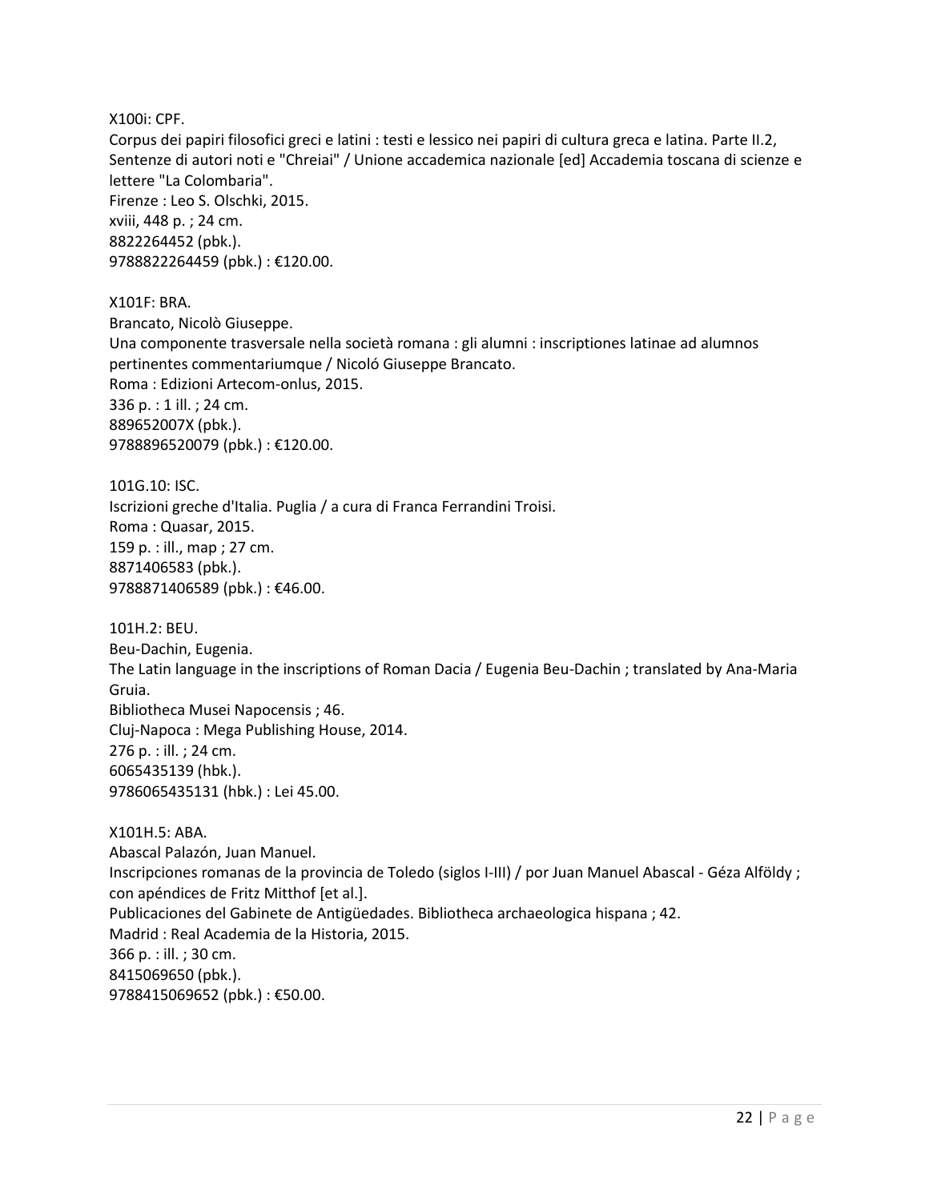X100i: CPF.
Corpus dei papiri filosofici greci e latini : testi e lessico nei papiri di cultura greca e latina. Parte II.2, Sentenze di autori noti e "Chreiai" / Unione accademica nazionale [ed] Accademia toscana di scienze e lettere "La Colombaria".
Firenze : Leo S. Olschki, 2015.
xviii, 448 p. ; 24 cm.
8822264452 (pbk.).
9788822264459 (pbk.) : €120.00.

X101F: BRA.
Brancato, Nicolò Giuseppe.
Una componente trasversale nella società romana : gli alumni : inscriptiones latinae ad alumnos pertinentes commentariumque / Nicoló Giuseppe Brancato.
Roma : Edizioni Artecom-onlus, 2015.
336 p. : 1 ill. ; 24 cm.
889652007X (pbk.).
9788896520079 (pbk.) : €120.00.

101G.10: ISC.
Iscrizioni greche d'Italia. Puglia / a cura di Franca Ferrandini Troisi.
Roma : Quasar, 2015.
159 p. : ill., map ; 27 cm.
8871406583 (pbk.).
9788871406589 (pbk.) : €46.00.

101H.2: BEU.
Beu-Dachin, Eugenia.
The Latin language in the inscriptions of Roman Dacia / Eugenia Beu-Dachin ; translated by Ana-Maria Gruia.
Bibliotheca Musei Napocensis ; 46.
Cluj-Napoca : Mega Publishing House, 2014.
276 p. : ill. ; 24 cm.
6065435139 (hbk.).
9786065435131 (hbk.) : Lei 45.00.

X101H.5: ABA.
Abascal Palazón, Juan Manuel.
Inscripciones romanas de la provincia de Toledo (siglos I-III) / por Juan Manuel Abascal - Géza Alföldy ; con apéndices de Fritz Mitthof [et al.].
Publicaciones del Gabinete de Antigüedades. Bibliotheca archaeologica hispana ; 42.
Madrid : Real Academia de la Historia, 2015.
366 p. : ill. ; 30 cm.
8415069650 (pbk.).
9788415069652 (pbk.) : €50.00.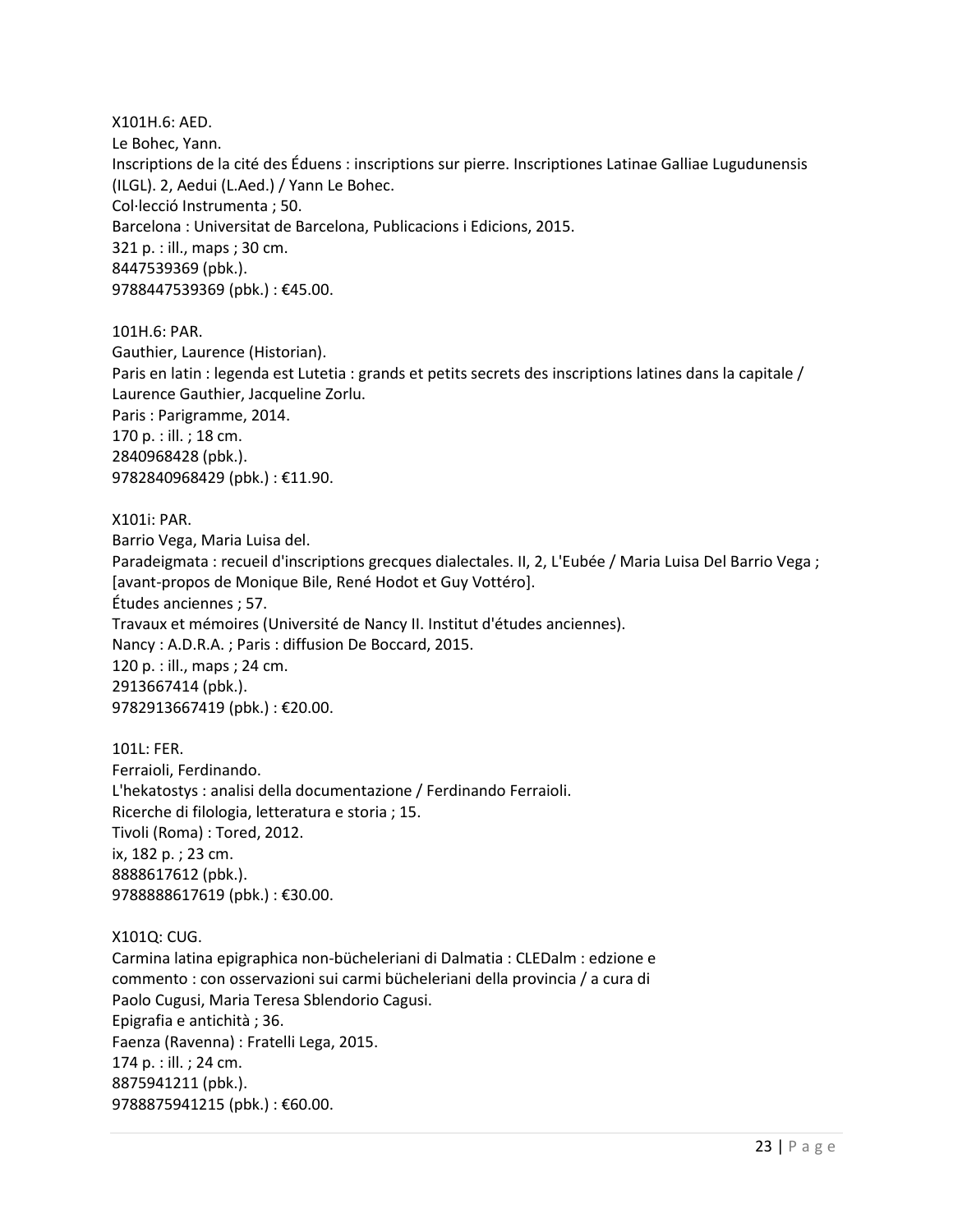X101H.6: AED.
Le Bohec, Yann.
Inscriptions de la cité des Éduens : inscriptions sur pierre. Inscriptiones Latinae Galliae Lugudunensis (ILGL). 2, Aedui (L.Aed.) / Yann Le Bohec.
Col·lecció Instrumenta ; 50.
Barcelona : Universitat de Barcelona, Publicacions i Edicions, 2015.
321 p. : ill., maps ; 30 cm.
8447539369 (pbk.).
9788447539369 (pbk.) : €45.00.

101H.6: PAR.
Gauthier, Laurence (Historian).
Paris en latin : legenda est Lutetia : grands et petits secrets des inscriptions latines dans la capitale / Laurence Gauthier, Jacqueline Zorlu.
Paris : Parigramme, 2014.
170 p. : ill. ; 18 cm.
2840968428 (pbk.).
9782840968429 (pbk.) : €11.90.

X101i: PAR.
Barrio Vega, Maria Luisa del.
Paradeigmata : recueil d'inscriptions grecques dialectales. II, 2, L'Eubée / Maria Luisa Del Barrio Vega ; [avant-propos de Monique Bile, René Hodot et Guy Vottéro].
Études anciennes ; 57.
Travaux et mémoires (Université de Nancy II. Institut d'études anciennes).
Nancy : A.D.R.A. ; Paris : diffusion De Boccard, 2015.
120 p. : ill., maps ; 24 cm.
2913667414 (pbk.).
9782913667419 (pbk.) : €20.00.

101L: FER.
Ferraioli, Ferdinando.
L'hekatostys : analisi della documentazione / Ferdinando Ferraioli.
Ricerche di filologia, letteratura e storia ; 15.
Tivoli (Roma) : Tored, 2012.
ix, 182 p. ; 23 cm.
8888617612 (pbk.).
9788888617619 (pbk.) : €30.00.

X101Q: CUG.
Carmina latina epigraphica non-bücheleriani di Dalmatia : CLEDalm : edzione e commento : con osservazioni sui carmi bücheleriani della provincia / a cura di Paolo Cugusi, Maria Teresa Sblendorio Cagusi.
Epigrafia e antichità ; 36.
Faenza (Ravenna) : Fratelli Lega, 2015.
174 p. : ill. ; 24 cm.
8875941211 (pbk.).
9788875941215 (pbk.) : €60.00.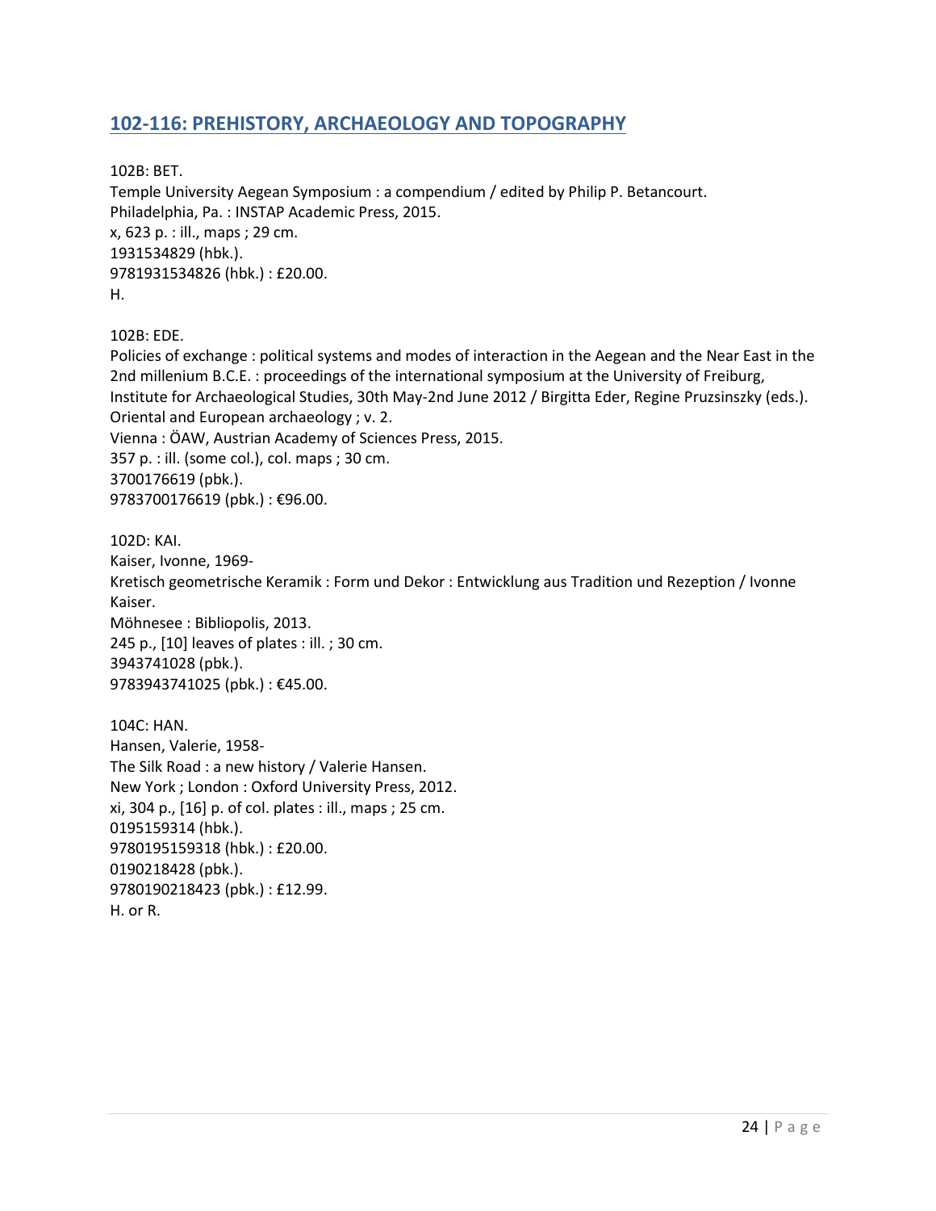## 102-116: PREHISTORY, ARCHAEOLOGY AND TOPOGRAPHY

102B: BET.
Temple University Aegean Symposium : a compendium / edited by Philip P. Betancourt.
Philadelphia, Pa. : INSTAP Academic Press, 2015.
x, 623 p. : ill., maps ; 29 cm.
1931534829 (hbk.).
9781931534826 (hbk.) : £20.00.
H.

102B: EDE.
Policies of exchange : political systems and modes of interaction in the Aegean and the Near East in the 2nd millenium B.C.E. : proceedings of the international symposium at the University of Freiburg, Institute for Archaeological Studies, 30th May-2nd June 2012 / Birgitta Eder, Regine Pruzsinszky (eds.).
Oriental and European archaeology ; v. 2.
Vienna : ÖAW, Austrian Academy of Sciences Press, 2015.
357 p. : ill. (some col.), col. maps ; 30 cm.
3700176619 (pbk.).
9783700176619 (pbk.) : €96.00.

102D: KAI.
Kaiser, Ivonne, 1969-
Kretisch geometrische Keramik : Form und Dekor : Entwicklung aus Tradition und Rezeption / Ivonne Kaiser.
Möhnesee : Bibliopolis, 2013.
245 p., [10] leaves of plates : ill. ; 30 cm.
3943741028 (pbk.).
9783943741025 (pbk.) : €45.00.

104C: HAN.
Hansen, Valerie, 1958-
The Silk Road : a new history / Valerie Hansen.
New York ; London : Oxford University Press, 2012.
xi, 304 p., [16] p. of col. plates : ill., maps ; 25 cm.
0195159314 (hbk.).
9780195159318 (hbk.) : £20.00.
0190218428 (pbk.).
9780190218423 (pbk.) : £12.99.
H. or R.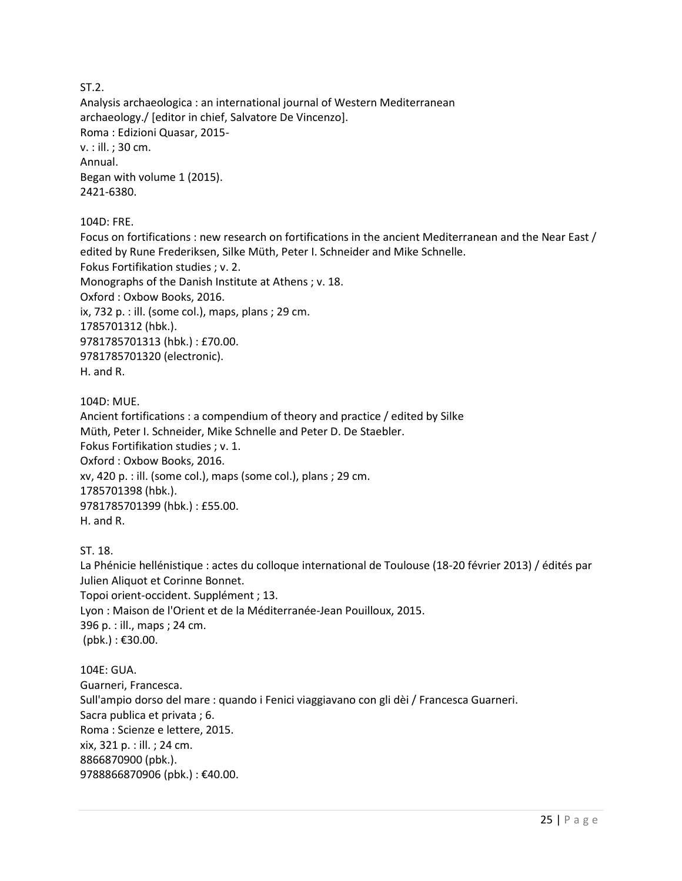ST.2.
Analysis archaeologica : an international journal of Western Mediterranean archaeology./ [editor in chief, Salvatore De Vincenzo].
Roma : Edizioni Quasar, 2015-
v. : ill. ; 30 cm.
Annual.
Began with volume 1 (2015).
2421-6380.

104D: FRE.
Focus on fortifications : new research on fortifications in the ancient Mediterranean and the Near East / edited by Rune Frederiksen, Silke Müth, Peter I. Schneider and Mike Schnelle.
Fokus Fortifikation studies ; v. 2.
Monographs of the Danish Institute at Athens ; v. 18.
Oxford : Oxbow Books, 2016.
ix, 732 p. : ill. (some col.), maps, plans ; 29 cm.
1785701312 (hbk.).
9781785701313 (hbk.) : £70.00.
9781785701320 (electronic).
H. and R.

104D: MUE.
Ancient fortifications : a compendium of theory and practice / edited by Silke Müth, Peter I. Schneider, Mike Schnelle and Peter D. De Staebler.
Fokus Fortifikation studies ; v. 1.
Oxford : Oxbow Books, 2016.
xv, 420 p. : ill. (some col.), maps (some col.), plans ; 29 cm.
1785701398 (hbk.).
9781785701399 (hbk.) : £55.00.
H. and R.

ST. 18.
La Phénicie hellénistique : actes du colloque international de Toulouse (18-20 février 2013) / édités par Julien Aliquot et Corinne Bonnet.
Topoi orient-occident. Supplément ; 13.
Lyon : Maison de l'Orient et de la Méditerranée-Jean Pouilloux, 2015.
396 p. : ill., maps ; 24 cm.
(pbk.) : €30.00.

104E: GUA.
Guarneri, Francesca.
Sull'ampio dorso del mare : quando i Fenici viaggiavano con gli dèi / Francesca Guarneri.
Sacra publica et privata ; 6.
Roma : Scienze e lettere, 2015.
xix, 321 p. : ill. ; 24 cm.
8866870900 (pbk.).
9788866870906 (pbk.) : €40.00.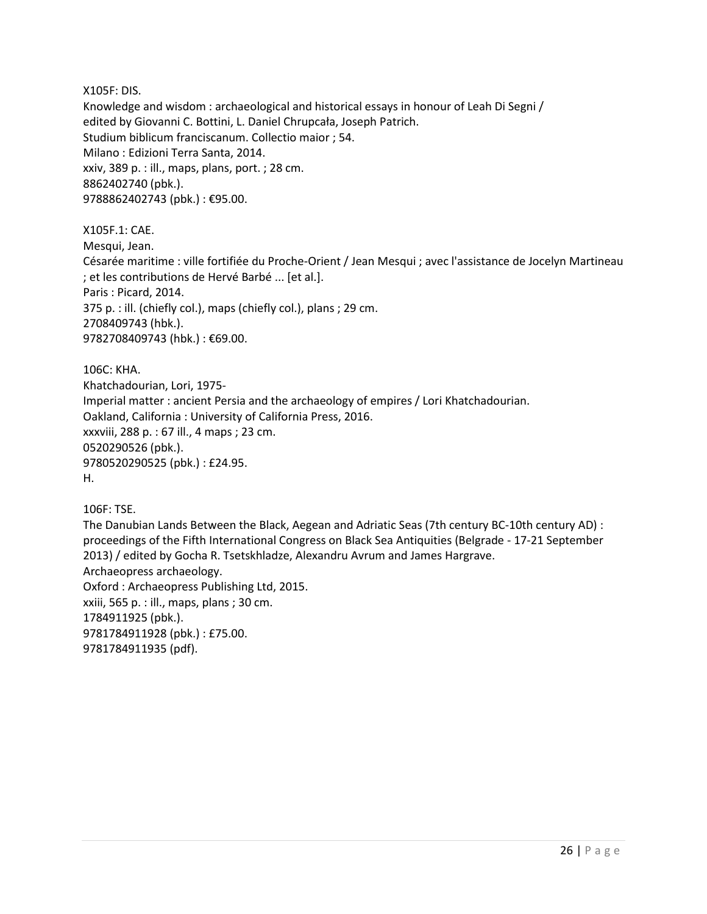X105F: DIS.
Knowledge and wisdom : archaeological and historical essays in honour of Leah Di Segni /
edited by Giovanni C. Bottini, L. Daniel Chrupcała, Joseph Patrich.
Studium biblicum franciscanum. Collectio maior ; 54.
Milano : Edizioni Terra Santa, 2014.
xxiv, 389 p. : ill., maps, plans, port. ; 28 cm.
8862402740 (pbk.).
9788862402743 (pbk.) : €95.00.

X105F.1: CAE.
Mesqui, Jean.
Césarée maritime : ville fortifiée du Proche-Orient / Jean Mesqui ; avec l'assistance de Jocelyn Martineau ; et les contributions de Hervé Barbé ... [et al.].
Paris : Picard, 2014.
375 p. : ill. (chiefly col.), maps (chiefly col.), plans ; 29 cm.
2708409743 (hbk.).
9782708409743 (hbk.) : €69.00.

106C: KHA.
Khatchadourian, Lori, 1975-
Imperial matter : ancient Persia and the archaeology of empires / Lori Khatchadourian.
Oakland, California : University of California Press, 2016.
xxxviii, 288 p. : 67 ill., 4 maps ; 23 cm.
0520290526 (pbk.).
9780520290525 (pbk.) : £24.95.
H.

106F: TSE.
The Danubian Lands Between the Black, Aegean and Adriatic Seas (7th century BC-10th century AD) : proceedings of the Fifth International Congress on Black Sea Antiquities (Belgrade - 17-21 September 2013) / edited by Gocha R. Tsetskhladze, Alexandru Avrum and James Hargrave.
Archaeopress archaeology.
Oxford : Archaeopress Publishing Ltd, 2015.
xxiii, 565 p. : ill., maps, plans ; 30 cm.
1784911925 (pbk.).
9781784911928 (pbk.) : £75.00.
9781784911935 (pdf).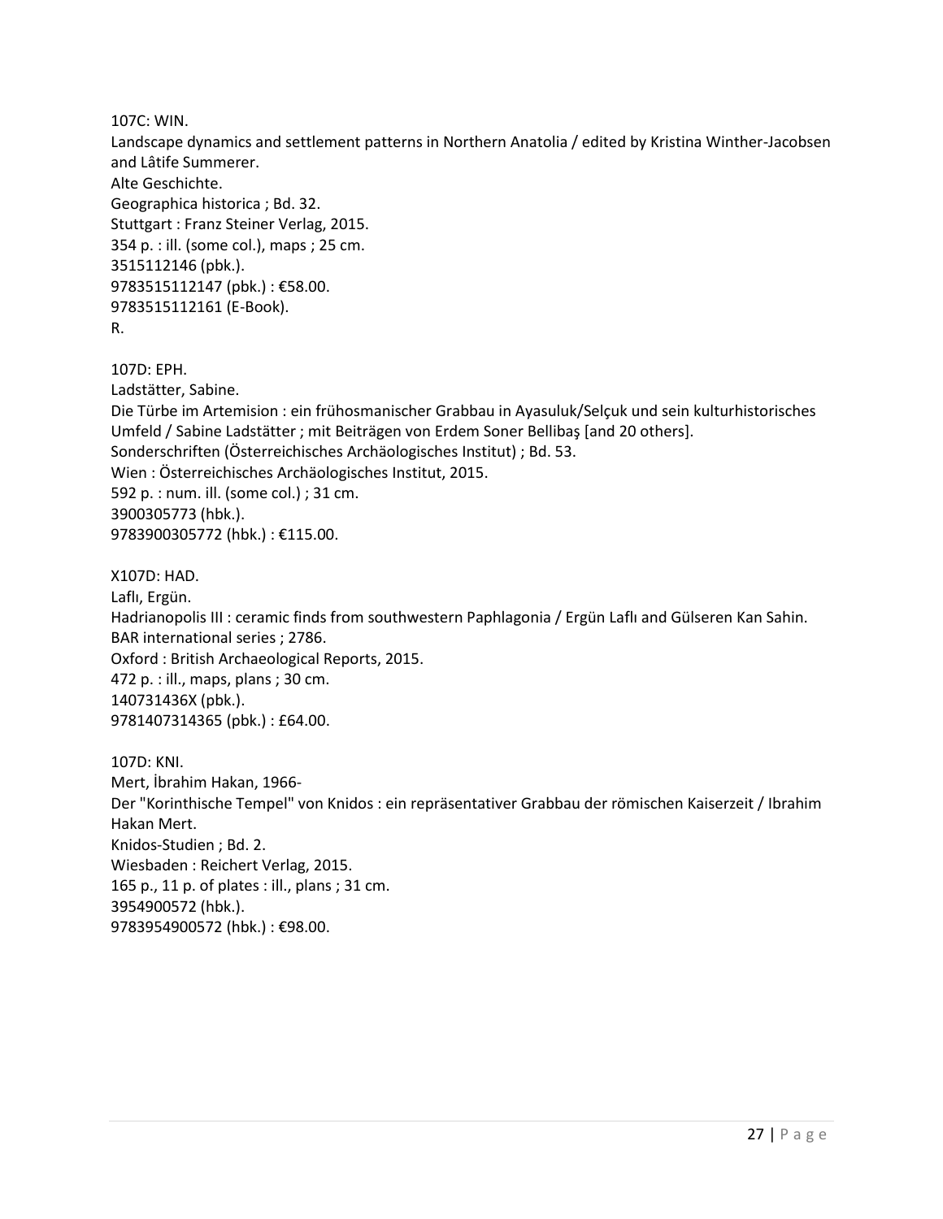107C: WIN.  
Landscape dynamics and settlement patterns in Northern Anatolia / edited by Kristina Winther-Jacobsen and Lâtife Summerer.  
Alte Geschichte.  
Geographica historica ; Bd. 32.  
Stuttgart : Franz Steiner Verlag, 2015.  
354 p. : ill. (some col.), maps ; 25 cm.  
3515112146 (pbk.).  
9783515112147 (pbk.) : €58.00.  
9783515112161 (E-Book).  
R.

107D: EPH.  
Ladstätter, Sabine.  
Die Türbe im Artemision : ein frühosmanischer Grabbau in Ayasuluk/Selçuk und sein kulturhistorisches Umfeld / Sabine Ladstätter ; mit Beiträgen von Erdem Soner Bellibaş [and 20 others].  
Sonderschriften (Österreichisches Archäologisches Institut) ; Bd. 53.  
Wien : Österreichisches Archäologisches Institut, 2015.  
592 p. : num. ill. (some col.) ; 31 cm.  
3900305773 (hbk.).  
9783900305772 (hbk.) : €115.00.

X107D: HAD.  
Laflı, Ergün.  
Hadrianopolis III : ceramic finds from southwestern Paphlagonia / Ergün Laflı and Gülseren Kan Sahin.  
BAR international series ; 2786.  
Oxford : British Archaeological Reports, 2015.  
472 p. : ill., maps, plans ; 30 cm.  
140731436X (pbk.).  
9781407314365 (pbk.) : £64.00.

107D: KNI.  
Mert, İbrahim Hakan, 1966-  
Der "Korinthische Tempel" von Knidos : ein repräsentativer Grabbau der römischen Kaiserzeit / Ibrahim Hakan Mert.  
Knidos-Studien ; Bd. 2.  
Wiesbaden : Reichert Verlag, 2015.  
165 p., 11 p. of plates : ill., plans ; 31 cm.  
3954900572 (hbk.).  
9783954900572 (hbk.) : €98.00.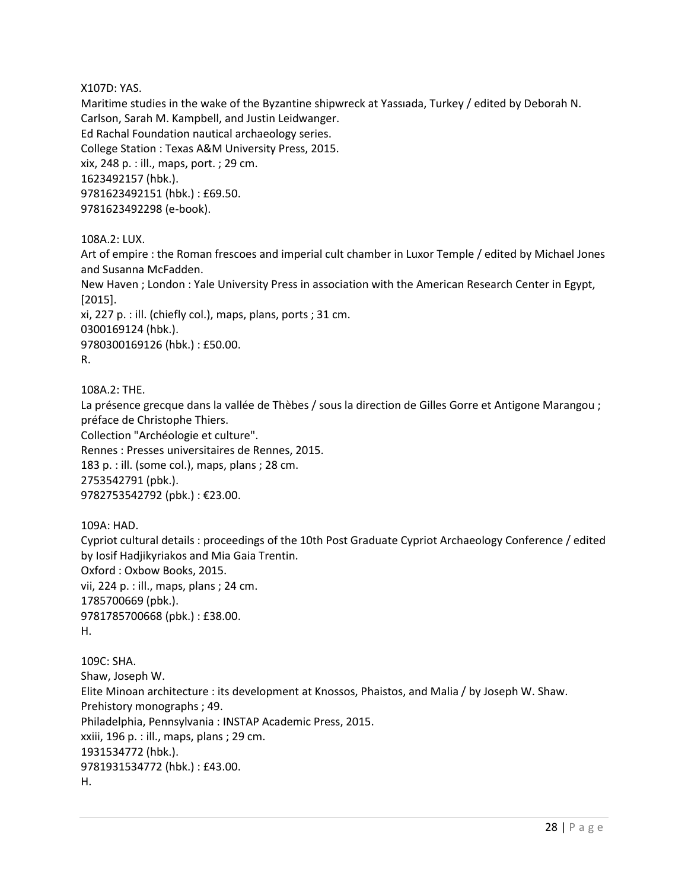X107D: YAS.
Maritime studies in the wake of the Byzantine shipwreck at Yassıada, Turkey / edited by Deborah N. Carlson, Sarah M. Kampbell, and Justin Leidwanger.
Ed Rachal Foundation nautical archaeology series.
College Station : Texas A&M University Press, 2015.
xix, 248 p. : ill., maps, port. ; 29 cm.
1623492157 (hbk.).
9781623492151 (hbk.) : £69.50.
9781623492298 (e-book).

108A.2: LUX.
Art of empire : the Roman frescoes and imperial cult chamber in Luxor Temple / edited by Michael Jones and Susanna McFadden.
New Haven ; London : Yale University Press in association with the American Research Center in Egypt, [2015].
xi, 227 p. : ill. (chiefly col.), maps, plans, ports ; 31 cm.
0300169124 (hbk.).
9780300169126 (hbk.) : £50.00.
R.

108A.2: THE.
La présence grecque dans la vallée de Thèbes / sous la direction de Gilles Gorre et Antigone Marangou ; préface de Christophe Thiers.
Collection "Archéologie et culture".
Rennes : Presses universitaires de Rennes, 2015.
183 p. : ill. (some col.), maps, plans ; 28 cm.
2753542791 (pbk.).
9782753542792 (pbk.) : €23.00.

109A: HAD.
Cypriot cultural details : proceedings of the 10th Post Graduate Cypriot Archaeology Conference / edited by Iosif Hadjikyriakos and Mia Gaia Trentin.
Oxford : Oxbow Books, 2015.
vii, 224 p. : ill., maps, plans ; 24 cm.
1785700669 (pbk.).
9781785700668 (pbk.) : £38.00.
H.

109C: SHA.
Shaw, Joseph W.
Elite Minoan architecture : its development at Knossos, Phaistos, and Malia / by Joseph W. Shaw.
Prehistory monographs ; 49.
Philadelphia, Pennsylvania : INSTAP Academic Press, 2015.
xxiii, 196 p. : ill., maps, plans ; 29 cm.
1931534772 (hbk.).
9781931534772 (hbk.) : £43.00.
H.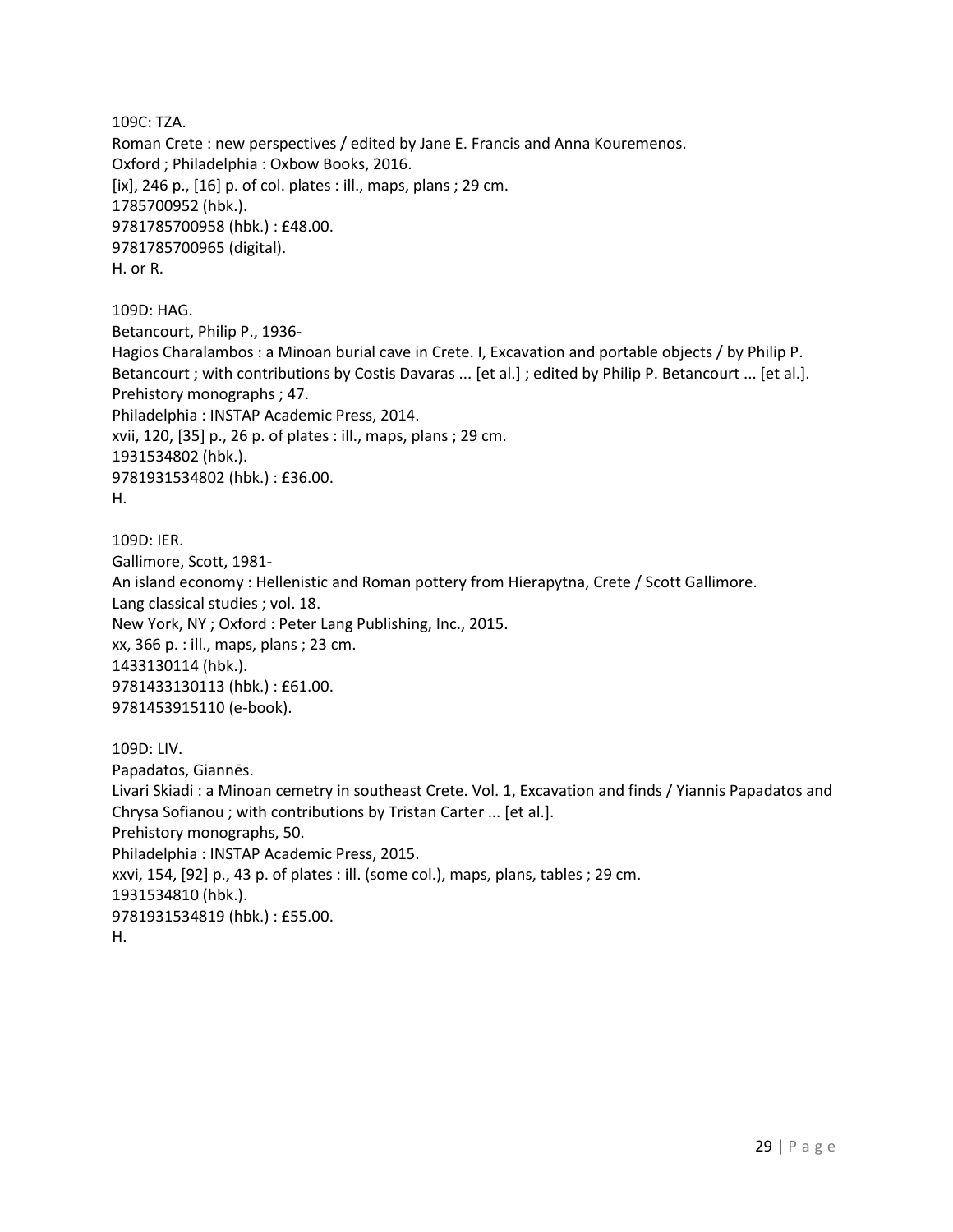109C: TZA.
Roman Crete : new perspectives / edited by Jane E. Francis and Anna Kouremenos.
Oxford ; Philadelphia : Oxbow Books, 2016.
[ix], 246 p., [16] p. of col. plates : ill., maps, plans ; 29 cm.
1785700952 (hbk.).
9781785700958 (hbk.) : £48.00.
9781785700965 (digital).
H. or R.

109D: HAG.
Betancourt, Philip P., 1936-
Hagios Charalambos : a Minoan burial cave in Crete. I, Excavation and portable objects / by Philip P. Betancourt ; with contributions by Costis Davaras ... [et al.] ; edited by Philip P. Betancourt ... [et al.].
Prehistory monographs ; 47.
Philadelphia : INSTAP Academic Press, 2014.
xvii, 120, [35] p., 26 p. of plates : ill., maps, plans ; 29 cm.
1931534802 (hbk.).
9781931534802 (hbk.) : £36.00.
H.

109D: IER.
Gallimore, Scott, 1981-
An island economy : Hellenistic and Roman pottery from Hierapytna, Crete / Scott Gallimore.
Lang classical studies ; vol. 18.
New York, NY ; Oxford : Peter Lang Publishing, Inc., 2015.
xx, 366 p. : ill., maps, plans ; 23 cm.
1433130114 (hbk.).
9781433130113 (hbk.) : £61.00.
9781453915110 (e-book).

109D: LIV.
Papadatos, Giannēs.
Livari Skiadi : a Minoan cemetry in southeast Crete. Vol. 1, Excavation and finds / Yiannis Papadatos and Chrysa Sofianou ; with contributions by Tristan Carter ... [et al.].
Prehistory monographs, 50.
Philadelphia : INSTAP Academic Press, 2015.
xxvi, 154, [92] p., 43 p. of plates : ill. (some col.), maps, plans, tables ; 29 cm.
1931534810 (hbk.).
9781931534819 (hbk.) : £55.00.
H.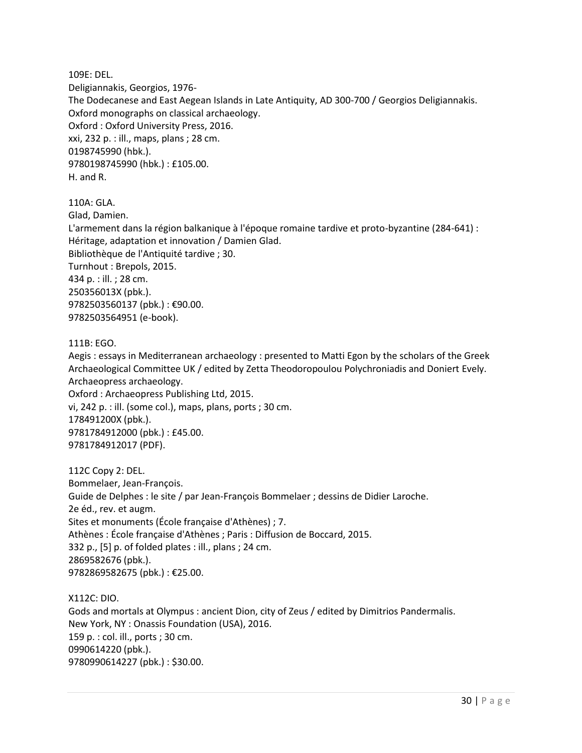109E: DEL.
Deligiannakis, Georgios, 1976-
The Dodecanese and East Aegean Islands in Late Antiquity, AD 300-700 / Georgios Deligiannakis.
Oxford monographs on classical archaeology.
Oxford : Oxford University Press, 2016.
xxi, 232 p. : ill., maps, plans ; 28 cm.
0198745990 (hbk.).
9780198745990 (hbk.) : £105.00.
H. and R.

110A: GLA.
Glad, Damien.
L'armement dans la région balkanique à l'époque romaine tardive et proto-byzantine (284-641) : Héritage, adaptation et innovation / Damien Glad.
Bibliothèque de l'Antiquité tardive ; 30.
Turnhout : Brepols, 2015.
434 p. : ill. ; 28 cm.
250356013X (pbk.).
9782503560137 (pbk.) : €90.00.
9782503564951 (e-book).

111B: EGO.
Aegis : essays in Mediterranean archaeology : presented to Matti Egon by the scholars of the Greek Archaeological Committee UK / edited by Zetta Theodoropoulou Polychroniadis and Doniert Evely.
Archaeopress archaeology.
Oxford : Archaeopress Publishing Ltd, 2015.
vi, 242 p. : ill. (some col.), maps, plans, ports ; 30 cm.
178491200X (pbk.).
9781784912000 (pbk.) : £45.00.
9781784912017 (PDF).

112C Copy 2: DEL.
Bommelaer, Jean-François.
Guide de Delphes : le site / par Jean-François Bommelaer ; dessins de Didier Laroche.
2e éd., rev. et augm.
Sites et monuments (École française d'Athènes) ; 7.
Athènes : École française d'Athènes ; Paris : Diffusion de Boccard, 2015.
332 p., [5] p. of folded plates : ill., plans ; 24 cm.
2869582676 (pbk.).
9782869582675 (pbk.) : €25.00.

X112C: DIO.
Gods and mortals at Olympus : ancient Dion, city of Zeus / edited by Dimitrios Pandermalis.
New York, NY : Onassis Foundation (USA), 2016.
159 p. : col. ill., ports ; 30 cm.
0990614220 (pbk.).
9780990614227 (pbk.) : $30.00.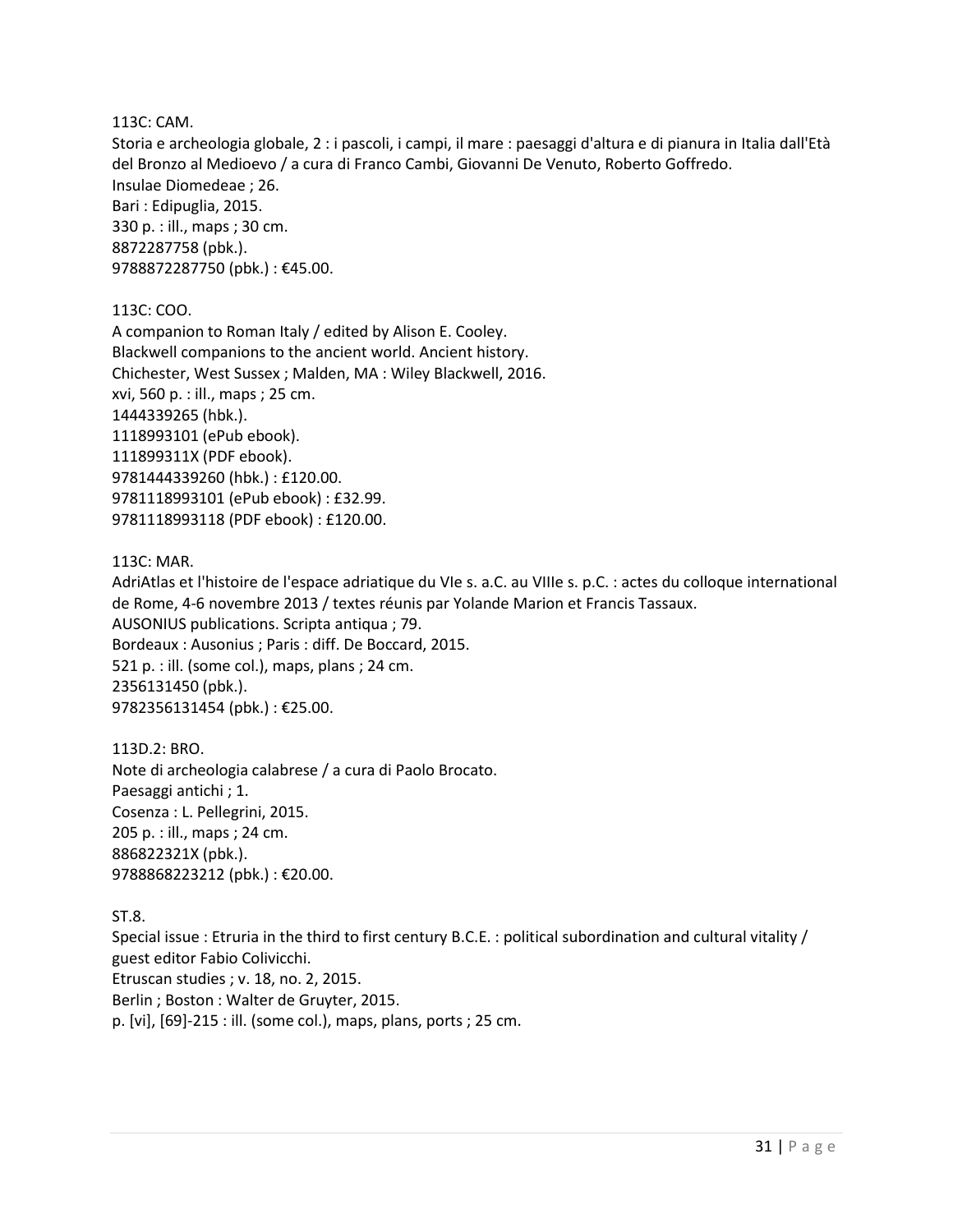113C: CAM.
Storia e archeologia globale, 2 : i pascoli, i campi, il mare : paesaggi d'altura e di pianura in Italia dall'Età del Bronzo al Medioevo / a cura di Franco Cambi, Giovanni De Venuto, Roberto Goffredo.
Insulae Diomedeae ; 26.
Bari : Edipuglia, 2015.
330 p. : ill., maps ; 30 cm.
8872287758 (pbk.).
9788872287750 (pbk.) : €45.00.

113C: COO.
A companion to Roman Italy / edited by Alison E. Cooley.
Blackwell companions to the ancient world. Ancient history.
Chichester, West Sussex ; Malden, MA : Wiley Blackwell, 2016.
xvi, 560 p. : ill., maps ; 25 cm.
1444339265 (hbk.).
1118993101 (ePub ebook).
111899311X (PDF ebook).
9781444339260 (hbk.) : £120.00.
9781118993101 (ePub ebook) : £32.99.
9781118993118 (PDF ebook) : £120.00.

113C: MAR.
AdriAtlas et l'histoire de l'espace adriatique du VIe s. a.C. au VIIIe s. p.C. : actes du colloque international de Rome, 4-6 novembre 2013 / textes réunis par Yolande Marion et Francis Tassaux.
AUSONIUS publications. Scripta antiqua ; 79.
Bordeaux : Ausonius ; Paris : diff. De Boccard, 2015.
521 p. : ill. (some col.), maps, plans ; 24 cm.
2356131450 (pbk.).
9782356131454 (pbk.) : €25.00.

113D.2: BRO.
Note di archeologia calabrese / a cura di Paolo Brocato.
Paesaggi antichi ; 1.
Cosenza : L. Pellegrini, 2015.
205 p. : ill., maps ; 24 cm.
886822321X (pbk.).
9788868223212 (pbk.) : €20.00.

ST.8.
Special issue : Etruria in the third to first century B.C.E. : political subordination and cultural vitality / guest editor Fabio Colivicchi.
Etruscan studies ; v. 18, no. 2, 2015.
Berlin ; Boston : Walter de Gruyter, 2015.
p. [vi], [69]-215 : ill. (some col.), maps, plans, ports ; 25 cm.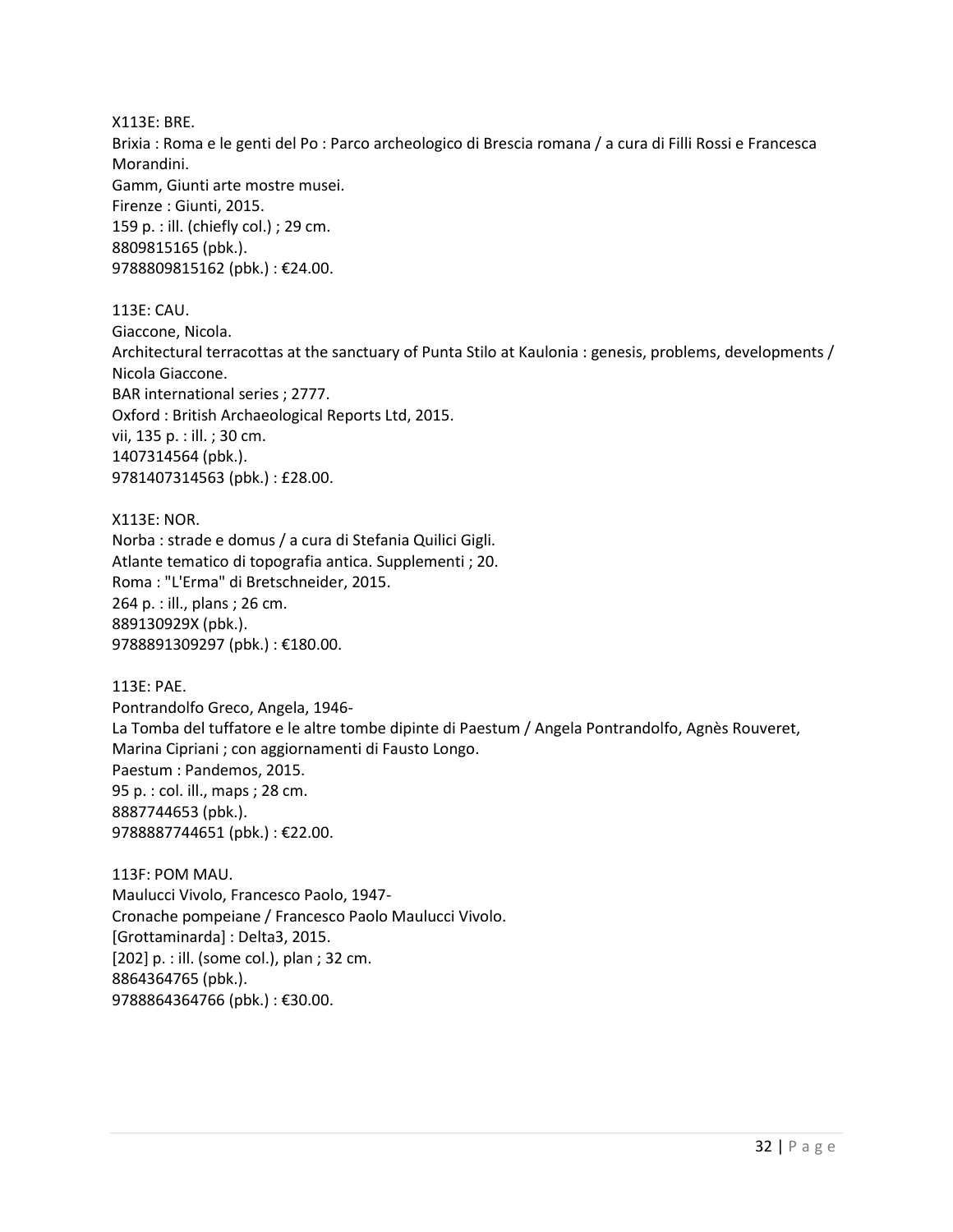X113E: BRE.
Brixia : Roma e le genti del Po : Parco archeologico di Brescia romana / a cura di Filli Rossi e Francesca Morandini.
Gamm, Giunti arte mostre musei.
Firenze : Giunti, 2015.
159 p. : ill. (chiefly col.) ; 29 cm.
8809815165 (pbk.).
9788809815162 (pbk.) : €24.00.

113E: CAU.
Giaccone, Nicola.
Architectural terracottas at the sanctuary of Punta Stilo at Kaulonia : genesis, problems, developments / Nicola Giaccone.
BAR international series ; 2777.
Oxford : British Archaeological Reports Ltd, 2015.
vii, 135 p. : ill. ; 30 cm.
1407314564 (pbk.).
9781407314563 (pbk.) : £28.00.

X113E: NOR.
Norba : strade e domus / a cura di Stefania Quilici Gigli.
Atlante tematico di topografia antica. Supplementi ; 20.
Roma : "L'Erma" di Bretschneider, 2015.
264 p. : ill., plans ; 26 cm.
889130929X (pbk.).
9788891309297 (pbk.) : €180.00.

113E: PAE.
Pontrandolfo Greco, Angela, 1946-
La Tomba del tuffatore e le altre tombe dipinte di Paestum / Angela Pontrandolfo, Agnès Rouveret, Marina Cipriani ; con aggiornamenti di Fausto Longo.
Paestum : Pandemos, 2015.
95 p. : col. ill., maps ; 28 cm.
8887744653 (pbk.).
9788887744651 (pbk.) : €22.00.

113F: POM MAU.
Maulucci Vivolo, Francesco Paolo, 1947-
Cronache pompeiane / Francesco Paolo Maulucci Vivolo.
[Grottaminarda] : Delta3, 2015.
[202] p. : ill. (some col.), plan ; 32 cm.
8864364765 (pbk.).
9788864364766 (pbk.) : €30.00.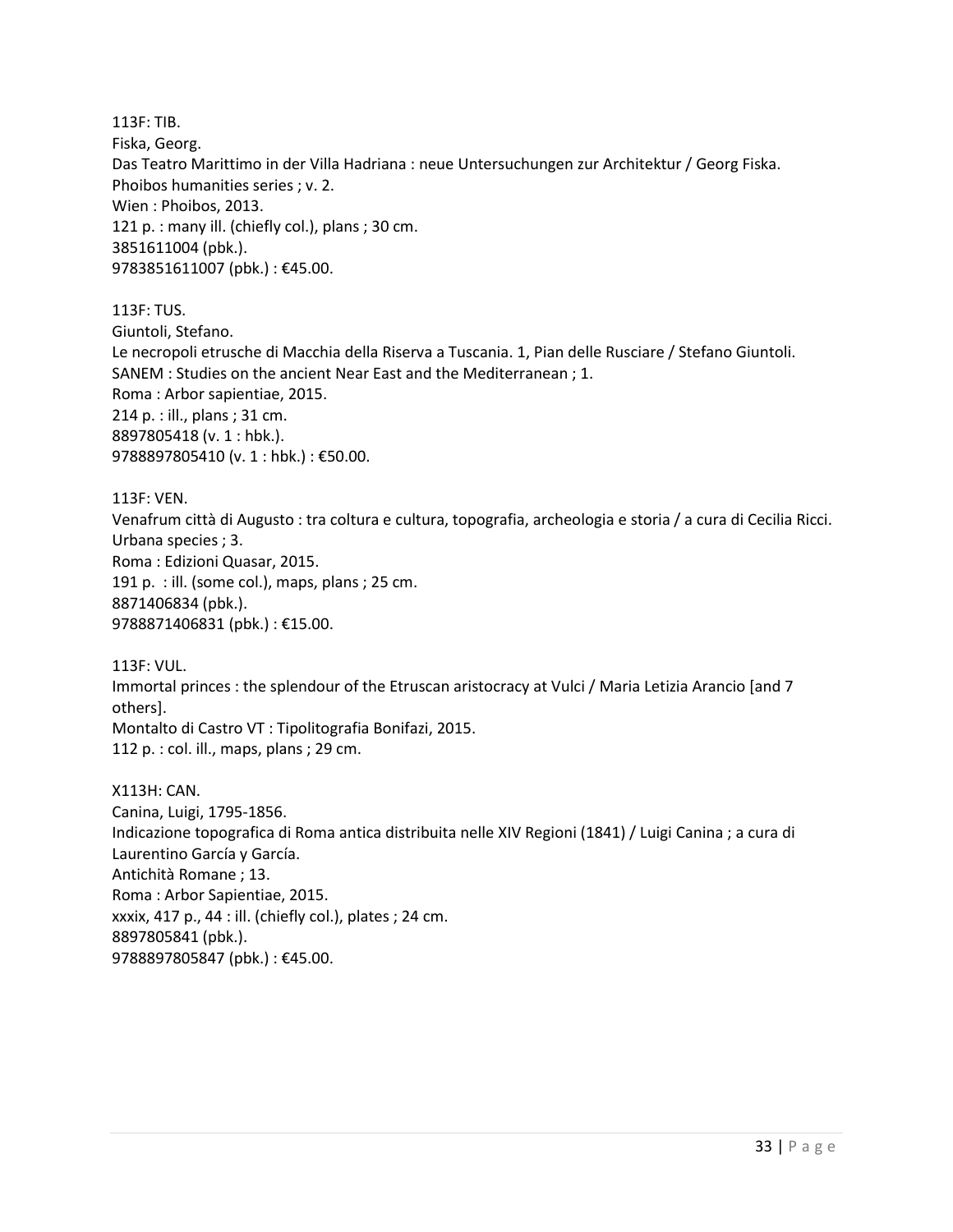113F: TIB.
Fiska, Georg.
Das Teatro Marittimo in der Villa Hadriana : neue Untersuchungen zur Architektur / Georg Fiska.
Phoibos humanities series ; v. 2.
Wien : Phoibos, 2013.
121 p. : many ill. (chiefly col.), plans ; 30 cm.
3851611004 (pbk.).
9783851611007 (pbk.) : €45.00.

113F: TUS.
Giuntoli, Stefano.
Le necropoli etrusche di Macchia della Riserva a Tuscania. 1, Pian delle Rusciare / Stefano Giuntoli.
SANEM : Studies on the ancient Near East and the Mediterranean ; 1.
Roma : Arbor sapientiae, 2015.
214 p. : ill., plans ; 31 cm.
8897805418 (v. 1 : hbk.).
9788897805410 (v. 1 : hbk.) : €50.00.

113F: VEN.
Venafrum città di Augusto : tra coltura e cultura, topografia, archeologia e storia / a cura di Cecilia Ricci.
Urbana species ; 3.
Roma : Edizioni Quasar, 2015.
191 p. : ill. (some col.), maps, plans ; 25 cm.
8871406834 (pbk.).
9788871406831 (pbk.) : €15.00.

113F: VUL.
Immortal princes : the splendour of the Etruscan aristocracy at Vulci / Maria Letizia Arancio [and 7 others].
Montalto di Castro VT : Tipolitografia Bonifazi, 2015.
112 p. : col. ill., maps, plans ; 29 cm.

X113H: CAN.
Canina, Luigi, 1795-1856.
Indicazione topografica di Roma antica distribuita nelle XIV Regioni (1841) / Luigi Canina ; a cura di Laurentino García y García.
Antichità Romane ; 13.
Roma : Arbor Sapientiae, 2015.
xxxix, 417 p., 44 : ill. (chiefly col.), plates ; 24 cm.
8897805841 (pbk.).
9788897805847 (pbk.) : €45.00.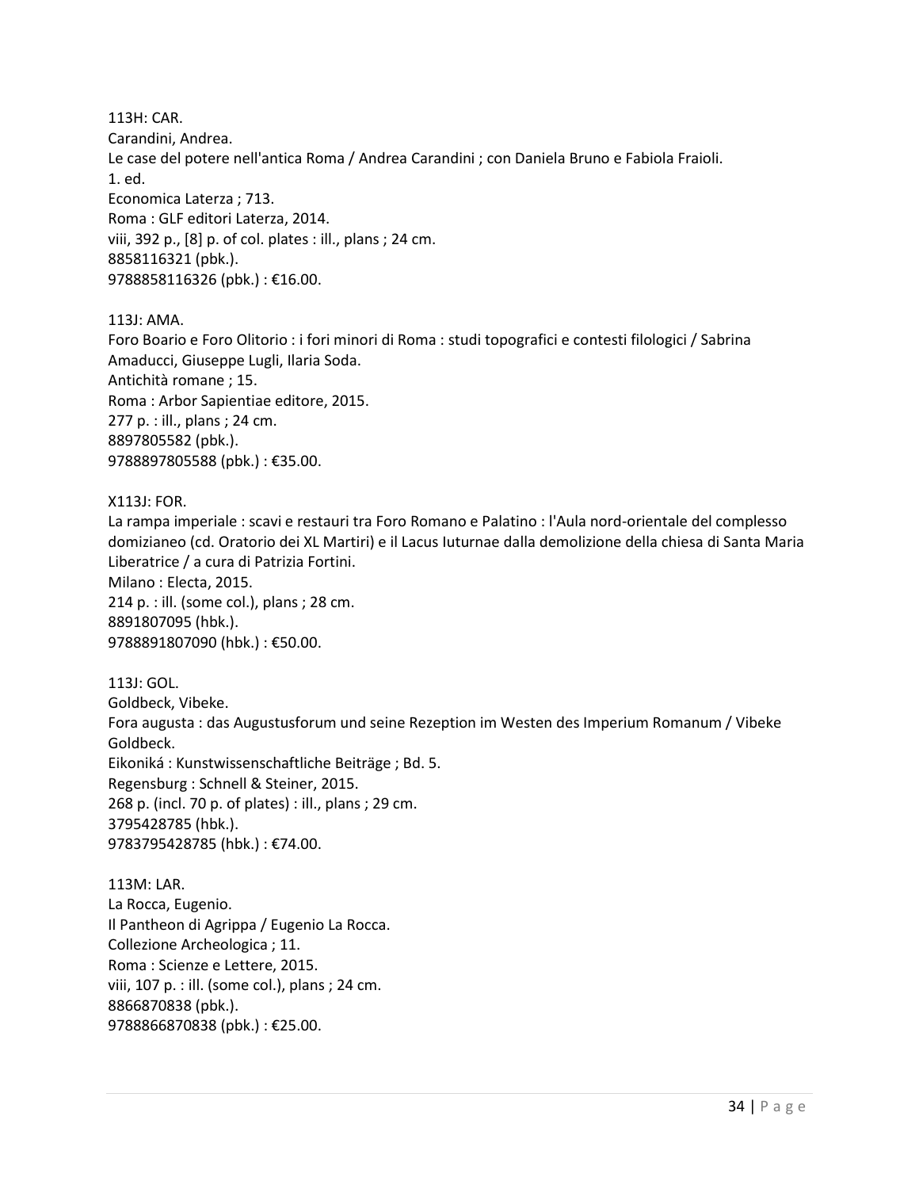113H: CAR.
Carandini, Andrea.
Le case del potere nell'antica Roma / Andrea Carandini ; con Daniela Bruno e Fabiola Fraioli.
1. ed.
Economica Laterza ; 713.
Roma : GLF editori Laterza, 2014.
viii, 392 p., [8] p. of col. plates : ill., plans ; 24 cm.
8858116321 (pbk.).
9788858116326 (pbk.) : €16.00.

113J: AMA.
Foro Boario e Foro Olitorio : i fori minori di Roma : studi topografici e contesti filologici / Sabrina Amaducci, Giuseppe Lugli, Ilaria Soda.
Antichità romane ; 15.
Roma : Arbor Sapientiae editore, 2015.
277 p. : ill., plans ; 24 cm.
8897805582 (pbk.).
9788897805588 (pbk.) : €35.00.

X113J: FOR.
La rampa imperiale : scavi e restauri tra Foro Romano e Palatino : l'Aula nord-orientale del complesso domizianeo (cd. Oratorio dei XL Martiri) e il Lacus Iuturnae dalla demolizione della chiesa di Santa Maria Liberatrice / a cura di Patrizia Fortini.
Milano : Electa, 2015.
214 p. : ill. (some col.), plans ; 28 cm.
8891807095 (hbk.).
9788891807090 (hbk.) : €50.00.

113J: GOL.
Goldbeck, Vibeke.
Fora augusta : das Augustusforum und seine Rezeption im Westen des Imperium Romanum / Vibeke Goldbeck.
Eikoniká : Kunstwissenschaftliche Beiträge ; Bd. 5.
Regensburg : Schnell & Steiner, 2015.
268 p. (incl. 70 p. of plates) : ill., plans ; 29 cm.
3795428785 (hbk.).
9783795428785 (hbk.) : €74.00.

113M: LAR.
La Rocca, Eugenio.
Il Pantheon di Agrippa / Eugenio La Rocca.
Collezione Archeologica ; 11.
Roma : Scienze e Lettere, 2015.
viii, 107 p. : ill. (some col.), plans ; 24 cm.
8866870838 (pbk.).
9788866870838 (pbk.) : €25.00.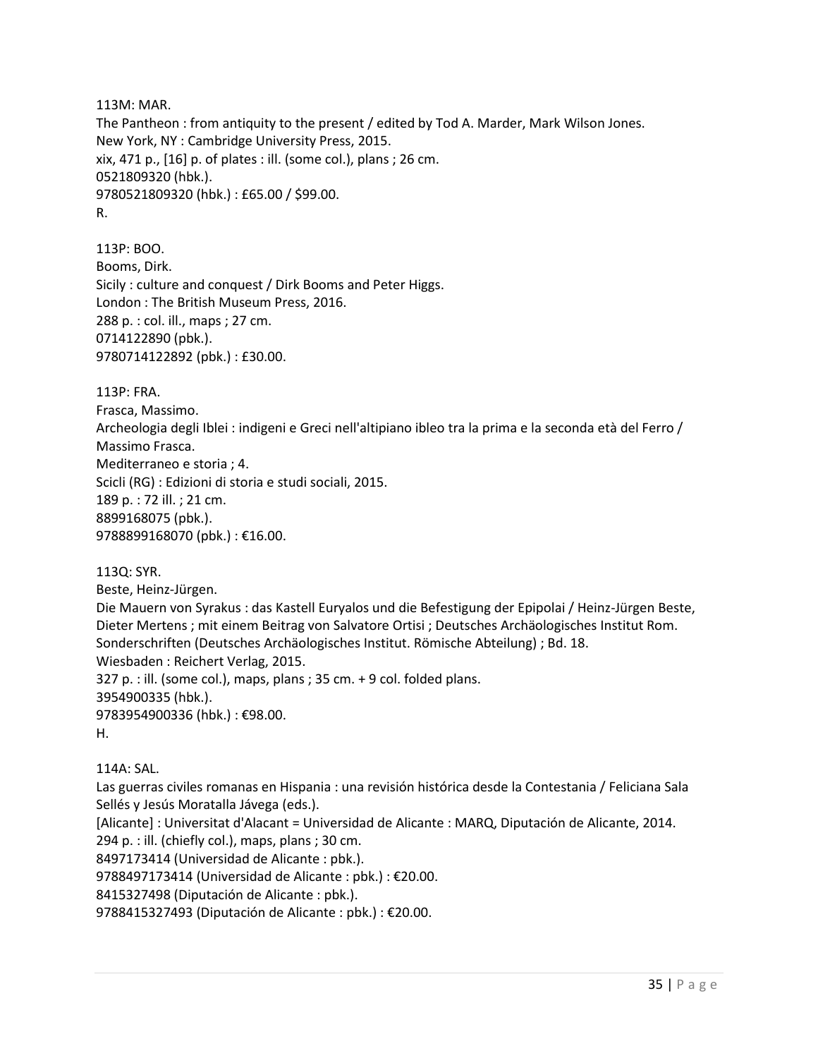113M: MAR.
The Pantheon : from antiquity to the present / edited by Tod A. Marder, Mark Wilson Jones.
New York, NY : Cambridge University Press, 2015.
xix, 471 p., [16] p. of plates : ill. (some col.), plans ; 26 cm.
0521809320 (hbk.).
9780521809320 (hbk.) : £65.00 / $99.00.
R.

113P: BOO.
Booms, Dirk.
Sicily : culture and conquest / Dirk Booms and Peter Higgs.
London : The British Museum Press, 2016.
288 p. : col. ill., maps ; 27 cm.
0714122890 (pbk.).
9780714122892 (pbk.) : £30.00.

113P: FRA.
Frasca, Massimo.
Archeologia degli Iblei : indigeni e Greci nell'altipiano ibleo tra la prima e la seconda età del Ferro / Massimo Frasca.
Mediterraneo e storia ; 4.
Scicli (RG) : Edizioni di storia e studi sociali, 2015.
189 p. : 72 ill. ; 21 cm.
8899168075 (pbk.).
9788899168070 (pbk.) : €16.00.

113Q: SYR.
Beste, Heinz-Jürgen.
Die Mauern von Syrakus : das Kastell Euryalos und die Befestigung der Epipolai / Heinz-Jürgen Beste, Dieter Mertens ; mit einem Beitrag von Salvatore Ortisi ; Deutsches Archäologisches Institut Rom.
Sonderschriften (Deutsches Archäologisches Institut. Römische Abteilung) ; Bd. 18.
Wiesbaden : Reichert Verlag, 2015.
327 p. : ill. (some col.), maps, plans ; 35 cm. + 9 col. folded plans.
3954900335 (hbk.).
9783954900336 (hbk.) : €98.00.
H.

114A: SAL.
Las guerras civiles romanas en Hispania : una revisión histórica desde la Contestania / Feliciana Sala Sellés y Jesús Moratalla Jávega (eds.).
[Alicante] : Universitat d'Alacant = Universidad de Alicante : MARQ, Diputación de Alicante, 2014.
294 p. : ill. (chiefly col.), maps, plans ; 30 cm.
8497173414 (Universidad de Alicante : pbk.).
9788497173414 (Universidad de Alicante : pbk.) : €20.00.
8415327498 (Diputación de Alicante : pbk.).
9788415327493 (Diputación de Alicante : pbk.) : €20.00.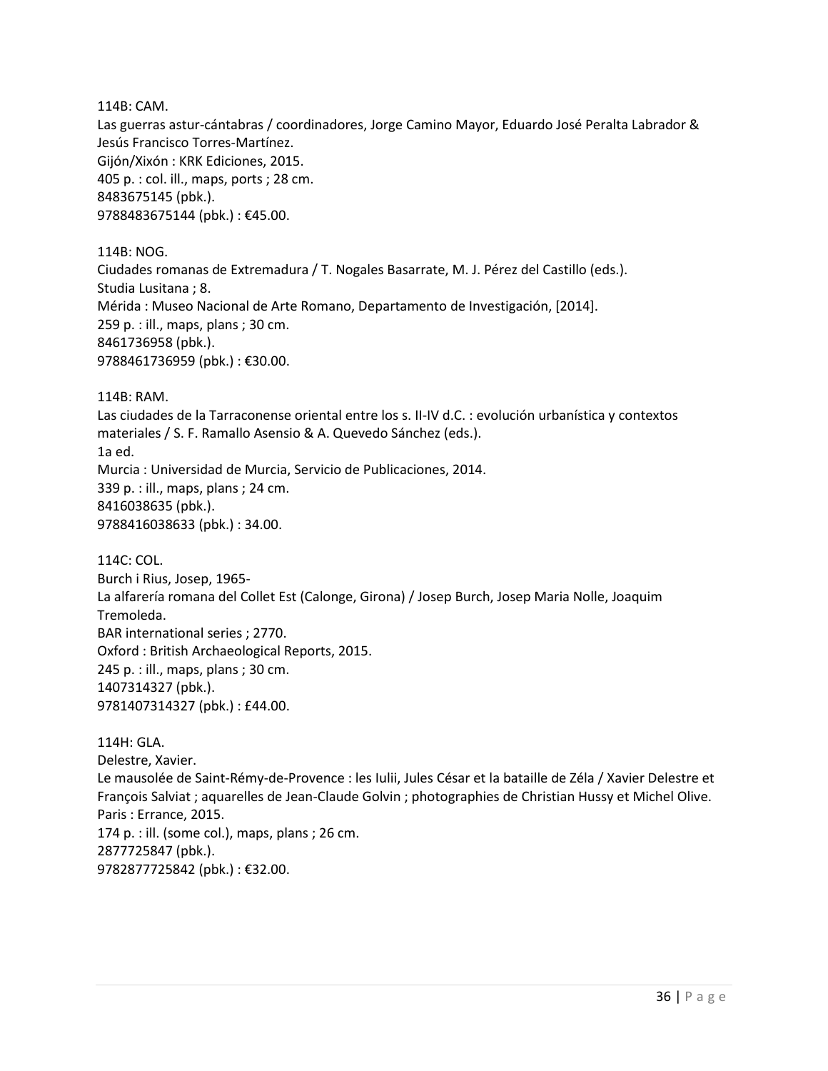114B: CAM.
Las guerras astur-cántabras / coordinadores, Jorge Camino Mayor, Eduardo José Peralta Labrador & Jesús Francisco Torres-Martínez.
Gijón/Xixón : KRK Ediciones, 2015.
405 p. : col. ill., maps, ports ; 28 cm.
8483675145 (pbk.).
9788483675144 (pbk.) : €45.00.

114B: NOG.
Ciudades romanas de Extremadura / T. Nogales Basarrate, M. J. Pérez del Castillo (eds.).
Studia Lusitana ; 8.
Mérida : Museo Nacional de Arte Romano, Departamento de Investigación, [2014].
259 p. : ill., maps, plans ; 30 cm.
8461736958 (pbk.).
9788461736959 (pbk.) : €30.00.

114B: RAM.
Las ciudades de la Tarraconense oriental entre los s. II-IV d.C. : evolución urbanística y contextos materiales / S. F. Ramallo Asensio & A. Quevedo Sánchez (eds.).
1a ed.
Murcia : Universidad de Murcia, Servicio de Publicaciones, 2014.
339 p. : ill., maps, plans ; 24 cm.
8416038635 (pbk.).
9788416038633 (pbk.) : 34.00.

114C: COL.
Burch i Rius, Josep, 1965-
La alfarería romana del Collet Est (Calonge, Girona) / Josep Burch, Josep Maria Nolle, Joaquim Tremoleda.
BAR international series ; 2770.
Oxford : British Archaeological Reports, 2015.
245 p. : ill., maps, plans ; 30 cm.
1407314327 (pbk.).
9781407314327 (pbk.) : £44.00.

114H: GLA.
Delestre, Xavier.
Le mausolée de Saint-Rémy-de-Provence : les Iulii, Jules César et la bataille de Zéla / Xavier Delestre et François Salviat ; aquarelles de Jean-Claude Golvin ; photographies de Christian Hussy et Michel Olive.
Paris : Errance, 2015.
174 p. : ill. (some col.), maps, plans ; 26 cm.
2877725847 (pbk.).
9782877725842 (pbk.) : €32.00.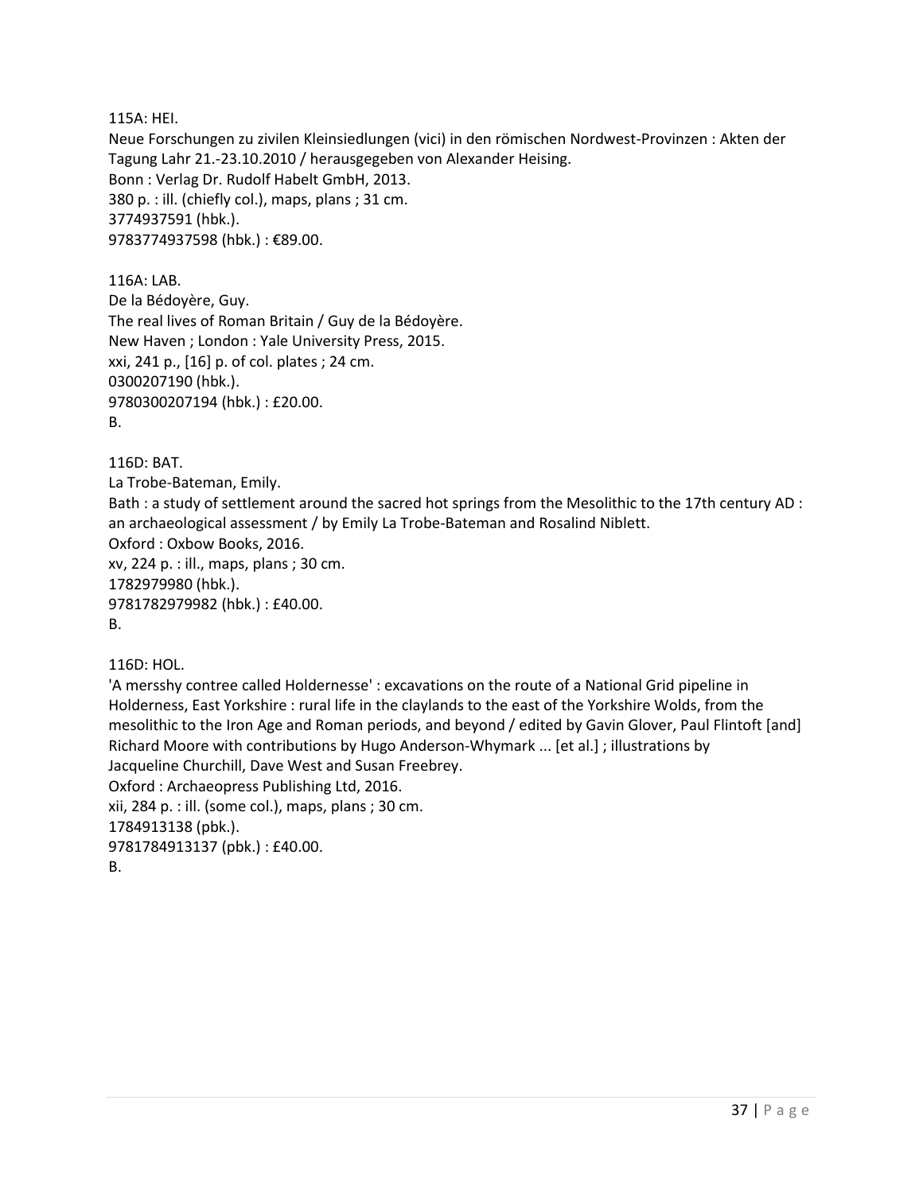115A: HEI.
Neue Forschungen zu zivilen Kleinsiedlungen (vici) in den römischen Nordwest-Provinzen : Akten der Tagung Lahr 21.-23.10.2010 / herausgegeben von Alexander Heising.
Bonn : Verlag Dr. Rudolf Habelt GmbH, 2013.
380 p. : ill. (chiefly col.), maps, plans ; 31 cm.
3774937591 (hbk.).
9783774937598 (hbk.) : €89.00.

116A: LAB.
De la Bédoyère, Guy.
The real lives of Roman Britain / Guy de la Bédoyère.
New Haven ; London : Yale University Press, 2015.
xxi, 241 p., [16] p. of col. plates ; 24 cm.
0300207190 (hbk.).
9780300207194 (hbk.) : £20.00.
B.

116D: BAT.
La Trobe-Bateman, Emily.
Bath : a study of settlement around the sacred hot springs from the Mesolithic to the 17th century AD : an archaeological assessment / by Emily La Trobe-Bateman and Rosalind Niblett.
Oxford : Oxbow Books, 2016.
xv, 224 p. : ill., maps, plans ; 30 cm.
1782979980 (hbk.).
9781782979982 (hbk.) : £40.00.
B.

116D: HOL.
'A mersshy contree called Holdernesse' : excavations on the route of a National Grid pipeline in Holderness, East Yorkshire : rural life in the claylands to the east of the Yorkshire Wolds, from the mesolithic to the Iron Age and Roman periods, and beyond / edited by Gavin Glover, Paul Flintoft [and] Richard Moore with contributions by Hugo Anderson-Whymark ... [et al.] ; illustrations by Jacqueline Churchill, Dave West and Susan Freebrey.
Oxford : Archaeopress Publishing Ltd, 2016.
xii, 284 p. : ill. (some col.), maps, plans ; 30 cm.
1784913138 (pbk.).
9781784913137 (pbk.) : £40.00.
B.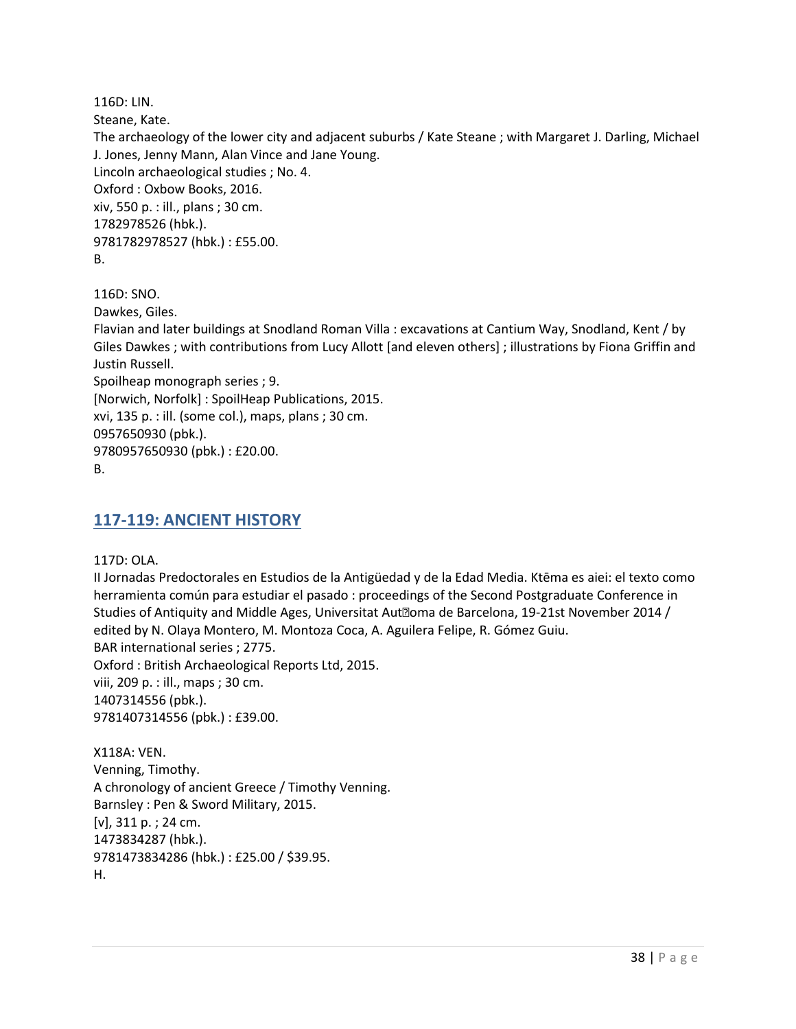116D: LIN.
Steane, Kate.
The archaeology of the lower city and adjacent suburbs / Kate Steane ; with Margaret J. Darling, Michael J. Jones, Jenny Mann, Alan Vince and Jane Young.
Lincoln archaeological studies ; No. 4.
Oxford : Oxbow Books, 2016.
xiv, 550 p. : ill., plans ; 30 cm.
1782978526 (hbk.).
9781782978527 (hbk.) : £55.00.
B.

116D: SNO.
Dawkes, Giles.
Flavian and later buildings at Snodland Roman Villa : excavations at Cantium Way, Snodland, Kent / by Giles Dawkes ; with contributions from Lucy Allott [and eleven others] ; illustrations by Fiona Griffin and Justin Russell.
Spoilheap monograph series ; 9.
[Norwich, Norfolk] : SpoilHeap Publications, 2015.
xvi, 135 p. : ill. (some col.), maps, plans ; 30 cm.
0957650930 (pbk.).
9780957650930 (pbk.) : £20.00.
B.

## 117-119: ANCIENT HISTORY

117D: OLA.
II Jornadas Predoctorales en Estudios de la Antigüedad y de la Edad Media. Ktēma es aiei: el texto como herramienta común para estudiar el pasado : proceedings of the Second Postgraduate Conference in Studies of Antiquity and Middle Ages, Universitat Aut�oma de Barcelona, 19-21st November 2014 / edited by N. Olaya Montero, M. Montoza Coca, A. Aguilera Felipe, R. Gómez Guiu.
BAR international series ; 2775.
Oxford : British Archaeological Reports Ltd, 2015.
viii, 209 p. : ill., maps ; 30 cm.
1407314556 (pbk.).
9781407314556 (pbk.) : £39.00.

X118A: VEN.
Venning, Timothy.
A chronology of ancient Greece / Timothy Venning.
Barnsley : Pen & Sword Military, 2015.
[v], 311 p. ; 24 cm.
1473834287 (hbk.).
9781473834286 (hbk.) : £25.00 / $39.95.
H.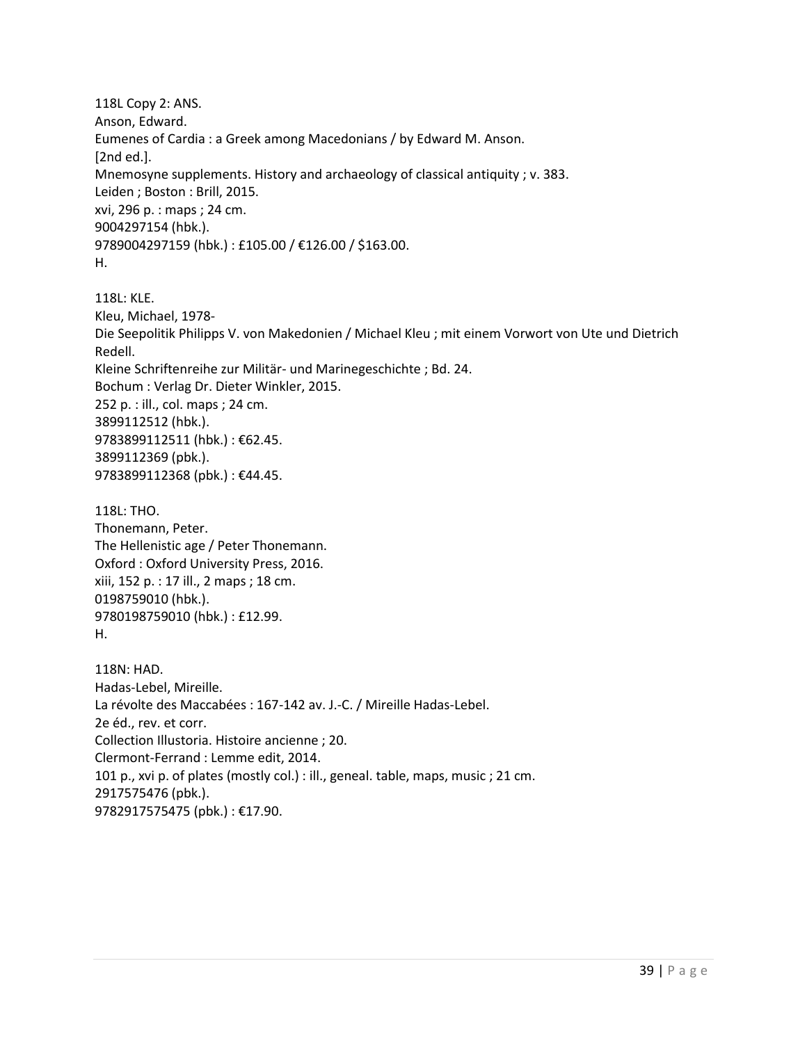118L Copy 2: ANS.
Anson, Edward.
Eumenes of Cardia : a Greek among Macedonians / by Edward M. Anson.
[2nd ed.].
Mnemosyne supplements. History and archaeology of classical antiquity ; v. 383.
Leiden ; Boston : Brill, 2015.
xvi, 296 p. : maps ; 24 cm.
9004297154 (hbk.).
9789004297159 (hbk.) : £105.00 / €126.00 / $163.00.
H.

118L: KLE.
Kleu, Michael, 1978-
Die Seepolitik Philipps V. von Makedonien / Michael Kleu ; mit einem Vorwort von Ute und Dietrich Redell.
Kleine Schriftenreihe zur Militär- und Marinegeschichte ; Bd. 24.
Bochum : Verlag Dr. Dieter Winkler, 2015.
252 p. : ill., col. maps ; 24 cm.
3899112512 (hbk.).
9783899112511 (hbk.) : €62.45.
3899112369 (pbk.).
9783899112368 (pbk.) : €44.45.

118L: THO.
Thonemann, Peter.
The Hellenistic age / Peter Thonemann.
Oxford : Oxford University Press, 2016.
xiii, 152 p. : 17 ill., 2 maps ; 18 cm.
0198759010 (hbk.).
9780198759010 (hbk.) : £12.99.
H.

118N: HAD.
Hadas-Lebel, Mireille.
La révolte des Maccabées : 167-142 av. J.-C. / Mireille Hadas-Lebel.
2e éd., rev. et corr.
Collection Illustoria. Histoire ancienne ; 20.
Clermont-Ferrand : Lemme edit, 2014.
101 p., xvi p. of plates (mostly col.) : ill., geneal. table, maps, music ; 21 cm.
2917575476 (pbk.).
9782917575475 (pbk.) : €17.90.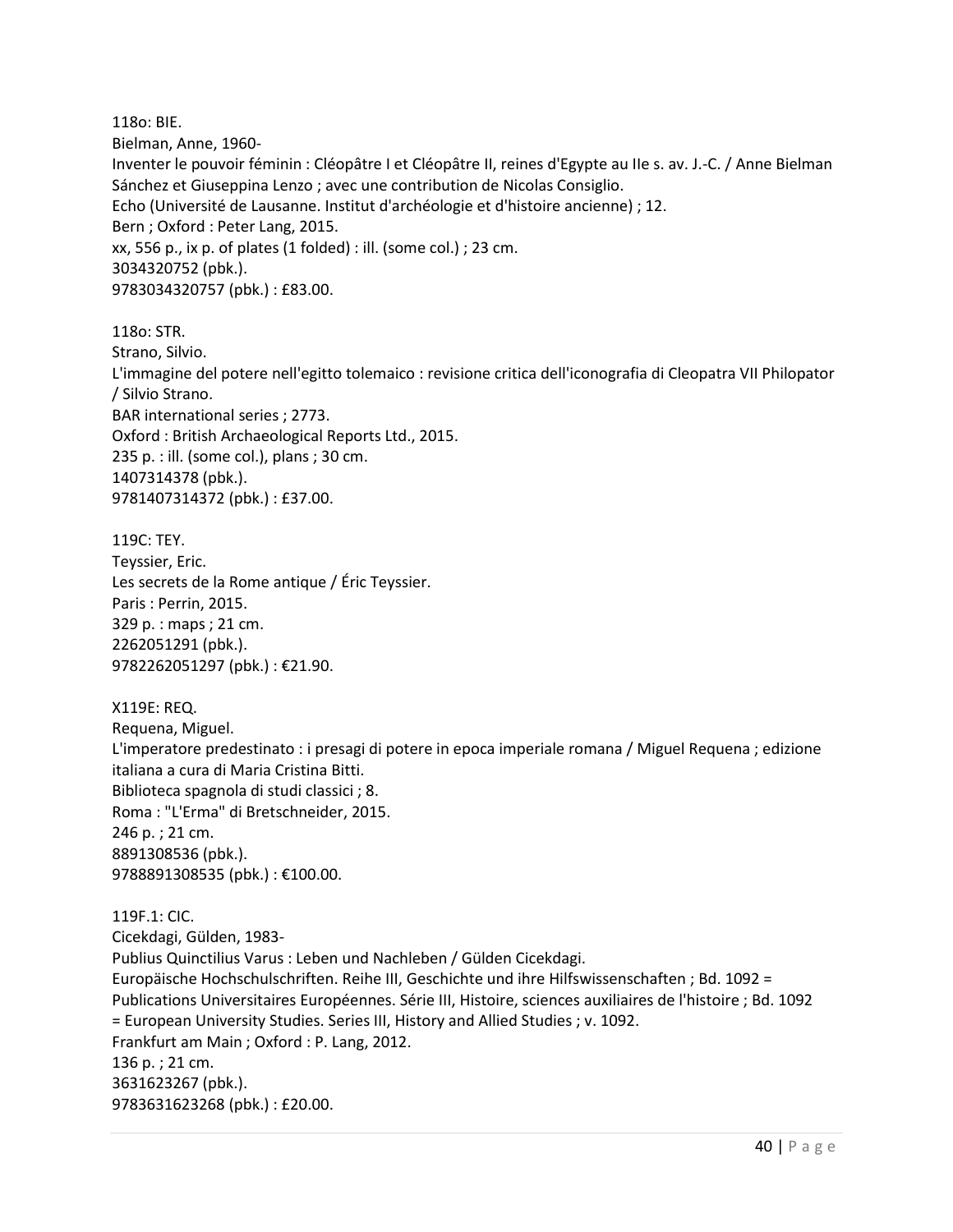118o: BIE.
Bielman, Anne, 1960-
Inventer le pouvoir féminin : Cléopâtre I et Cléopâtre II, reines d'Egypte au IIe s. av. J.-C. / Anne Bielman Sánchez et Giuseppina Lenzo ; avec une contribution de Nicolas Consiglio.
Echo (Université de Lausanne. Institut d'archéologie et d'histoire ancienne) ; 12.
Bern ; Oxford : Peter Lang, 2015.
xx, 556 p., ix p. of plates (1 folded) : ill. (some col.) ; 23 cm.
3034320752 (pbk.).
9783034320757 (pbk.) : £83.00.

118o: STR.
Strano, Silvio.
L'immagine del potere nell'egitto tolemaico : revisione critica dell'iconografia di Cleopatra VII Philopator / Silvio Strano.
BAR international series ; 2773.
Oxford : British Archaeological Reports Ltd., 2015.
235 p. : ill. (some col.), plans ; 30 cm.
1407314378 (pbk.).
9781407314372 (pbk.) : £37.00.

119C: TEY.
Teyssier, Eric.
Les secrets de la Rome antique / Éric Teyssier.
Paris : Perrin, 2015.
329 p. : maps ; 21 cm.
2262051291 (pbk.).
9782262051297 (pbk.) : €21.90.

X119E: REQ.
Requena, Miguel.
L'imperatore predestinato : i presagi di potere in epoca imperiale romana / Miguel Requena ; edizione italiana a cura di Maria Cristina Bitti.
Biblioteca spagnola di studi classici ; 8.
Roma : "L'Erma" di Bretschneider, 2015.
246 p. ; 21 cm.
8891308536 (pbk.).
9788891308535 (pbk.) : €100.00.

119F.1: CIC.
Cicekdagi, Gülden, 1983-
Publius Quinctilius Varus : Leben und Nachleben / Gülden Cicekdagi.
Europäische Hochschulschriften. Reihe III, Geschichte und ihre Hilfswissenschaften ; Bd. 1092 = Publications Universitaires Européennes. Série III, Histoire, sciences auxiliaires de l'histoire ; Bd. 1092 = European University Studies. Series III, History and Allied Studies ; v. 1092.
Frankfurt am Main ; Oxford : P. Lang, 2012.
136 p. ; 21 cm.
3631623267 (pbk.).
9783631623268 (pbk.) : £20.00.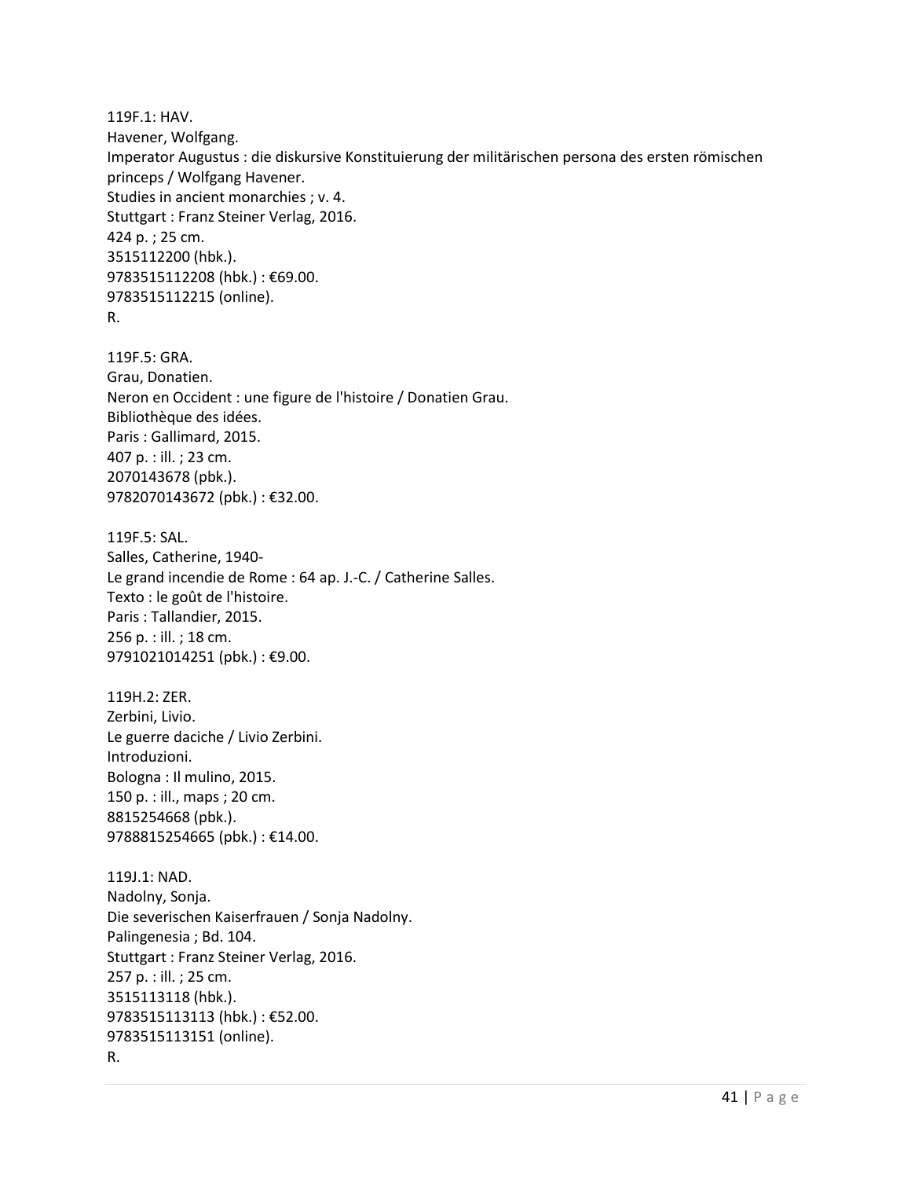119F.1: HAV.
Havener, Wolfgang.
Imperator Augustus : die diskursive Konstituierung der militärischen persona des ersten römischen princeps / Wolfgang Havener.
Studies in ancient monarchies ; v. 4.
Stuttgart : Franz Steiner Verlag, 2016.
424 p. ; 25 cm.
3515112200 (hbk.).
9783515112208 (hbk.) : €69.00.
9783515112215 (online).
R.

119F.5: GRA.
Grau, Donatien.
Neron en Occident : une figure de l'histoire / Donatien Grau.
Bibliothèque des idées.
Paris : Gallimard, 2015.
407 p. : ill. ; 23 cm.
2070143678 (pbk.).
9782070143672 (pbk.) : €32.00.

119F.5: SAL.
Salles, Catherine, 1940-
Le grand incendie de Rome : 64 ap. J.-C. / Catherine Salles.
Texto : le goût de l'histoire.
Paris : Tallandier, 2015.
256 p. : ill. ; 18 cm.
9791021014251 (pbk.) : €9.00.

119H.2: ZER.
Zerbini, Livio.
Le guerre daciche / Livio Zerbini.
Introduzioni.
Bologna : Il mulino, 2015.
150 p. : ill., maps ; 20 cm.
8815254668 (pbk.).
9788815254665 (pbk.) : €14.00.

119J.1: NAD.
Nadolny, Sonja.
Die severischen Kaiserfrauen / Sonja Nadolny.
Palingenesia ; Bd. 104.
Stuttgart : Franz Steiner Verlag, 2016.
257 p. : ill. ; 25 cm.
3515113118 (hbk.).
9783515113113 (hbk.) : €52.00.
9783515113151 (online).
R.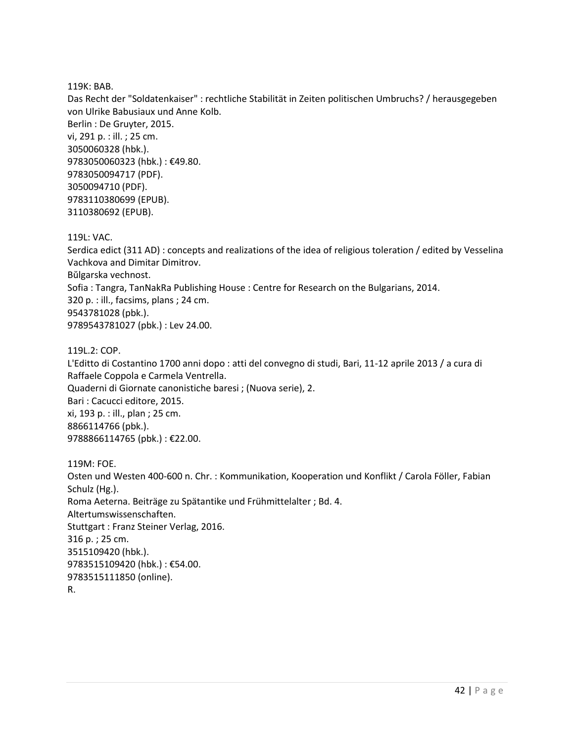119K: BAB.
Das Recht der "Soldatenkaiser" : rechtliche Stabilität in Zeiten politischen Umbruchs? / herausgegeben von Ulrike Babusiaux und Anne Kolb.
Berlin : De Gruyter, 2015.
vi, 291 p. : ill. ; 25 cm.
3050060328 (hbk.).
9783050060323 (hbk.) : €49.80.
9783050094717 (PDF).
3050094710 (PDF).
9783110380699 (EPUB).
3110380692 (EPUB).

119L: VAC.
Serdica edict (311 AD) : concepts and realizations of the idea of religious toleration / edited by Vesselina Vachkova and Dimitar Dimitrov.
Bŭlgarska vechnost.
Sofia : Tangra, TanNakRa Publishing House : Centre for Research on the Bulgarians, 2014.
320 p. : ill., facsims, plans ; 24 cm.
9543781028 (pbk.).
9789543781027 (pbk.) : Lev 24.00.

119L.2: COP.
L'Editto di Costantino 1700 anni dopo : atti del convegno di studi, Bari, 11-12 aprile 2013 / a cura di Raffaele Coppola e Carmela Ventrella.
Quaderni di Giornate canonistiche baresi ; (Nuova serie), 2.
Bari : Cacucci editore, 2015.
xi, 193 p. : ill., plan ; 25 cm.
8866114766 (pbk.).
9788866114765 (pbk.) : €22.00.

119M: FOE.
Osten und Westen 400-600 n. Chr. : Kommunikation, Kooperation und Konflikt / Carola Föller, Fabian Schulz (Hg.).
Roma Aeterna. Beiträge zu Spätantike und Frühmittelalter ; Bd. 4.
Altertumswissenschaften.
Stuttgart : Franz Steiner Verlag, 2016.
316 p. ; 25 cm.
3515109420 (hbk.).
9783515109420 (hbk.) : €54.00.
9783515111850 (online).
R.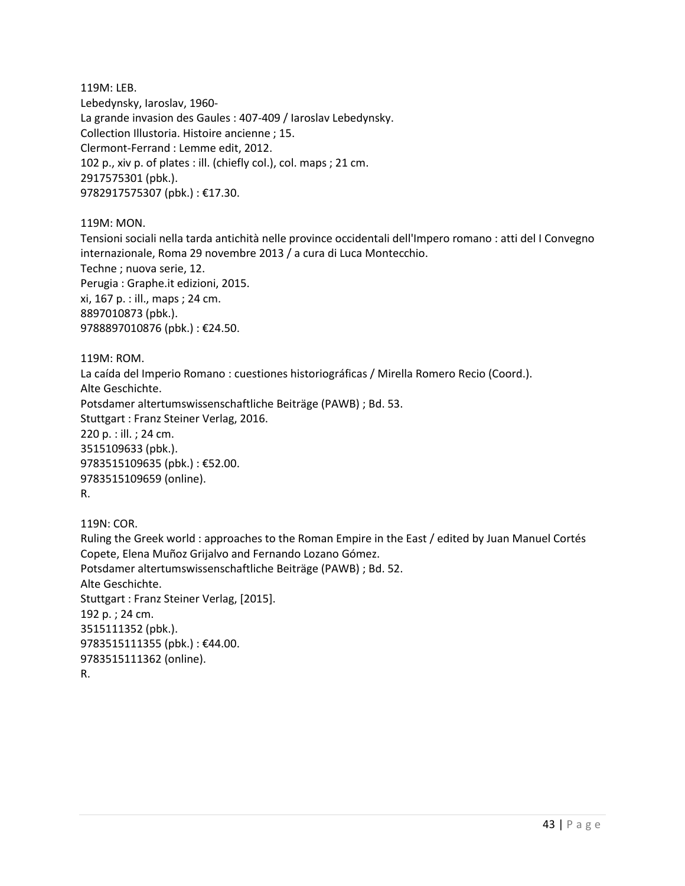119M: LEB.  
Lebedynsky, Iaroslav, 1960-  
La grande invasion des Gaules : 407-409 / Iaroslav Lebedynsky.  
Collection Illustoria. Histoire ancienne ; 15.  
Clermont-Ferrand : Lemme edit, 2012.  
102 p., xiv p. of plates : ill. (chiefly col.), col. maps ; 21 cm.  
2917575301 (pbk.).  
9782917575307 (pbk.) : €17.30.

119M: MON.  
Tensioni sociali nella tarda antichità nelle province occidentali dell'Impero romano : atti del I Convegno internazionale, Roma 29 novembre 2013 / a cura di Luca Montecchio.  
Techne ; nuova serie, 12.  
Perugia : Graphe.it edizioni, 2015.  
xi, 167 p. : ill., maps ; 24 cm.  
8897010873 (pbk.).  
9788897010876 (pbk.) : €24.50.

119M: ROM.  
La caída del Imperio Romano : cuestiones historiográficas / Mirella Romero Recio (Coord.).  
Alte Geschichte.  
Potsdamer altertumswissenschaftliche Beiträge (PAWB) ; Bd. 53.  
Stuttgart : Franz Steiner Verlag, 2016.  
220 p. : ill. ; 24 cm.  
3515109633 (pbk.).  
9783515109635 (pbk.) : €52.00.  
9783515109659 (online).  
R.

119N: COR.  
Ruling the Greek world : approaches to the Roman Empire in the East / edited by Juan Manuel Cortés Copete, Elena Muñoz Grijalvo and Fernando Lozano Gómez.  
Potsdamer altertumswissenschaftliche Beiträge (PAWB) ; Bd. 52.  
Alte Geschichte.  
Stuttgart : Franz Steiner Verlag, [2015].  
192 p. ; 24 cm.  
3515111352 (pbk.).  
9783515111355 (pbk.) : €44.00.  
9783515111362 (online).  
R.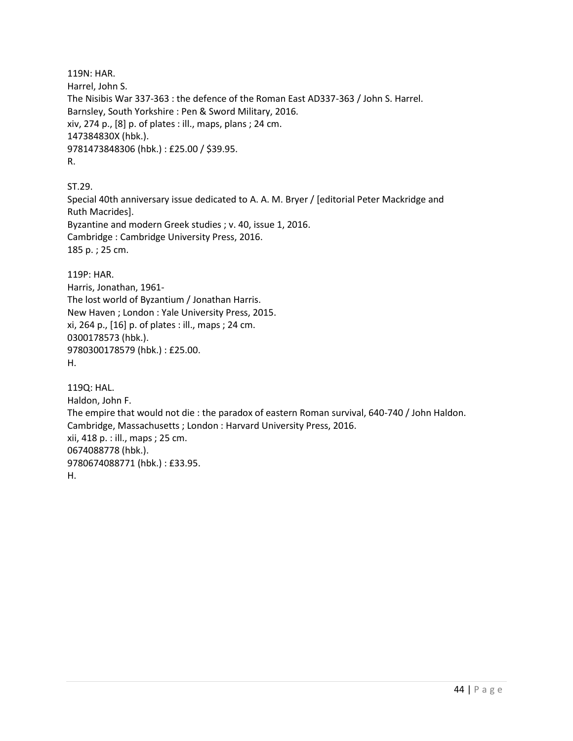119N: HAR.
Harrel, John S.
The Nisibis War 337-363 : the defence of the Roman East AD337-363 / John S. Harrel.
Barnsley, South Yorkshire : Pen & Sword Military, 2016.
xiv, 274 p., [8] p. of plates : ill., maps, plans ; 24 cm.
147384830X (hbk.).
9781473848306 (hbk.) : £25.00 / $39.95.
R.

ST.29.
Special 40th anniversary issue dedicated to A. A. M. Bryer / [editorial Peter Mackridge and Ruth Macrides].
Byzantine and modern Greek studies ; v. 40, issue 1, 2016.
Cambridge : Cambridge University Press, 2016.
185 p. ; 25 cm.

119P: HAR.
Harris, Jonathan, 1961-
The lost world of Byzantium / Jonathan Harris.
New Haven ; London : Yale University Press, 2015.
xi, 264 p., [16] p. of plates : ill., maps ; 24 cm.
0300178573 (hbk.).
9780300178579 (hbk.) : £25.00.
H.

119Q: HAL.
Haldon, John F.
The empire that would not die : the paradox of eastern Roman survival, 640-740 / John Haldon.
Cambridge, Massachusetts ; London : Harvard University Press, 2016.
xii, 418 p. : ill., maps ; 25 cm.
0674088778 (hbk.).
9780674088771 (hbk.) : £33.95.
H.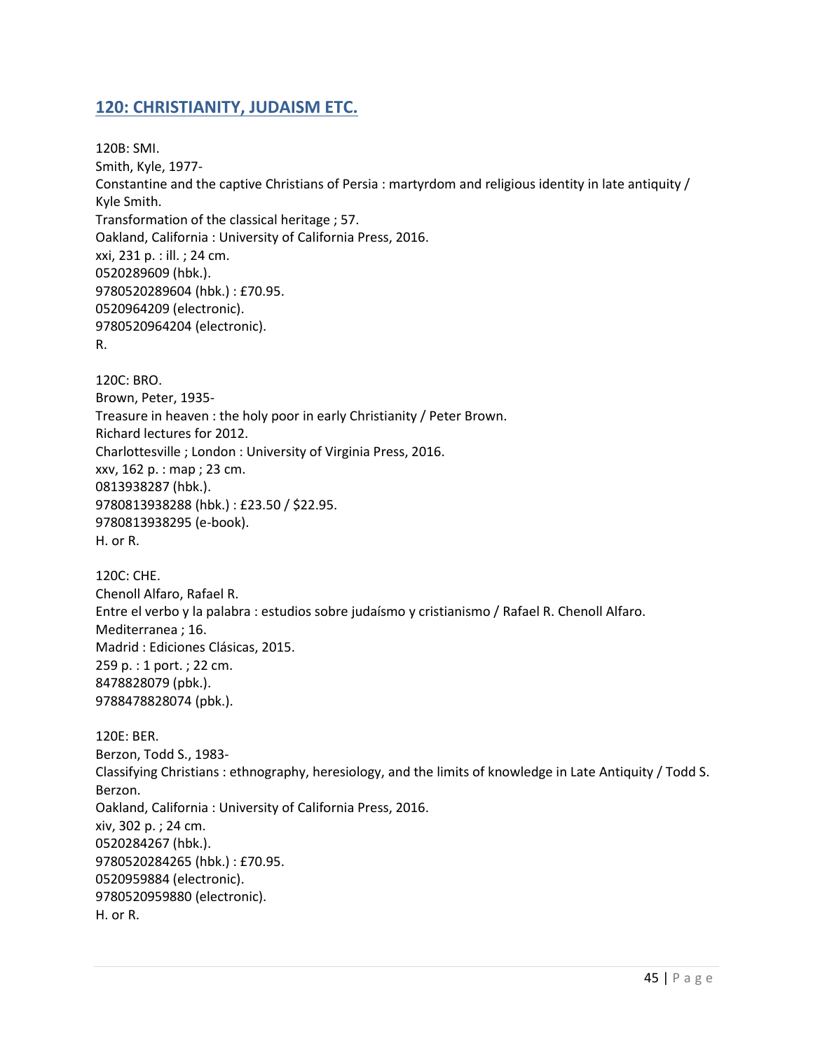## 120: CHRISTIANITY, JUDAISM ETC.

120B: SMI.
Smith, Kyle, 1977-
Constantine and the captive Christians of Persia : martyrdom and religious identity in late antiquity / Kyle Smith.
Transformation of the classical heritage ; 57.
Oakland, California : University of California Press, 2016.
xxi, 231 p. : ill. ; 24 cm.
0520289609 (hbk.).
9780520289604 (hbk.) : £70.95.
0520964209 (electronic).
9780520964204 (electronic).
R.

120C: BRO.
Brown, Peter, 1935-
Treasure in heaven : the holy poor in early Christianity / Peter Brown.
Richard lectures for 2012.
Charlottesville ; London : University of Virginia Press, 2016.
xxv, 162 p. : map ; 23 cm.
0813938287 (hbk.).
9780813938288 (hbk.) : £23.50 / $22.95.
9780813938295 (e-book).
H. or R.

120C: CHE.
Chenoll Alfaro, Rafael R.
Entre el verbo y la palabra : estudios sobre judaísmo y cristianismo / Rafael R. Chenoll Alfaro.
Mediterranea ; 16.
Madrid : Ediciones Clásicas, 2015.
259 p. : 1 port. ; 22 cm.
8478828079 (pbk.).
9788478828074 (pbk.).

120E: BER.
Berzon, Todd S., 1983-
Classifying Christians : ethnography, heresiology, and the limits of knowledge in Late Antiquity / Todd S. Berzon.
Oakland, California : University of California Press, 2016.
xiv, 302 p. ; 24 cm.
0520284267 (hbk.).
9780520284265 (hbk.) : £70.95.
0520959884 (electronic).
9780520959880 (electronic).
H. or R.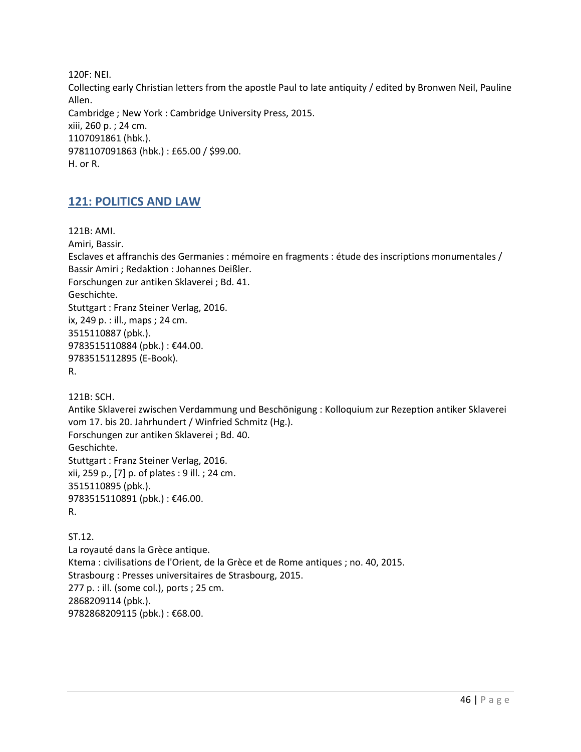120F: NEI.
Collecting early Christian letters from the apostle Paul to late antiquity / edited by Bronwen Neil, Pauline Allen.
Cambridge ; New York : Cambridge University Press, 2015.
xiii, 260 p. ; 24 cm.
1107091861 (hbk.).
9781107091863 (hbk.) : £65.00 / $99.00.
H. or R.

## 121: POLITICS AND LAW

121B: AMI.
Amiri, Bassir.
Esclaves et affranchis des Germanies : mémoire en fragments : étude des inscriptions monumentales / Bassir Amiri ; Redaktion : Johannes Deißler.
Forschungen zur antiken Sklaverei ; Bd. 41.
Geschichte.
Stuttgart : Franz Steiner Verlag, 2016.
ix, 249 p. : ill., maps ; 24 cm.
3515110887 (pbk.).
9783515110884 (pbk.) : €44.00.
9783515112895 (E-Book).
R.

121B: SCH.
Antike Sklaverei zwischen Verdammung und Beschönigung : Kolloquium zur Rezeption antiker Sklaverei vom 17. bis 20. Jahrhundert / Winfried Schmitz (Hg.).
Forschungen zur antiken Sklaverei ; Bd. 40.
Geschichte.
Stuttgart : Franz Steiner Verlag, 2016.
xii, 259 p., [7] p. of plates : 9 ill. ; 24 cm.
3515110895 (pbk.).
9783515110891 (pbk.) : €46.00.
R.

ST.12.
La royauté dans la Grèce antique.
Ktema : civilisations de l'Orient, de la Grèce et de Rome antiques ; no. 40, 2015.
Strasbourg : Presses universitaires de Strasbourg, 2015.
277 p. : ill. (some col.), ports ; 25 cm.
2868209114 (pbk.).
9782868209115 (pbk.) : €68.00.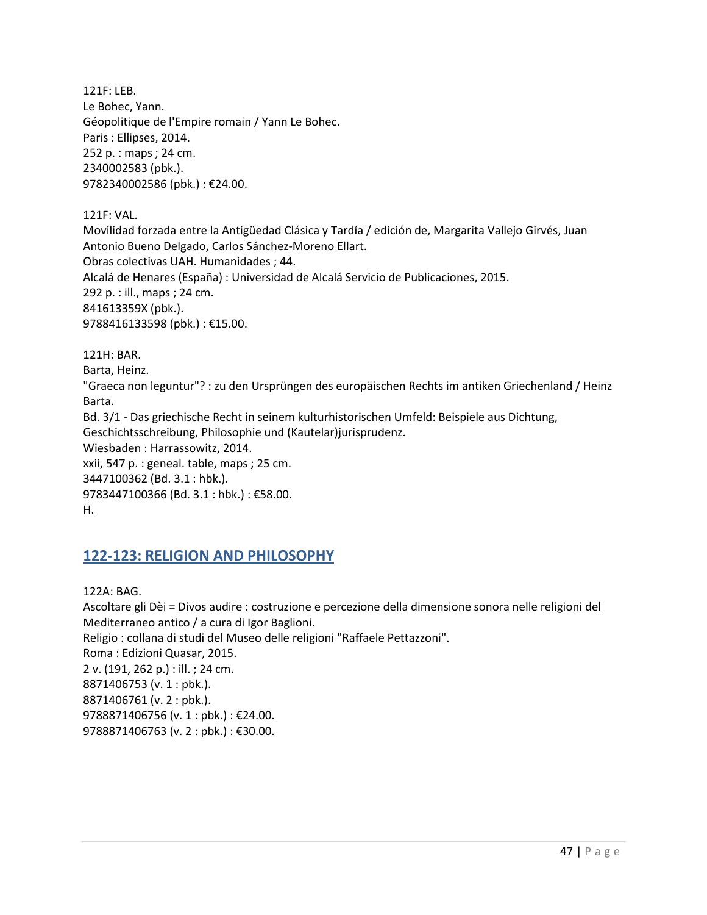121F: LEB.
Le Bohec, Yann.
Géopolitique de l'Empire romain / Yann Le Bohec.
Paris : Ellipses, 2014.
252 p. : maps ; 24 cm.
2340002583 (pbk.).
9782340002586 (pbk.) : €24.00.

121F: VAL.
Movilidad forzada entre la Antigüedad Clásica y Tardía / edición de, Margarita Vallejo Girvés, Juan Antonio Bueno Delgado, Carlos Sánchez-Moreno Ellart.
Obras colectivas UAH. Humanidades ; 44.
Alcalá de Henares (España) : Universidad de Alcalá Servicio de Publicaciones, 2015.
292 p. : ill., maps ; 24 cm.
841613359X (pbk.).
9788416133598 (pbk.) : €15.00.

121H: BAR.
Barta, Heinz.
"Graeca non leguntur"? : zu den Ursprüngen des europäischen Rechts im antiken Griechenland / Heinz Barta.
Bd. 3/1 - Das griechische Recht in seinem kulturhistorischen Umfeld: Beispiele aus Dichtung, Geschichtsschreibung, Philosophie und (Kautelar)jurisprudenz.
Wiesbaden : Harrassowitz, 2014.
xxii, 547 p. : geneal. table, maps ; 25 cm.
3447100362 (Bd. 3.1 : hbk.).
9783447100366 (Bd. 3.1 : hbk.) : €58.00.
H.

## 122-123: RELIGION AND PHILOSOPHY

122A: BAG.
Ascoltare gli Dèi = Divos audire : costruzione e percezione della dimensione sonora nelle religioni del Mediterraneo antico / a cura di Igor Baglioni.
Religio : collana di studi del Museo delle religioni "Raffaele Pettazzoni".
Roma : Edizioni Quasar, 2015.
2 v. (191, 262 p.) : ill. ; 24 cm.
8871406753 (v. 1 : pbk.).
8871406761 (v. 2 : pbk.).
9788871406756 (v. 1 : pbk.) : €24.00.
9788871406763 (v. 2 : pbk.) : €30.00.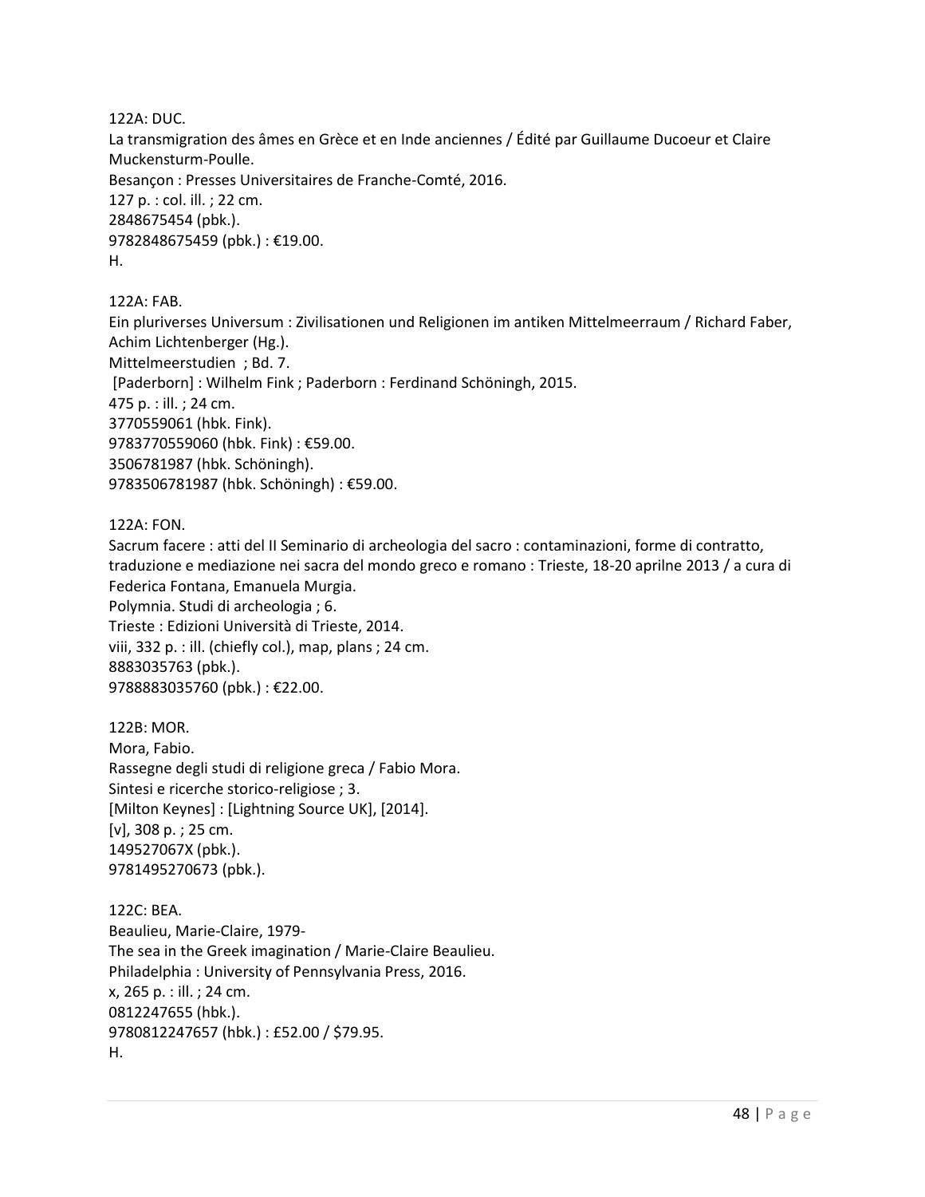122A: DUC.
La transmigration des âmes en Grèce et en Inde anciennes / Édité par Guillaume Ducoeur et Claire Muckensturm-Poulle.
Besançon : Presses Universitaires de Franche-Comté, 2016.
127 p. : col. ill. ; 22 cm.
2848675454 (pbk.).
9782848675459 (pbk.) : €19.00.
H.

122A: FAB.
Ein pluriverses Universum : Zivilisationen und Religionen im antiken Mittelmeerraum / Richard Faber, Achim Lichtenberger (Hg.).
Mittelmeerstudien ; Bd. 7.
[Paderborn] : Wilhelm Fink ; Paderborn : Ferdinand Schöningh, 2015.
475 p. : ill. ; 24 cm.
3770559061 (hbk. Fink).
9783770559060 (hbk. Fink) : €59.00.
3506781987 (hbk. Schöningh).
9783506781987 (hbk. Schöningh) : €59.00.

122A: FON.
Sacrum facere : atti del II Seminario di archeologia del sacro : contaminazioni, forme di contratto, traduzione e mediazione nei sacra del mondo greco e romano : Trieste, 18-20 aprilne 2013 / a cura di Federica Fontana, Emanuela Murgia.
Polymnia. Studi di archeologia ; 6.
Trieste : Edizioni Università di Trieste, 2014.
viii, 332 p. : ill. (chiefly col.), map, plans ; 24 cm.
8883035763 (pbk.).
9788883035760 (pbk.) : €22.00.

122B: MOR.
Mora, Fabio.
Rassegne degli studi di religione greca / Fabio Mora.
Sintesi e ricerche storico-religiose ; 3.
[Milton Keynes] : [Lightning Source UK], [2014].
[v], 308 p. ; 25 cm.
149527067X (pbk.).
9781495270673 (pbk.).

122C: BEA.
Beaulieu, Marie-Claire, 1979-
The sea in the Greek imagination / Marie-Claire Beaulieu.
Philadelphia : University of Pennsylvania Press, 2016.
x, 265 p. : ill. ; 24 cm.
0812247655 (hbk.).
9780812247657 (hbk.) : £52.00 / $79.95.
H.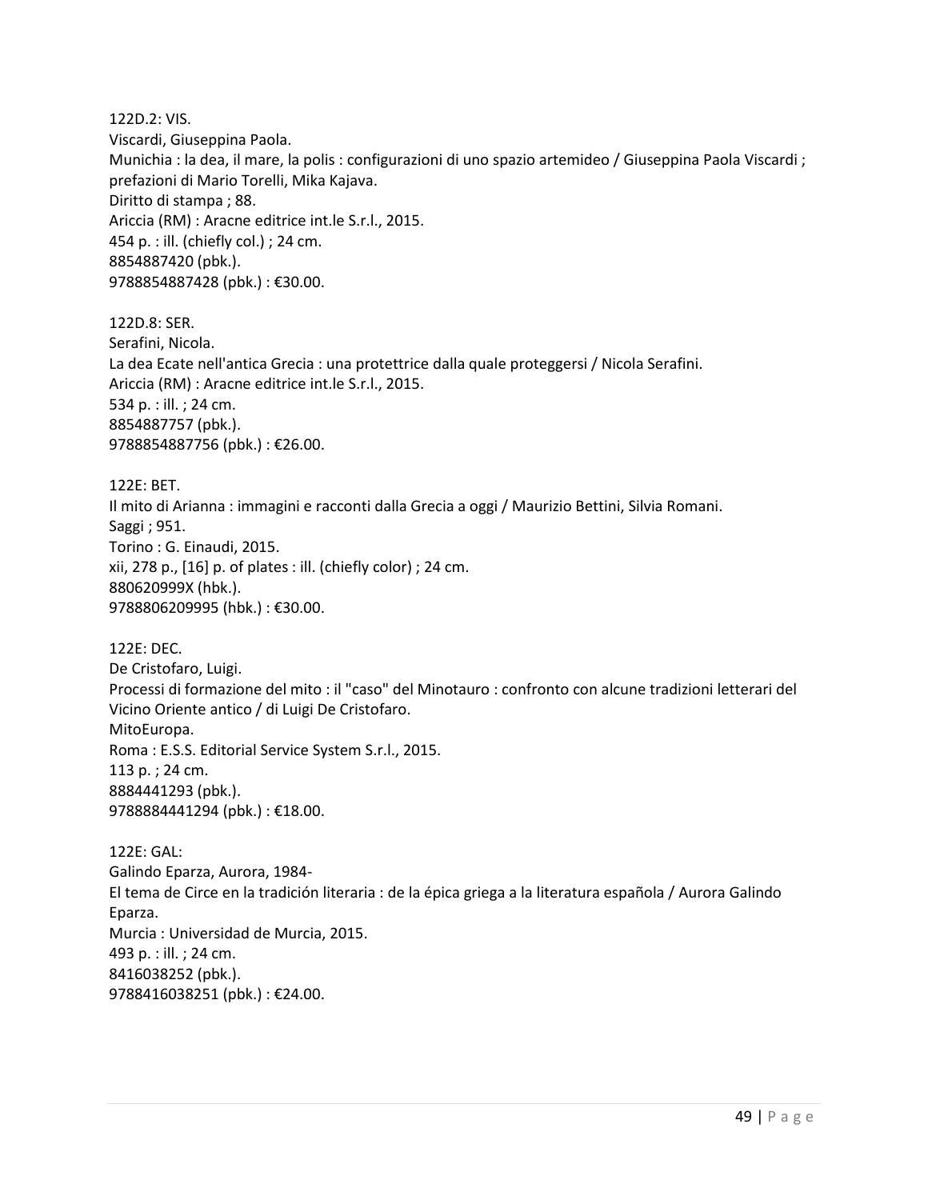122D.2: VIS.
Viscardi, Giuseppina Paola.
Munichia : la dea, il mare, la polis : configurazioni di uno spazio artemideo / Giuseppina Paola Viscardi ; prefazioni di Mario Torelli, Mika Kajava.
Diritto di stampa ; 88.
Ariccia (RM) : Aracne editrice int.le S.r.l., 2015.
454 p. : ill. (chiefly col.) ; 24 cm.
8854887420 (pbk.).
9788854887428 (pbk.) : €30.00.

122D.8: SER.
Serafini, Nicola.
La dea Ecate nell'antica Grecia : una protettrice dalla quale proteggersi / Nicola Serafini.
Ariccia (RM) : Aracne editrice int.le S.r.l., 2015.
534 p. : ill. ; 24 cm.
8854887757 (pbk.).
9788854887756 (pbk.) : €26.00.

122E: BET.
Il mito di Arianna : immagini e racconti dalla Grecia a oggi / Maurizio Bettini, Silvia Romani.
Saggi ; 951.
Torino : G. Einaudi, 2015.
xii, 278 p., [16] p. of plates : ill. (chiefly color) ; 24 cm.
880620999X (hbk.).
9788806209995 (hbk.) : €30.00.

122E: DEC.
De Cristofaro, Luigi.
Processi di formazione del mito : il "caso" del Minotauro : confronto con alcune tradizioni letterari del Vicino Oriente antico / di Luigi De Cristofaro.
MitoEuropa.
Roma : E.S.S. Editorial Service System S.r.l., 2015.
113 p. ; 24 cm.
8884441293 (pbk.).
9788884441294 (pbk.) : €18.00.

122E: GAL:
Galindo Eparza, Aurora, 1984-
El tema de Circe en la tradición literaria : de la épica griega a la literatura española / Aurora Galindo Eparza.
Murcia : Universidad de Murcia, 2015.
493 p. : ill. ; 24 cm.
8416038252 (pbk.).
9788416038251 (pbk.) : €24.00.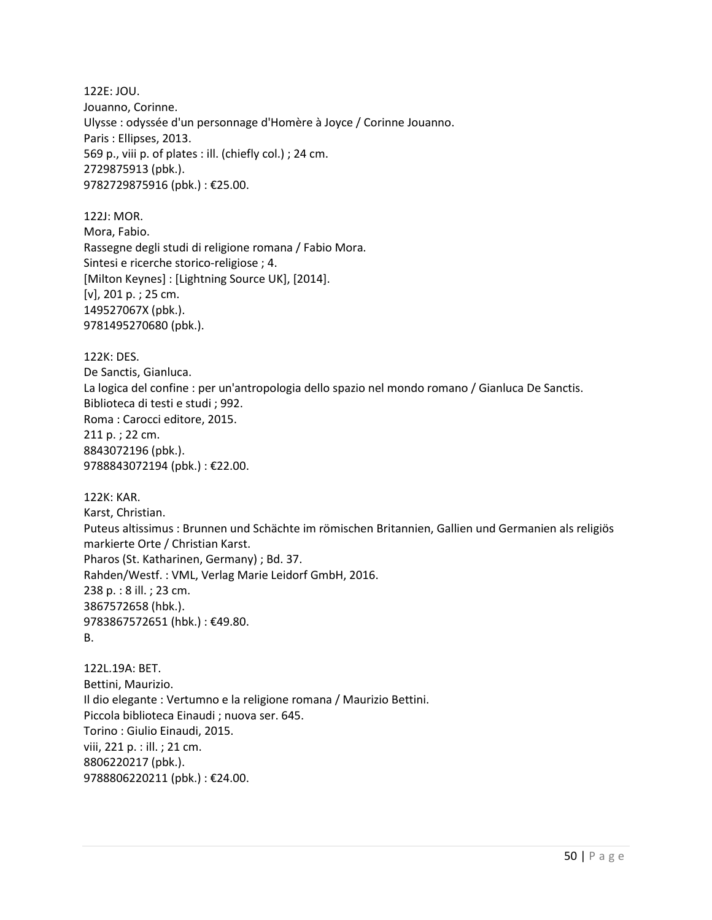122E: JOU.
Jouanno, Corinne.
Ulysse : odyssée d'un personnage d'Homère à Joyce / Corinne Jouanno.
Paris : Ellipses, 2013.
569 p., viii p. of plates : ill. (chiefly col.) ; 24 cm.
2729875913 (pbk.).
9782729875916 (pbk.) : €25.00.

122J: MOR.
Mora, Fabio.
Rassegne degli studi di religione romana / Fabio Mora.
Sintesi e ricerche storico-religiose ; 4.
[Milton Keynes] : [Lightning Source UK], [2014].
[v], 201 p. ; 25 cm.
149527067X (pbk.).
9781495270680 (pbk.).

122K: DES.
De Sanctis, Gianluca.
La logica del confine : per un'antropologia dello spazio nel mondo romano / Gianluca De Sanctis.
Biblioteca di testi e studi ; 992.
Roma : Carocci editore, 2015.
211 p. ; 22 cm.
8843072196 (pbk.).
9788843072194 (pbk.) : €22.00.

122K: KAR.
Karst, Christian.
Puteus altissimus : Brunnen und Schächte im römischen Britannien, Gallien und Germanien als religiös markierte Orte / Christian Karst.
Pharos (St. Katharinen, Germany) ; Bd. 37.
Rahden/Westf. : VML, Verlag Marie Leidorf GmbH, 2016.
238 p. : 8 ill. ; 23 cm.
3867572658 (hbk.).
9783867572651 (hbk.) : €49.80.
B.

122L.19A: BET.
Bettini, Maurizio.
Il dio elegante : Vertumno e la religione romana / Maurizio Bettini.
Piccola biblioteca Einaudi ; nuova ser. 645.
Torino : Giulio Einaudi, 2015.
viii, 221 p. : ill. ; 21 cm.
8806220217 (pbk.).
9788806220211 (pbk.) : €24.00.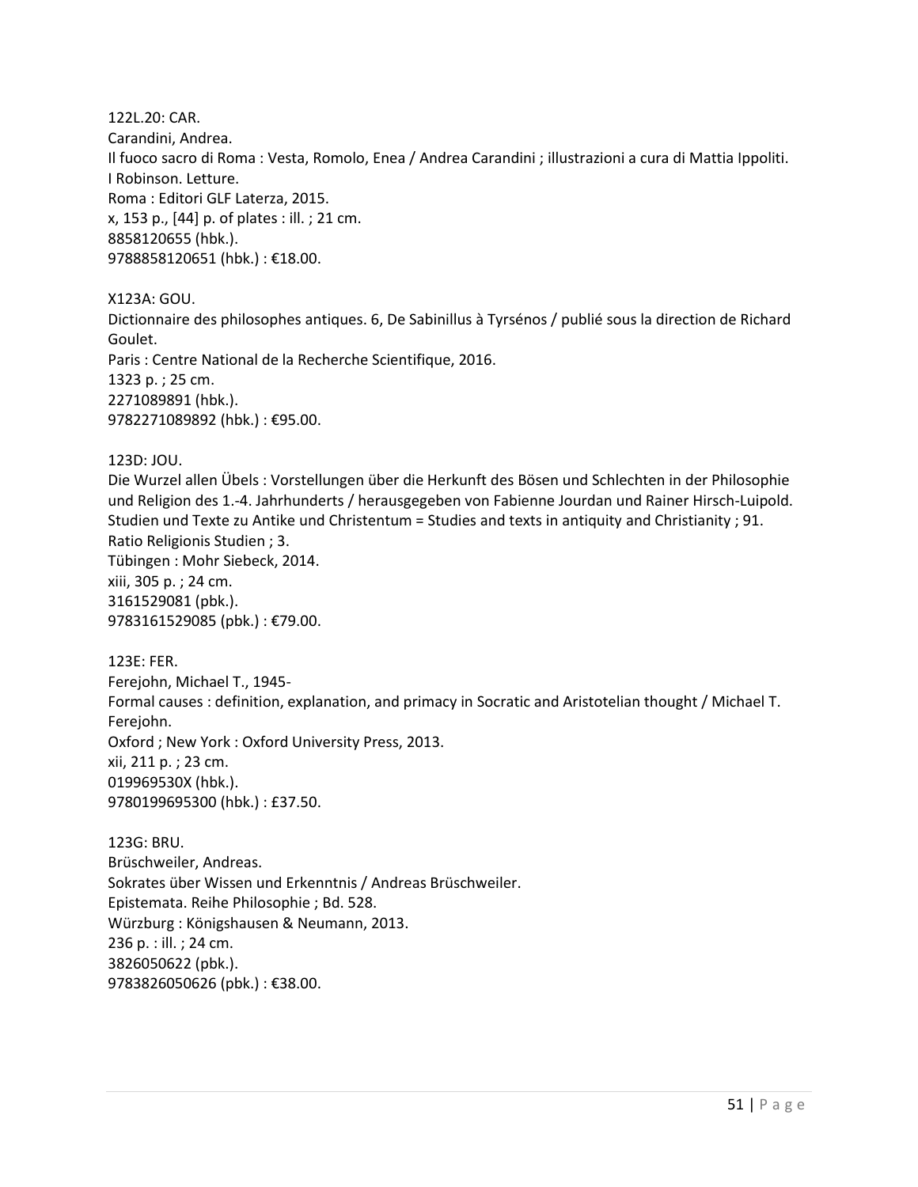122L.20: CAR.
Carandini, Andrea.
Il fuoco sacro di Roma : Vesta, Romolo, Enea / Andrea Carandini ; illustrazioni a cura di Mattia Ippoliti.
I Robinson. Letture.
Roma : Editori GLF Laterza, 2015.
x, 153 p., [44] p. of plates : ill. ; 21 cm.
8858120655 (hbk.).
9788858120651 (hbk.) : €18.00.

X123A: GOU.
Dictionnaire des philosophes antiques. 6, De Sabinillus à Tyrsénos / publié sous la direction de Richard Goulet.
Paris : Centre National de la Recherche Scientifique, 2016.
1323 p. ; 25 cm.
2271089891 (hbk.).
9782271089892 (hbk.) : €95.00.

123D: JOU.
Die Wurzel allen Übels : Vorstellungen über die Herkunft des Bösen und Schlechten in der Philosophie und Religion des 1.-4. Jahrhunderts / herausgegeben von Fabienne Jourdan und Rainer Hirsch-Luipold.
Studien und Texte zu Antike und Christentum = Studies and texts in antiquity and Christianity ; 91.
Ratio Religionis Studien ; 3.
Tübingen : Mohr Siebeck, 2014.
xiii, 305 p. ; 24 cm.
3161529081 (pbk.).
9783161529085 (pbk.) : €79.00.

123E: FER.
Ferejohn, Michael T., 1945-
Formal causes : definition, explanation, and primacy in Socratic and Aristotelian thought / Michael T. Ferejohn.
Oxford ; New York : Oxford University Press, 2013.
xii, 211 p. ; 23 cm.
019969530X (hbk.).
9780199695300 (hbk.) : £37.50.

123G: BRU.
Brüschweiler, Andreas.
Sokrates über Wissen und Erkenntnis / Andreas Brüschweiler.
Epistemata. Reihe Philosophie ; Bd. 528.
Würzburg : Königshausen & Neumann, 2013.
236 p. : ill. ; 24 cm.
3826050622 (pbk.).
9783826050626 (pbk.) : €38.00.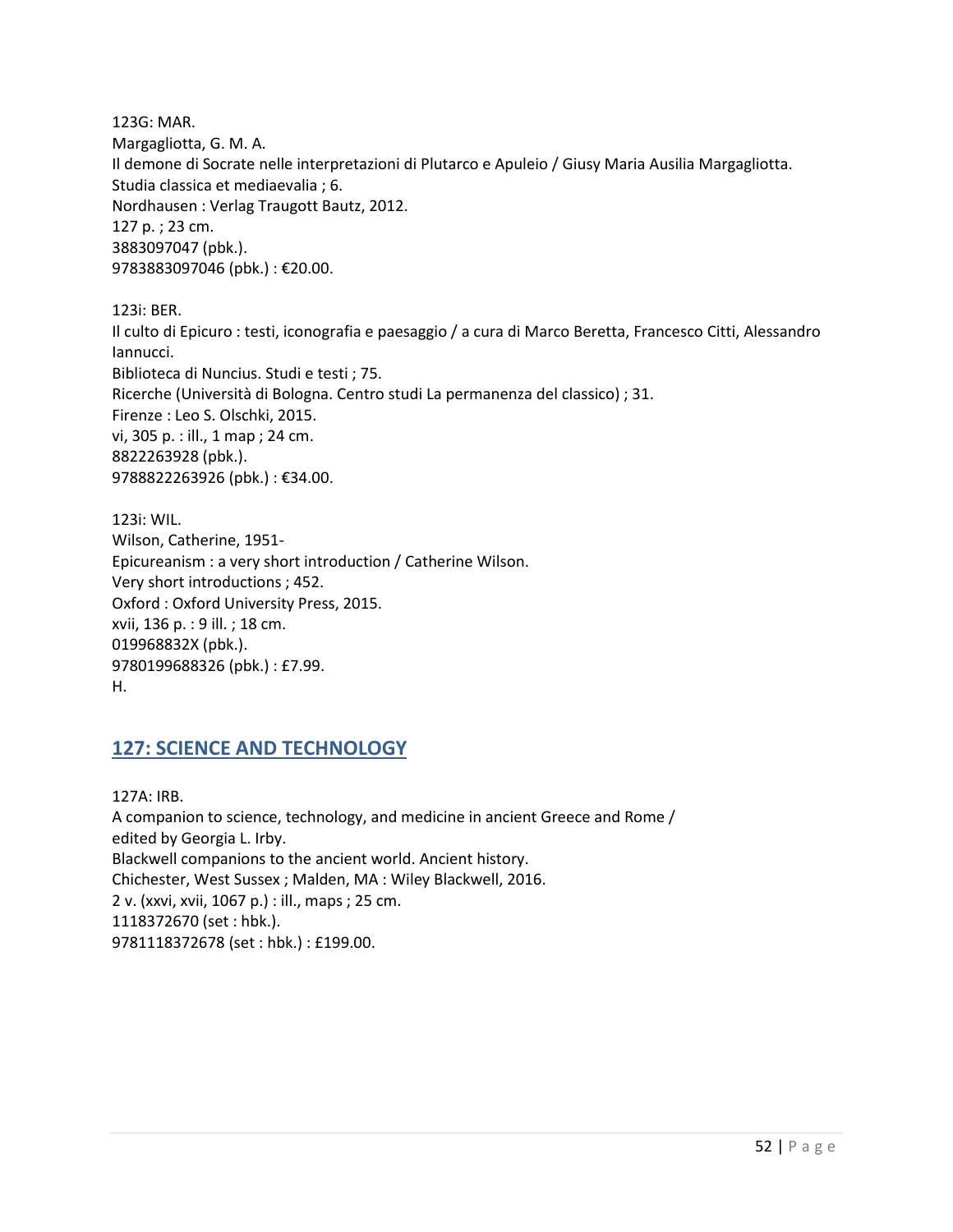123G: MAR.
Margagliotta, G. M. A.
Il demone di Socrate nelle interpretazioni di Plutarco e Apuleio / Giusy Maria Ausilia Margagliotta.
Studia classica et mediaevalia ; 6.
Nordhausen : Verlag Traugott Bautz, 2012.
127 p. ; 23 cm.
3883097047 (pbk.).
9783883097046 (pbk.) : €20.00.

123i: BER.
Il culto di Epicuro : testi, iconografia e paesaggio / a cura di Marco Beretta, Francesco Citti, Alessandro Iannucci.
Biblioteca di Nuncius. Studi e testi ; 75.
Ricerche (Università di Bologna. Centro studi La permanenza del classico) ; 31.
Firenze : Leo S. Olschki, 2015.
vi, 305 p. : ill., 1 map ; 24 cm.
8822263928 (pbk.).
9788822263926 (pbk.) : €34.00.

123i: WIL.
Wilson, Catherine, 1951-
Epicureanism : a very short introduction / Catherine Wilson.
Very short introductions ; 452.
Oxford : Oxford University Press, 2015.
xvii, 136 p. : 9 ill. ; 18 cm.
019968832X (pbk.).
9780199688326 (pbk.) : £7.99.
H.

## 127: SCIENCE AND TECHNOLOGY

127A: IRB.
A companion to science, technology, and medicine in ancient Greece and Rome /
edited by Georgia L. Irby.
Blackwell companions to the ancient world. Ancient history.
Chichester, West Sussex ; Malden, MA : Wiley Blackwell, 2016.
2 v. (xxvi, xvii, 1067 p.) : ill., maps ; 25 cm.
1118372670 (set : hbk.).
9781118372678 (set : hbk.) : £199.00.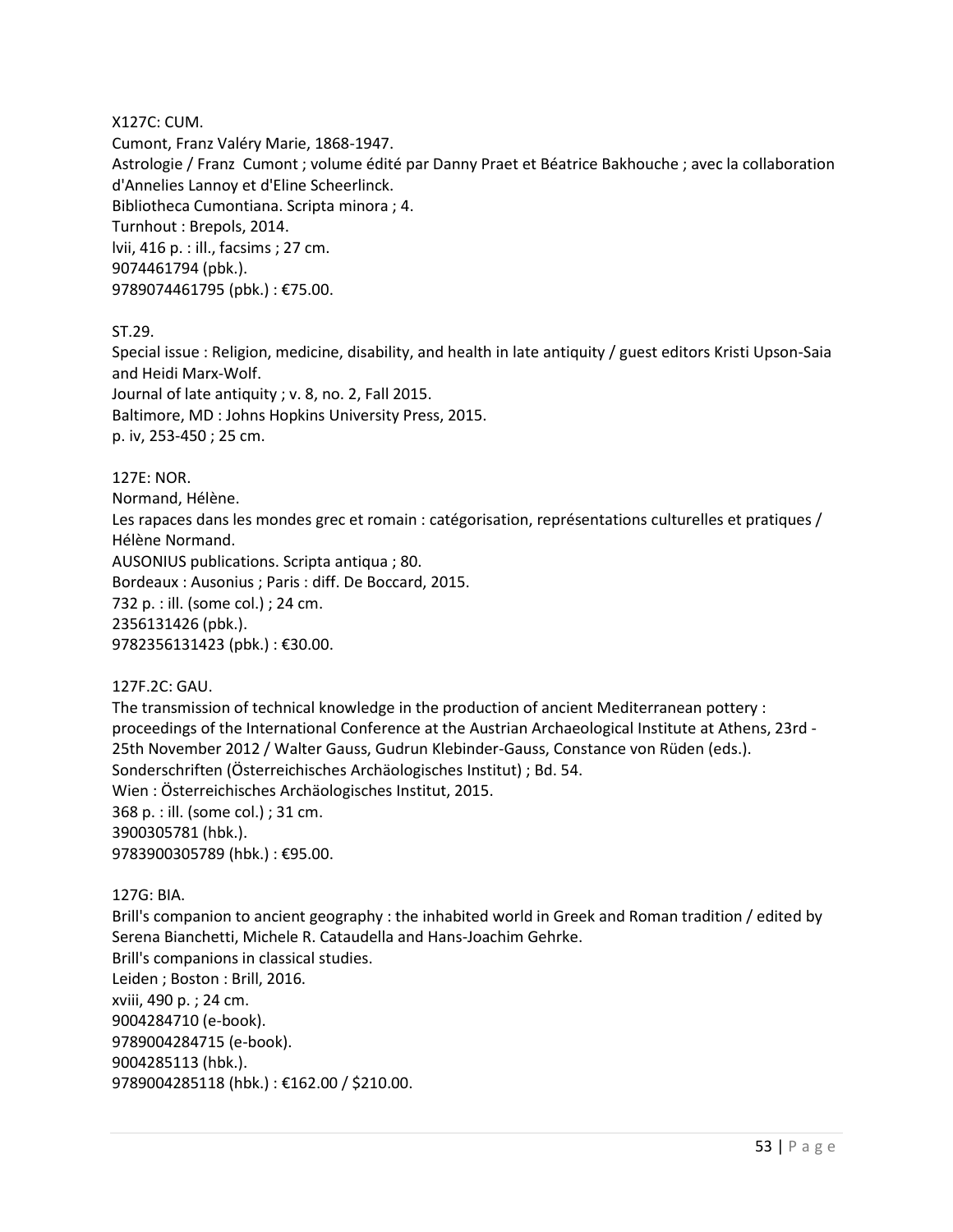X127C: CUM.
Cumont, Franz Valéry Marie, 1868-1947.
Astrologie / Franz  Cumont ; volume édité par Danny Praet et Béatrice Bakhouche ; avec la collaboration d'Annelies Lannoy et d'Eline Scheerlinck.
Bibliotheca Cumontiana. Scripta minora ; 4.
Turnhout : Brepols, 2014.
lvii, 416 p. : ill., facsims ; 27 cm.
9074461794 (pbk.).
9789074461795 (pbk.) : €75.00.

ST.29.
Special issue : Religion, medicine, disability, and health in late antiquity / guest editors Kristi Upson-Saia and Heidi Marx-Wolf.
Journal of late antiquity ; v. 8, no. 2, Fall 2015.
Baltimore, MD : Johns Hopkins University Press, 2015.
p. iv, 253-450 ; 25 cm.

127E: NOR.
Normand, Hélène.
Les rapaces dans les mondes grec et romain : catégorisation, représentations culturelles et pratiques / Hélène Normand.
AUSONIUS publications. Scripta antiqua ; 80.
Bordeaux : Ausonius ; Paris : diff. De Boccard, 2015.
732 p. : ill. (some col.) ; 24 cm.
2356131426 (pbk.).
9782356131423 (pbk.) : €30.00.

127F.2C: GAU.
The transmission of technical knowledge in the production of ancient Mediterranean pottery : proceedings of the International Conference at the Austrian Archaeological Institute at Athens, 23rd - 25th November 2012 / Walter Gauss, Gudrun Klebinder-Gauss, Constance von Rüden (eds.).
Sonderschriften (Österreichisches Archäologisches Institut) ; Bd. 54.
Wien : Österreichisches Archäologisches Institut, 2015.
368 p. : ill. (some col.) ; 31 cm.
3900305781 (hbk.).
9783900305789 (hbk.) : €95.00.

127G: BIA.
Brill's companion to ancient geography : the inhabited world in Greek and Roman tradition / edited by Serena Bianchetti, Michele R. Cataudella and Hans-Joachim Gehrke.
Brill's companions in classical studies.
Leiden ; Boston : Brill, 2016.
xviii, 490 p. ; 24 cm.
9004284710 (e-book).
9789004284715 (e-book).
9004285113 (hbk.).
9789004285118 (hbk.) : €162.00 / $210.00.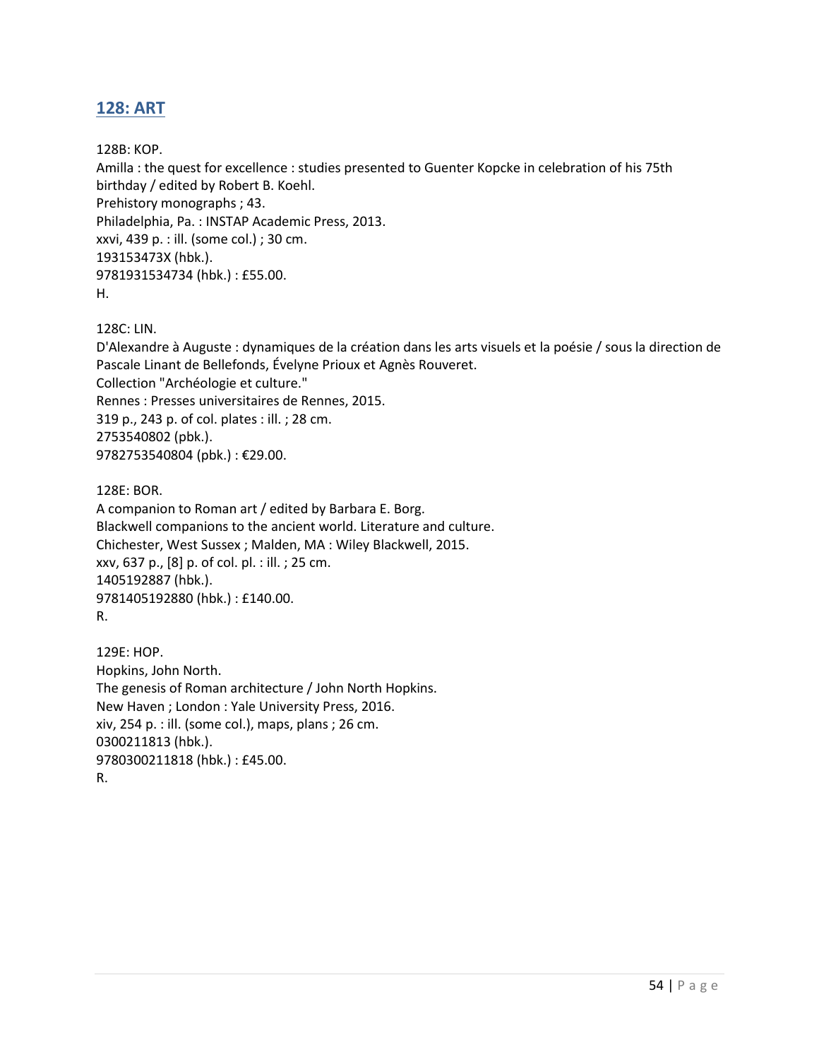## 128: ART

128B: KOP.
Amilla : the quest for excellence : studies presented to Guenter Kopcke in celebration of his 75th birthday / edited by Robert B. Koehl.
Prehistory monographs ; 43.
Philadelphia, Pa. : INSTAP Academic Press, 2013.
xxvi, 439 p. : ill. (some col.) ; 30 cm.
193153473X (hbk.).
9781931534734 (hbk.) : £55.00.
H.

128C: LIN.
D'Alexandre à Auguste : dynamiques de la création dans les arts visuels et la poésie / sous la direction de Pascale Linant de Bellefonds, Évelyne Prioux et Agnès Rouveret.
Collection "Archéologie et culture."
Rennes : Presses universitaires de Rennes, 2015.
319 p., 243 p. of col. plates : ill. ; 28 cm.
2753540802 (pbk.).
9782753540804 (pbk.) : €29.00.

128E: BOR.
A companion to Roman art / edited by Barbara E. Borg.
Blackwell companions to the ancient world. Literature and culture.
Chichester, West Sussex ; Malden, MA : Wiley Blackwell, 2015.
xxv, 637 p., [8] p. of col. pl. : ill. ; 25 cm.
1405192887 (hbk.).
9781405192880 (hbk.) : £140.00.
R.

129E: HOP.
Hopkins, John North.
The genesis of Roman architecture / John North Hopkins.
New Haven ; London : Yale University Press, 2016.
xiv, 254 p. : ill. (some col.), maps, plans ; 26 cm.
0300211813 (hbk.).
9780300211818 (hbk.) : £45.00.
R.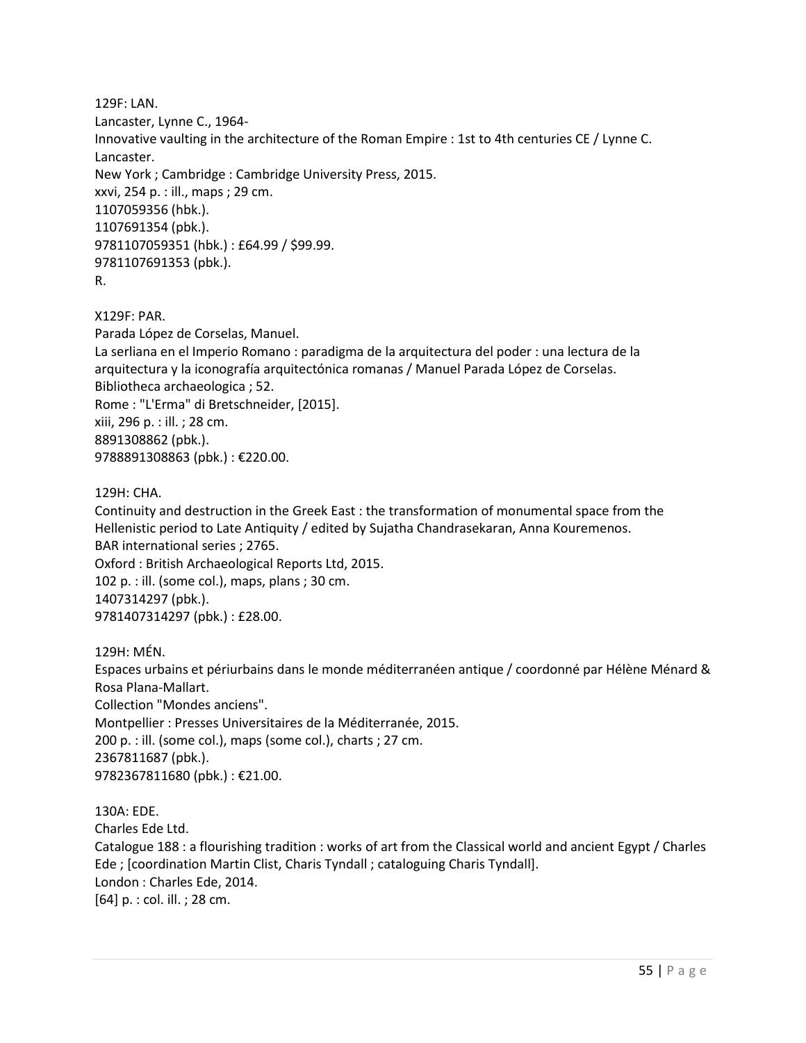129F: LAN.
Lancaster, Lynne C., 1964-
Innovative vaulting in the architecture of the Roman Empire : 1st to 4th centuries CE / Lynne C. Lancaster.
New York ; Cambridge : Cambridge University Press, 2015.
xxvi, 254 p. : ill., maps ; 29 cm.
1107059356 (hbk.).
1107691354 (pbk.).
9781107059351 (hbk.) : £64.99 / $99.99.
9781107691353 (pbk.).
R.

X129F: PAR.
Parada López de Corselas, Manuel.
La serliana en el Imperio Romano : paradigma de la arquitectura del poder : una lectura de la arquitectura y la iconografía arquitectónica romanas / Manuel Parada López de Corselas.
Bibliotheca archaeologica ; 52.
Rome : "L'Erma" di Bretschneider, [2015].
xiii, 296 p. : ill. ; 28 cm.
8891308862 (pbk.).
9788891308863 (pbk.) : €220.00.

129H: CHA.
Continuity and destruction in the Greek East : the transformation of monumental space from the Hellenistic period to Late Antiquity / edited by Sujatha Chandrasekaran, Anna Kouremenos.
BAR international series ; 2765.
Oxford : British Archaeological Reports Ltd, 2015.
102 p. : ill. (some col.), maps, plans ; 30 cm.
1407314297 (pbk.).
9781407314297 (pbk.) : £28.00.

129H: MÉN.
Espaces urbains et périurbains dans le monde méditerranéen antique / coordonné par Hélène Ménard & Rosa Plana-Mallart.
Collection "Mondes anciens".
Montpellier : Presses Universitaires de la Méditerranée, 2015.
200 p. : ill. (some col.), maps (some col.), charts ; 27 cm.
2367811687 (pbk.).
9782367811680 (pbk.) : €21.00.

130A: EDE.
Charles Ede Ltd.
Catalogue 188 : a flourishing tradition : works of art from the Classical world and ancient Egypt / Charles Ede ; [coordination Martin Clist, Charis Tyndall ; cataloguing Charis Tyndall].
London : Charles Ede, 2014.
[64] p. : col. ill. ; 28 cm.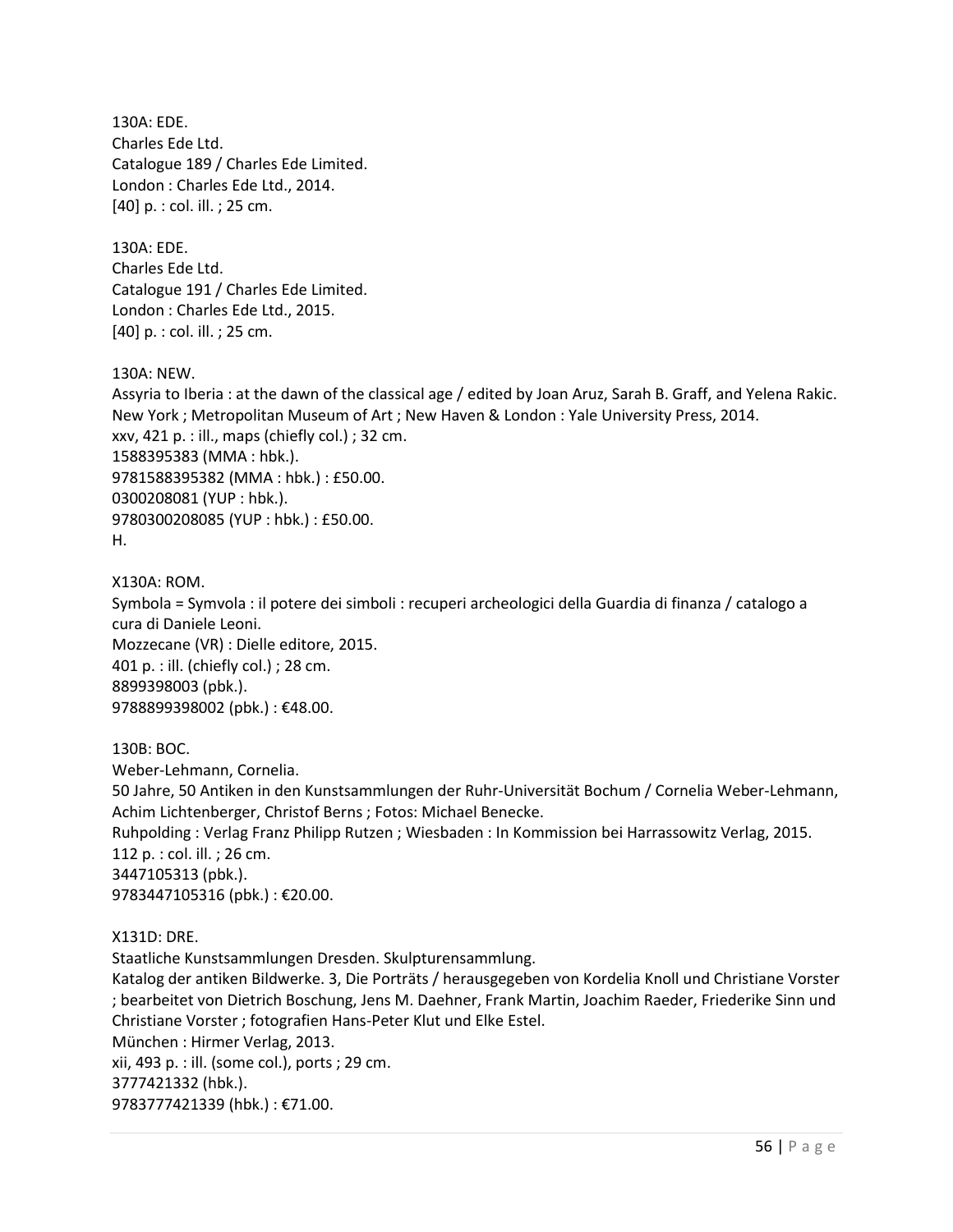130A: EDE.
Charles Ede Ltd.
Catalogue 189 / Charles Ede Limited.
London : Charles Ede Ltd., 2014.
[40] p. : col. ill. ; 25 cm.

130A: EDE.
Charles Ede Ltd.
Catalogue 191 / Charles Ede Limited.
London : Charles Ede Ltd., 2015.
[40] p. : col. ill. ; 25 cm.

130A: NEW.
Assyria to Iberia : at the dawn of the classical age / edited by Joan Aruz, Sarah B. Graff, and Yelena Rakic.
New York ; Metropolitan Museum of Art ; New Haven & London : Yale University Press, 2014.
xxv, 421 p. : ill., maps (chiefly col.) ; 32 cm.
1588395383 (MMA : hbk.).
9781588395382 (MMA : hbk.) : £50.00.
0300208081 (YUP : hbk.).
9780300208085 (YUP : hbk.) : £50.00.
H.

X130A: ROM.
Symbola = Symvola : il potere dei simboli : recuperi archeologici della Guardia di finanza / catalogo a cura di Daniele Leoni.
Mozzecane (VR) : Dielle editore, 2015.
401 p. : ill. (chiefly col.) ; 28 cm.
8899398003 (pbk.).
9788899398002 (pbk.) : €48.00.

130B: BOC.
Weber-Lehmann, Cornelia.
50 Jahre, 50 Antiken in den Kunstsammlungen der Ruhr-Universität Bochum / Cornelia Weber-Lehmann, Achim Lichtenberger, Christof Berns ; Fotos: Michael Benecke.
Ruhpolding : Verlag Franz Philipp Rutzen ; Wiesbaden : In Kommission bei Harrassowitz Verlag, 2015.
112 p. : col. ill. ; 26 cm.
3447105313 (pbk.).
9783447105316 (pbk.) : €20.00.

X131D: DRE.
Staatliche Kunstsammlungen Dresden. Skulpturensammlung.
Katalog der antiken Bildwerke. 3, Die Porträts / herausgegeben von Kordelia Knoll und Christiane Vorster ; bearbeitet von Dietrich Boschung, Jens M. Daehner, Frank Martin, Joachim Raeder, Friederike Sinn und Christiane Vorster ; fotografien Hans-Peter Klut und Elke Estel.
München : Hirmer Verlag, 2013.
xii, 493 p. : ill. (some col.), ports ; 29 cm.
3777421332 (hbk.).
9783777421339 (hbk.) : €71.00.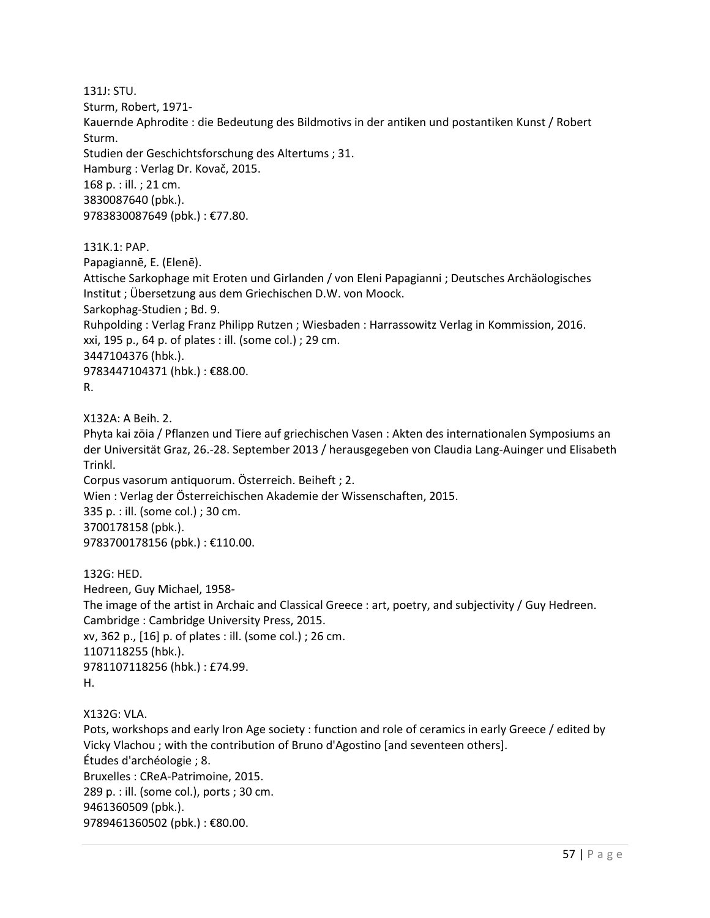131J: STU.
Sturm, Robert, 1971-
Kauernde Aphrodite : die Bedeutung des Bildmotivs in der antiken und postantiken Kunst / Robert Sturm.
Studien der Geschichtsforschung des Altertums ; 31.
Hamburg : Verlag Dr. Kovač, 2015.
168 p. : ill. ; 21 cm.
3830087640 (pbk.).
9783830087649 (pbk.) : €77.80.

131K.1: PAP.
Papagiannē, E. (Elenē).
Attische Sarkophage mit Eroten und Girlanden / von Eleni Papagianni ; Deutsches Archäologisches Institut ; Übersetzung aus dem Griechischen D.W. von Moock.
Sarkophag-Studien ; Bd. 9.
Ruhpolding : Verlag Franz Philipp Rutzen ; Wiesbaden : Harrassowitz Verlag in Kommission, 2016.
xxi, 195 p., 64 p. of plates : ill. (some col.) ; 29 cm.
3447104376 (hbk.).
9783447104371 (hbk.) : €88.00.
R.

X132A: A Beih. 2.
Phyta kai zōia / Pflanzen und Tiere auf griechischen Vasen : Akten des internationalen Symposiums an der Universität Graz, 26.-28. September 2013 / herausgegeben von Claudia Lang-Auinger und Elisabeth Trinkl.
Corpus vasorum antiquorum. Österreich. Beiheft ; 2.
Wien : Verlag der Österreichischen Akademie der Wissenschaften, 2015.
335 p. : ill. (some col.) ; 30 cm.
3700178158 (pbk.).
9783700178156 (pbk.) : €110.00.

132G: HED.
Hedreen, Guy Michael, 1958-
The image of the artist in Archaic and Classical Greece : art, poetry, and subjectivity / Guy Hedreen.
Cambridge : Cambridge University Press, 2015.
xv, 362 p., [16] p. of plates : ill. (some col.) ; 26 cm.
1107118255 (hbk.).
9781107118256 (hbk.) : £74.99.
H.

X132G: VLA.
Pots, workshops and early Iron Age society : function and role of ceramics in early Greece / edited by Vicky Vlachou ; with the contribution of Bruno d'Agostino [and seventeen others].
Études d'archéologie ; 8.
Bruxelles : CReA-Patrimoine, 2015.
289 p. : ill. (some col.), ports ; 30 cm.
9461360509 (pbk.).
9789461360502 (pbk.) : €80.00.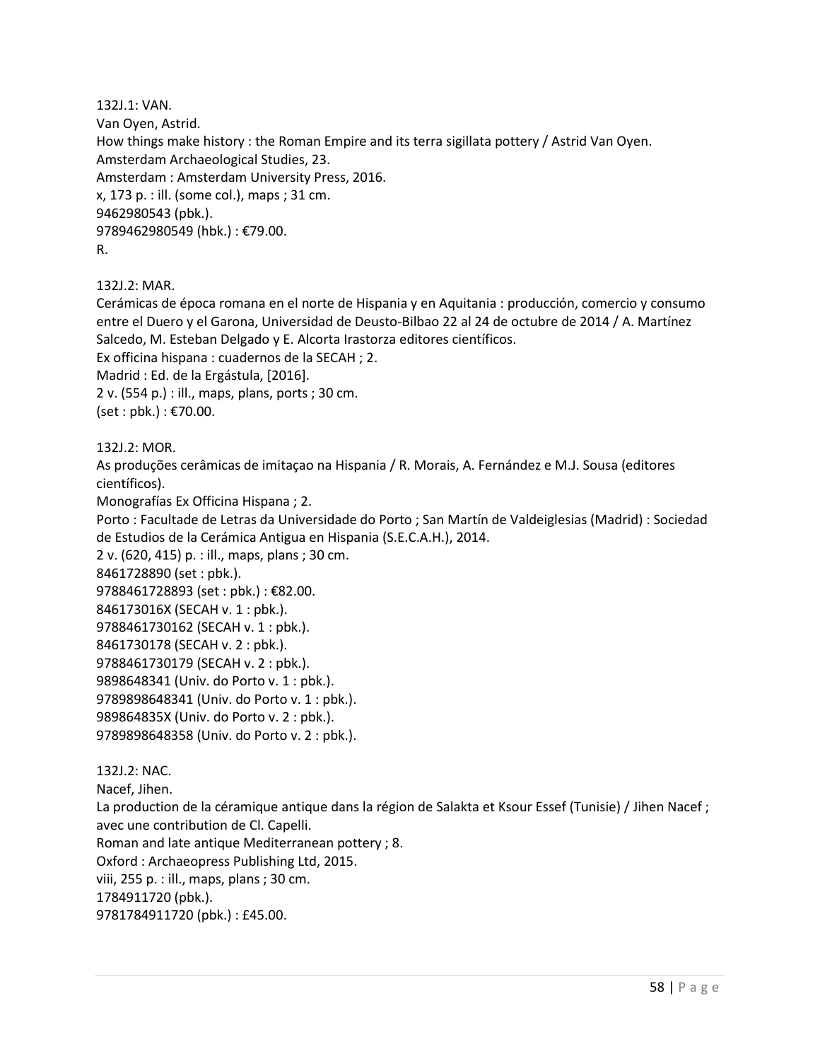132J.1: VAN.
Van Oyen, Astrid.
How things make history : the Roman Empire and its terra sigillata pottery / Astrid Van Oyen.
Amsterdam Archaeological Studies, 23.
Amsterdam : Amsterdam University Press, 2016.
x, 173 p. : ill. (some col.), maps ; 31 cm.
9462980543 (pbk.).
9789462980549 (hbk.) : €79.00.
R.

132J.2: MAR.
Cerámicas de época romana en el norte de Hispania y en Aquitania : producción, comercio y consumo entre el Duero y el Garona, Universidad de Deusto-Bilbao 22 al 24 de octubre de 2014 / A. Martínez Salcedo, M. Esteban Delgado y E. Alcorta Irastorza editores científicos.
Ex officina hispana : cuadernos de la SECAH ; 2.
Madrid : Ed. de la Ergástula, [2016].
2 v. (554 p.) : ill., maps, plans, ports ; 30 cm.
(set : pbk.) : €70.00.

132J.2: MOR.
As produções cerâmicas de imitaçao na Hispania / R. Morais, A. Fernández e M.J. Sousa (editores científicos).
Monografías Ex Officina Hispana ; 2.
Porto : Facultade de Letras da Universidade do Porto ; San Martín de Valdeiglesias (Madrid) : Sociedad de Estudios de la Cerámica Antigua en Hispania (S.E.C.A.H.), 2014.
2 v. (620, 415) p. : ill., maps, plans ; 30 cm.
8461728890 (set : pbk.).
9788461728893 (set : pbk.) : €82.00.
846173016X (SECAH v. 1 : pbk.).
9788461730162 (SECAH v. 1 : pbk.).
8461730178 (SECAH v. 2 : pbk.).
9788461730179 (SECAH v. 2 : pbk.).
9898648341 (Univ. do Porto v. 1 : pbk.).
9789898648341 (Univ. do Porto v. 1 : pbk.).
989864835X (Univ. do Porto v. 2 : pbk.).
9789898648358 (Univ. do Porto v. 2 : pbk.).

132J.2: NAC.
Nacef, Jihen.
La production de la céramique antique dans la région de Salakta et Ksour Essef (Tunisie) / Jihen Nacef ; avec une contribution de Cl. Capelli.
Roman and late antique Mediterranean pottery ; 8.
Oxford : Archaeopress Publishing Ltd, 2015.
viii, 255 p. : ill., maps, plans ; 30 cm.
1784911720 (pbk.).
9781784911720 (pbk.) : £45.00.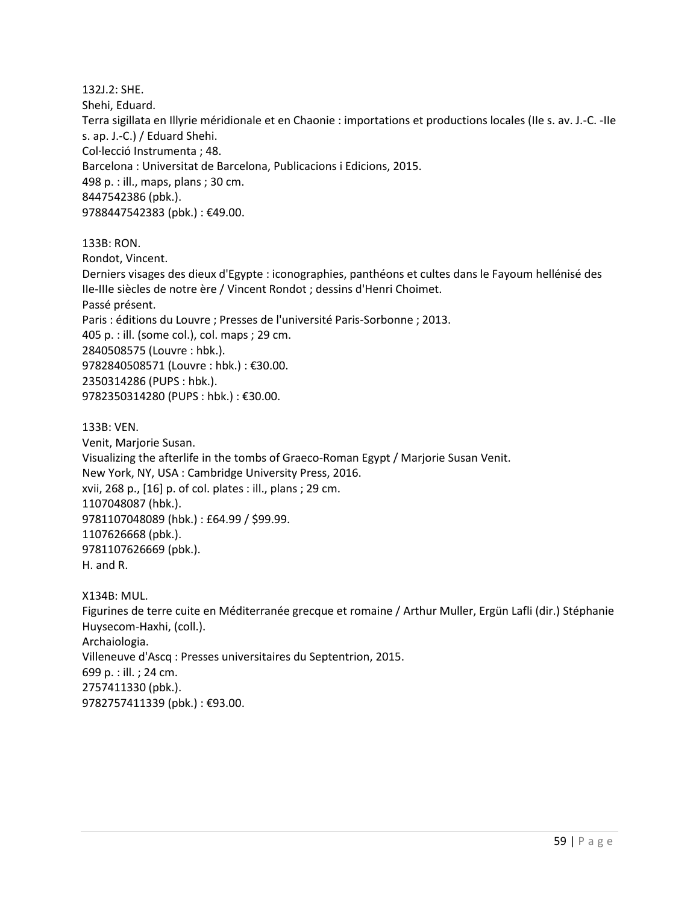132J.2: SHE.
Shehi, Eduard.
Terra sigillata en Illyrie méridionale et en Chaonie : importations et productions locales (IIe s. av. J.-C. -IIe s. ap. J.-C.) / Eduard Shehi.
Col·lecció Instrumenta ; 48.
Barcelona : Universitat de Barcelona, Publicacions i Edicions, 2015.
498 p. : ill., maps, plans ; 30 cm.
8447542386 (pbk.).
9788447542383 (pbk.) : €49.00.

133B: RON.
Rondot, Vincent.
Derniers visages des dieux d'Egypte : iconographies, panthéons et cultes dans le Fayoum hellénisé des IIe-IIIe siècles de notre ère / Vincent Rondot ; dessins d'Henri Choimet.
Passé présent.
Paris : éditions du Louvre ; Presses de l'université Paris-Sorbonne ; 2013.
405 p. : ill. (some col.), col. maps ; 29 cm.
2840508575 (Louvre : hbk.).
9782840508571 (Louvre : hbk.) : €30.00.
2350314286 (PUPS : hbk.).
9782350314280 (PUPS : hbk.) : €30.00.

133B: VEN.
Venit, Marjorie Susan.
Visualizing the afterlife in the tombs of Graeco-Roman Egypt / Marjorie Susan Venit.
New York, NY, USA : Cambridge University Press, 2016.
xvii, 268 p., [16] p. of col. plates : ill., plans ; 29 cm.
1107048087 (hbk.).
9781107048089 (hbk.) : £64.99 / $99.99.
1107626668 (pbk.).
9781107626669 (pbk.).
H. and R.

X134B: MUL.
Figurines de terre cuite en Méditerranée grecque et romaine / Arthur Muller, Ergün Lafli (dir.) Stéphanie Huysecom-Haxhi, (coll.).
Archaiologia.
Villeneuve d'Ascq : Presses universitaires du Septentrion, 2015.
699 p. : ill. ; 24 cm.
2757411330 (pbk.).
9782757411339 (pbk.) : €93.00.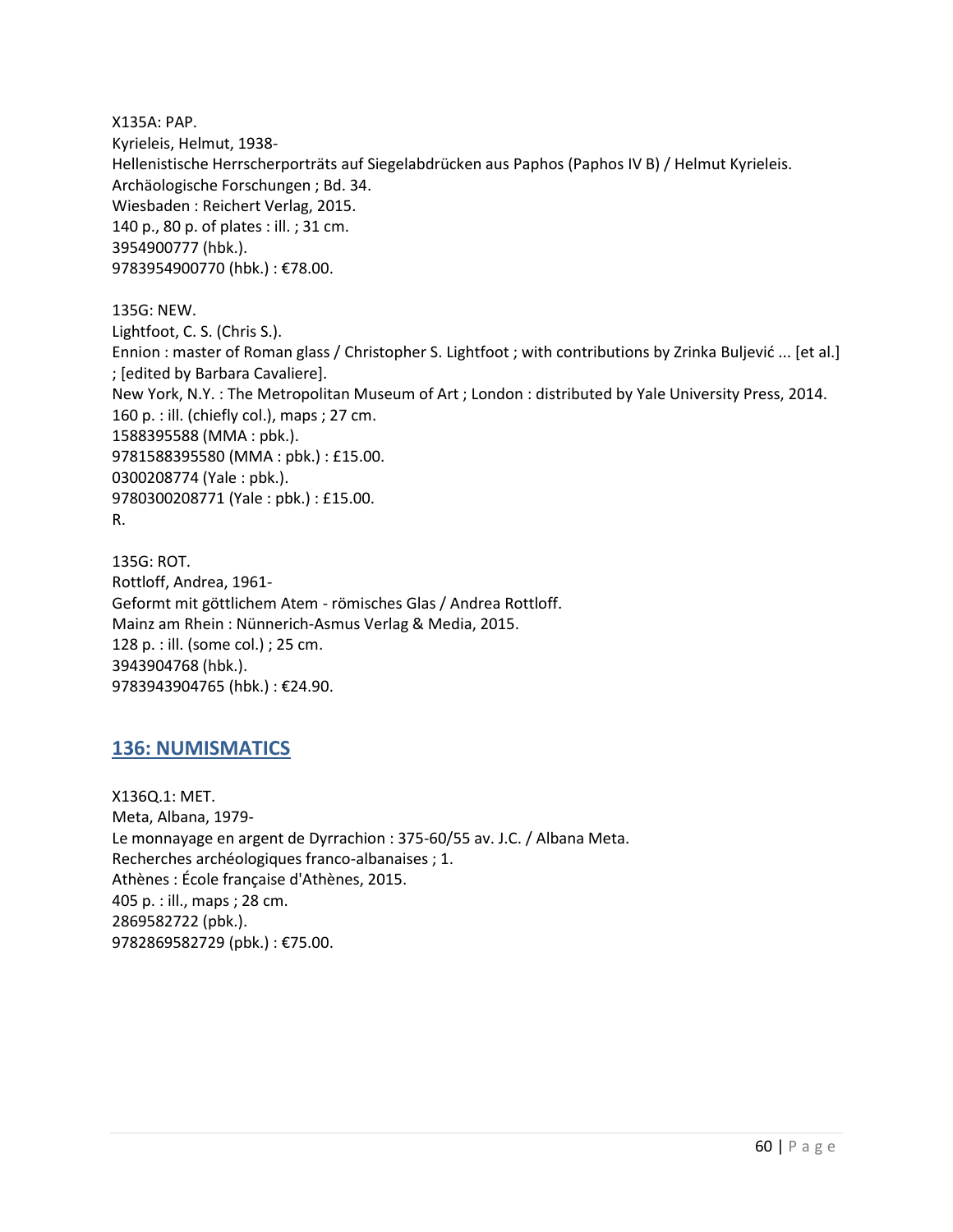X135A: PAP.
Kyrieleis, Helmut, 1938-
Hellenistische Herrscherporträts auf Siegelabdrücken aus Paphos (Paphos IV B) / Helmut Kyrieleis.
Archäologische Forschungen ; Bd. 34.
Wiesbaden : Reichert Verlag, 2015.
140 p., 80 p. of plates : ill. ; 31 cm.
3954900777 (hbk.).
9783954900770 (hbk.) : €78.00.

135G: NEW.
Lightfoot, C. S. (Chris S.).
Ennion : master of Roman glass / Christopher S. Lightfoot ; with contributions by Zrinka Buljević ... [et al.] ; [edited by Barbara Cavaliere].
New York, N.Y. : The Metropolitan Museum of Art ; London : distributed by Yale University Press, 2014.
160 p. : ill. (chiefly col.), maps ; 27 cm.
1588395588 (MMA : pbk.).
9781588395580 (MMA : pbk.) : £15.00.
0300208774 (Yale : pbk.).
9780300208771 (Yale : pbk.) : £15.00.
R.

135G: ROT.
Rottloff, Andrea, 1961-
Geformt mit göttlichem Atem - römisches Glas / Andrea Rottloff.
Mainz am Rhein : Nünnerich-Asmus Verlag & Media, 2015.
128 p. : ill. (some col.) ; 25 cm.
3943904768 (hbk.).
9783943904765 (hbk.) : €24.90.

## 136: NUMISMATICS

X136Q.1: MET.
Meta, Albana, 1979-
Le monnayage en argent de Dyrrachion : 375-60/55 av. J.C. / Albana Meta.
Recherches archéologiques franco-albanaises ; 1.
Athènes : École française d'Athènes, 2015.
405 p. : ill., maps ; 28 cm.
2869582722 (pbk.).
9782869582729 (pbk.) : €75.00.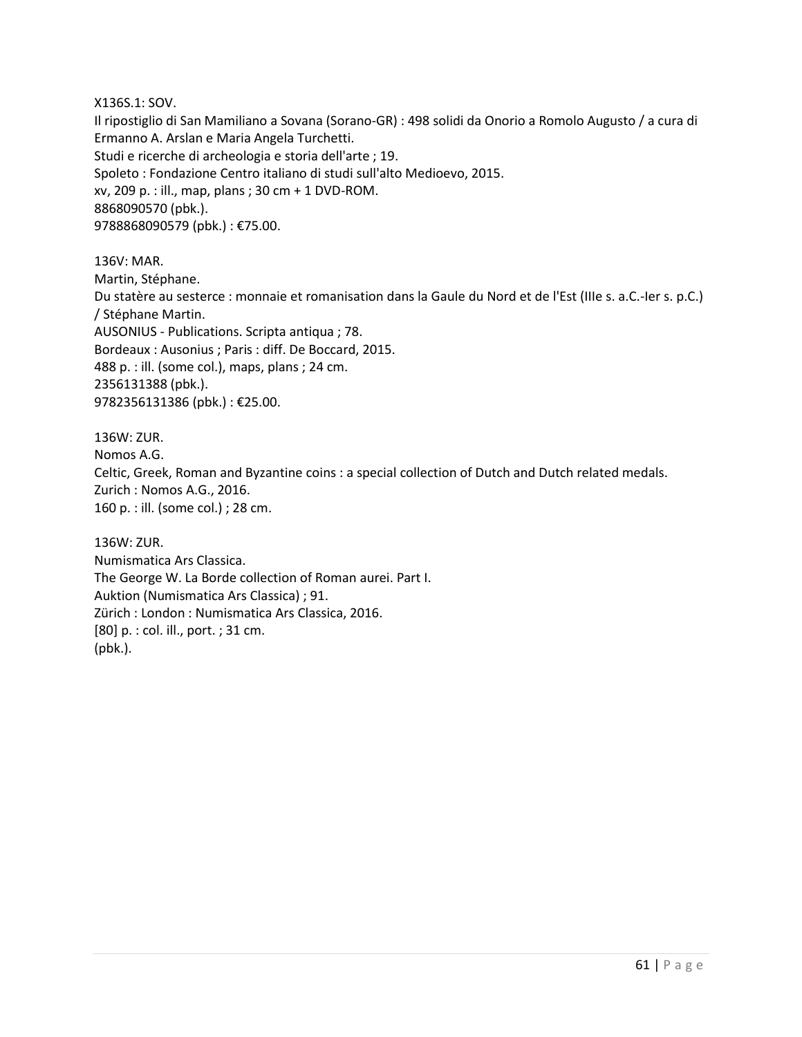X136S.1: SOV.
Il ripostiglio di San Mamiliano a Sovana (Sorano-GR) : 498 solidi da Onorio a Romolo Augusto / a cura di Ermanno A. Arslan e Maria Angela Turchetti.
Studi e ricerche di archeologia e storia dell'arte ; 19.
Spoleto : Fondazione Centro italiano di studi sull'alto Medioevo, 2015.
xv, 209 p. : ill., map, plans ; 30 cm + 1 DVD-ROM.
8868090570 (pbk.).
9788868090579 (pbk.) : €75.00.

136V: MAR.
Martin, Stéphane.
Du statère au sesterce : monnaie et romanisation dans la Gaule du Nord et de l'Est (IIIe s. a.C.-Ier s. p.C.) / Stéphane Martin.
AUSONIUS - Publications. Scripta antiqua ; 78.
Bordeaux : Ausonius ; Paris : diff. De Boccard, 2015.
488 p. : ill. (some col.), maps, plans ; 24 cm.
2356131388 (pbk.).
9782356131386 (pbk.) : €25.00.

136W: ZUR.
Nomos A.G.
Celtic, Greek, Roman and Byzantine coins : a special collection of Dutch and Dutch related medals.
Zurich : Nomos A.G., 2016.
160 p. : ill. (some col.) ; 28 cm.

136W: ZUR.
Numismatica Ars Classica.
The George W. La Borde collection of Roman aurei. Part I.
Auktion (Numismatica Ars Classica) ; 91.
Zürich : London : Numismatica Ars Classica, 2016.
[80] p. : col. ill., port. ; 31 cm.
(pbk.).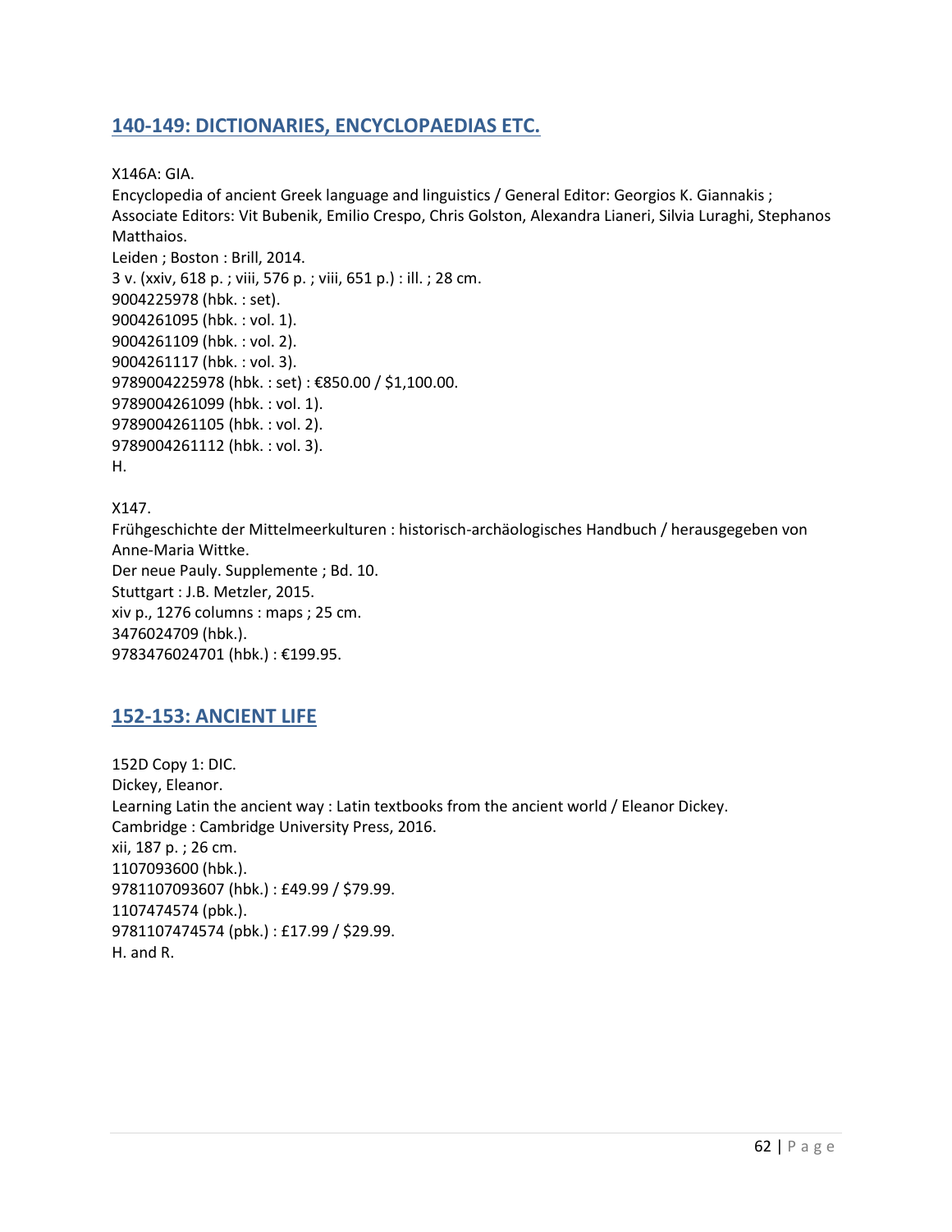## 140-149: DICTIONARIES, ENCYCLOPAEDIAS ETC.

X146A: GIA.
Encyclopedia of ancient Greek language and linguistics / General Editor: Georgios K. Giannakis ; Associate Editors: Vit Bubenik, Emilio Crespo, Chris Golston, Alexandra Lianeri, Silvia Luraghi, Stephanos Matthaios.
Leiden ; Boston : Brill, 2014.
3 v. (xxiv, 618 p. ; viii, 576 p. ; viii, 651 p.) : ill. ; 28 cm.
9004225978 (hbk. : set).
9004261095 (hbk. : vol. 1).
9004261109 (hbk. : vol. 2).
9004261117 (hbk. : vol. 3).
9789004225978 (hbk. : set) : €850.00 / $1,100.00.
9789004261099 (hbk. : vol. 1).
9789004261105 (hbk. : vol. 2).
9789004261112 (hbk. : vol. 3).
H.

X147.
Frühgeschichte der Mittelmeerkulturen : historisch-archäologisches Handbuch / herausgegeben von Anne-Maria Wittke.
Der neue Pauly. Supplemente ; Bd. 10.
Stuttgart : J.B. Metzler, 2015.
xiv p., 1276 columns : maps ; 25 cm.
3476024709 (hbk.).
9783476024701 (hbk.) : €199.95.

## 152-153: ANCIENT LIFE

152D Copy 1: DIC.
Dickey, Eleanor.
Learning Latin the ancient way : Latin textbooks from the ancient world / Eleanor Dickey.
Cambridge : Cambridge University Press, 2016.
xii, 187 p. ; 26 cm.
1107093600 (hbk.).
9781107093607 (hbk.) : £49.99 / $79.99.
1107474574 (pbk.).
9781107474574 (pbk.) : £17.99 / $29.99.
H. and R.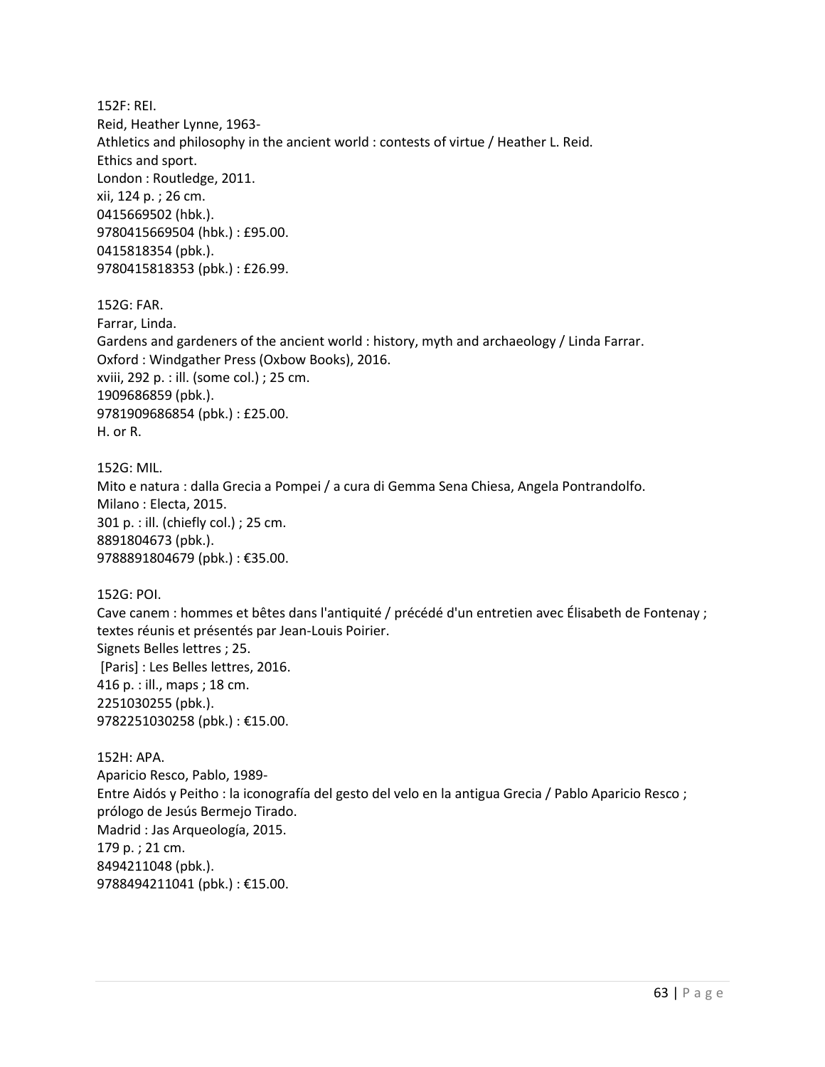152F: REI.
Reid, Heather Lynne, 1963-
Athletics and philosophy in the ancient world : contests of virtue / Heather L. Reid.
Ethics and sport.
London : Routledge, 2011.
xii, 124 p. ; 26 cm.
0415669502 (hbk.).
9780415669504 (hbk.) : £95.00.
0415818354 (pbk.).
9780415818353 (pbk.) : £26.99.

152G: FAR.
Farrar, Linda.
Gardens and gardeners of the ancient world : history, myth and archaeology / Linda Farrar.
Oxford : Windgather Press (Oxbow Books), 2016.
xviii, 292 p. : ill. (some col.) ; 25 cm.
1909686859 (pbk.).
9781909686854 (pbk.) : £25.00.
H. or R.

152G: MIL.
Mito e natura : dalla Grecia a Pompei / a cura di Gemma Sena Chiesa, Angela Pontrandolfo.
Milano : Electa, 2015.
301 p. : ill. (chiefly col.) ; 25 cm.
8891804673 (pbk.).
9788891804679 (pbk.) : €35.00.

152G: POI.
Cave canem : hommes et bêtes dans l'antiquité / précédé d'un entretien avec Élisabeth de Fontenay ; textes réunis et présentés par Jean-Louis Poirier.
Signets Belles lettres ; 25.
[Paris] : Les Belles lettres, 2016.
416 p. : ill., maps ; 18 cm.
2251030255 (pbk.).
9782251030258 (pbk.) : €15.00.

152H: APA.
Aparicio Resco, Pablo, 1989-
Entre Aidós y Peitho : la iconografía del gesto del velo en la antigua Grecia / Pablo Aparicio Resco ; prólogo de Jesús Bermejo Tirado.
Madrid : Jas Arqueología, 2015.
179 p. ; 21 cm.
8494211048 (pbk.).
9788494211041 (pbk.) : €15.00.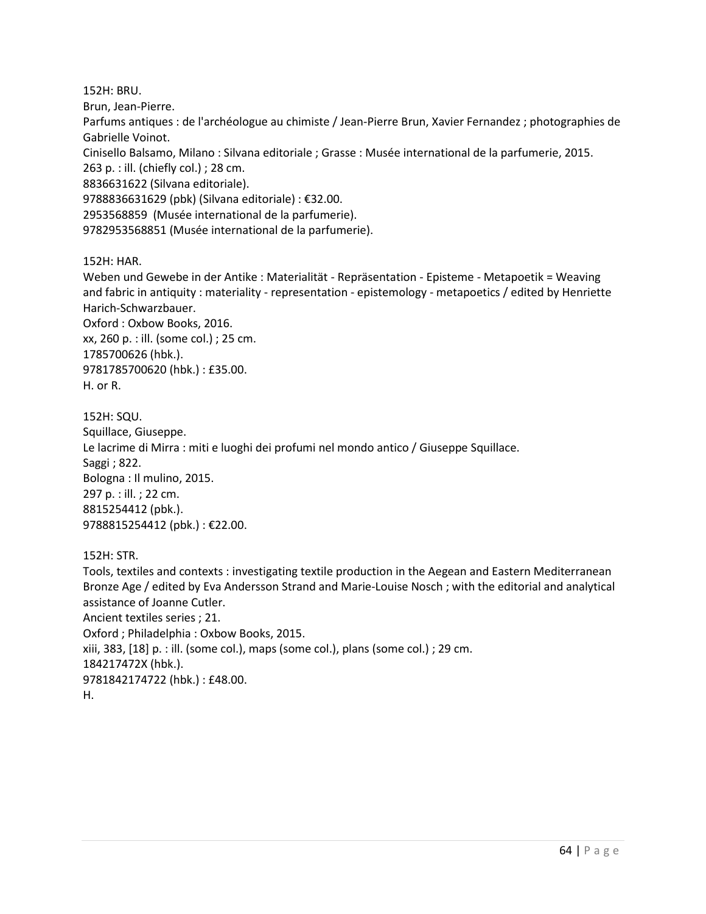152H: BRU.
Brun, Jean-Pierre.
Parfums antiques : de l'archéologue au chimiste / Jean-Pierre Brun, Xavier Fernandez ; photographies de Gabrielle Voinot.
Cinisello Balsamo, Milano : Silvana editoriale ; Grasse : Musée international de la parfumerie, 2015.
263 p. : ill. (chiefly col.) ; 28 cm.
8836631622 (Silvana editoriale).
9788836631629 (pbk) (Silvana editoriale) : €32.00.
2953568859 (Musée international de la parfumerie).
9782953568851 (Musée international de la parfumerie).

152H: HAR.
Weben und Gewebe in der Antike : Materialität - Repräsentation - Episteme - Metapoetik = Weaving and fabric in antiquity : materiality - representation - epistemology - metapoetics / edited by Henriette Harich-Schwarzbauer.
Oxford : Oxbow Books, 2016.
xx, 260 p. : ill. (some col.) ; 25 cm.
1785700626 (hbk.).
9781785700620 (hbk.) : £35.00.
H. or R.

152H: SQU.
Squillace, Giuseppe.
Le lacrime di Mirra : miti e luoghi dei profumi nel mondo antico / Giuseppe Squillace.
Saggi ; 822.
Bologna : Il mulino, 2015.
297 p. : ill. ; 22 cm.
8815254412 (pbk.).
9788815254412 (pbk.) : €22.00.

152H: STR.
Tools, textiles and contexts : investigating textile production in the Aegean and Eastern Mediterranean Bronze Age / edited by Eva Andersson Strand and Marie-Louise Nosch ; with the editorial and analytical assistance of Joanne Cutler.
Ancient textiles series ; 21.
Oxford ; Philadelphia : Oxbow Books, 2015.
xiii, 383, [18] p. : ill. (some col.), maps (some col.), plans (some col.) ; 29 cm.
184217472X (hbk.).
9781842174722 (hbk.) : £48.00.
H.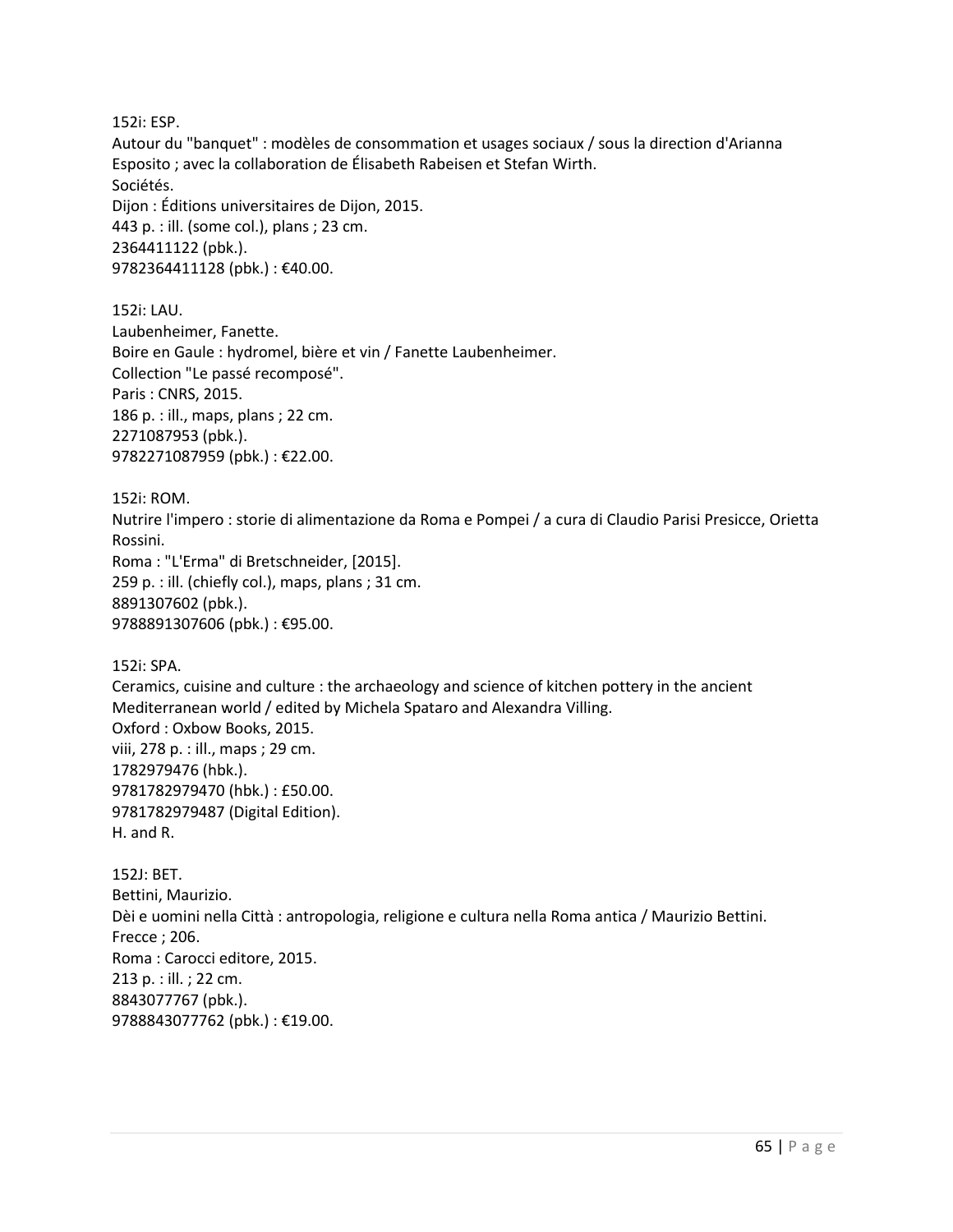152i: ESP.
Autour du "banquet" : modèles de consommation et usages sociaux / sous la direction d'Arianna Esposito ; avec la collaboration de Élisabeth Rabeisen et Stefan Wirth.
Sociétés.
Dijon : Éditions universitaires de Dijon, 2015.
443 p. : ill. (some col.), plans ; 23 cm.
2364411122 (pbk.).
9782364411128 (pbk.) : €40.00.

152i: LAU.
Laubenheimer, Fanette.
Boire en Gaule : hydromel, bière et vin / Fanette Laubenheimer.
Collection "Le passé recomposé".
Paris : CNRS, 2015.
186 p. : ill., maps, plans ; 22 cm.
2271087953 (pbk.).
9782271087959 (pbk.) : €22.00.

152i: ROM.
Nutrire l'impero : storie di alimentazione da Roma e Pompei / a cura di Claudio Parisi Presicce, Orietta Rossini.
Roma : "L'Erma" di Bretschneider, [2015].
259 p. : ill. (chiefly col.), maps, plans ; 31 cm.
8891307602 (pbk.).
9788891307606 (pbk.) : €95.00.

152i: SPA.
Ceramics, cuisine and culture : the archaeology and science of kitchen pottery in the ancient Mediterranean world / edited by Michela Spataro and Alexandra Villing.
Oxford : Oxbow Books, 2015.
viii, 278 p. : ill., maps ; 29 cm.
1782979476 (hbk.).
9781782979470 (hbk.) : £50.00.
9781782979487 (Digital Edition).
H. and R.

152J: BET.
Bettini, Maurizio.
Dèi e uomini nella Città : antropologia, religione e cultura nella Roma antica / Maurizio Bettini.
Frecce ; 206.
Roma : Carocci editore, 2015.
213 p. : ill. ; 22 cm.
8843077767 (pbk.).
9788843077762 (pbk.) : €19.00.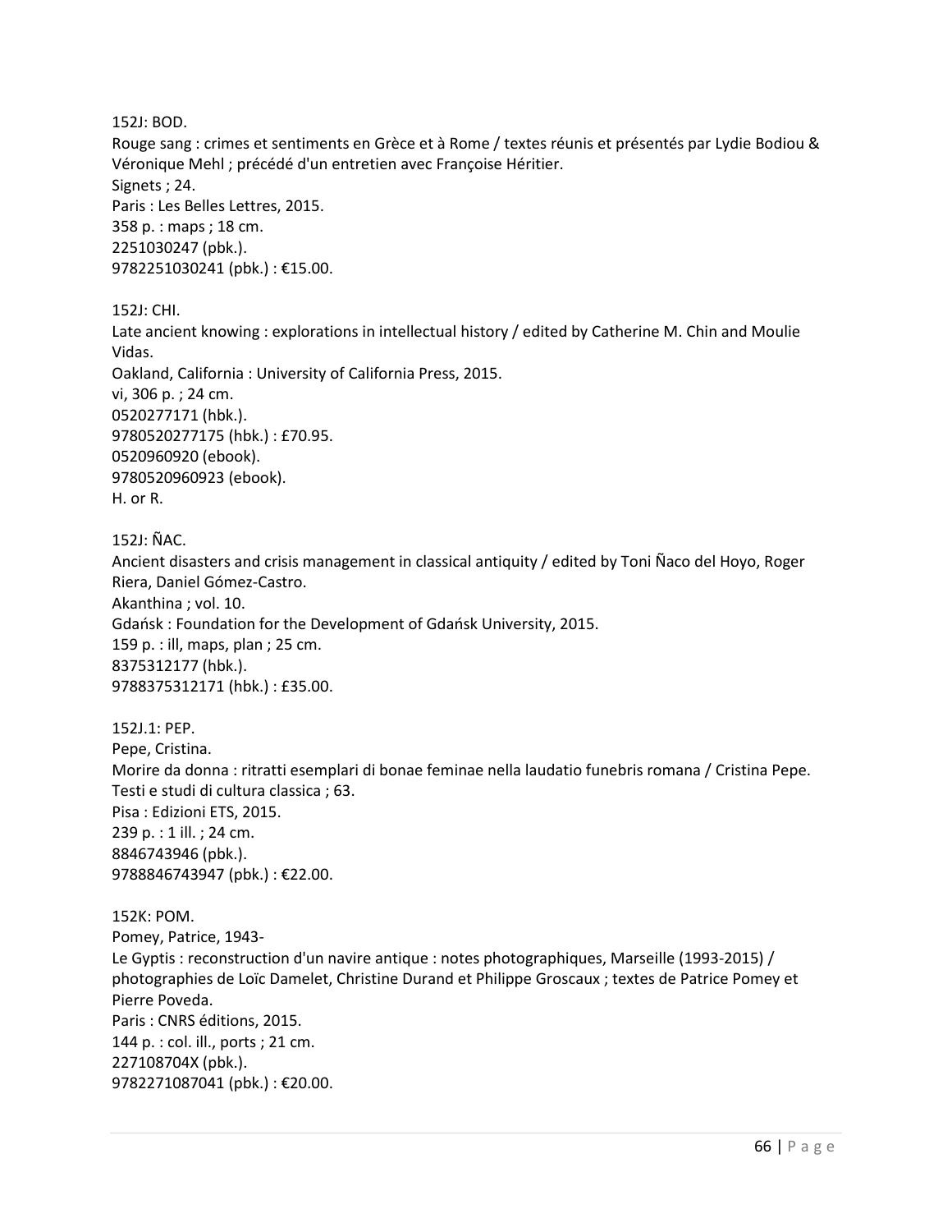152J: BOD.
Rouge sang : crimes et sentiments en Grèce et à Rome / textes réunis et présentés par Lydie Bodiou & Véronique Mehl ; précédé d'un entretien avec Françoise Héritier.
Signets ; 24.
Paris : Les Belles Lettres, 2015.
358 p. : maps ; 18 cm.
2251030247 (pbk.).
9782251030241 (pbk.) : €15.00.

152J: CHI.
Late ancient knowing : explorations in intellectual history / edited by Catherine M. Chin and Moulie Vidas.
Oakland, California : University of California Press, 2015.
vi, 306 p. ; 24 cm.
0520277171 (hbk.).
9780520277175 (hbk.) : £70.95.
0520960920 (ebook).
9780520960923 (ebook).
H. or R.

152J: ÑAC.
Ancient disasters and crisis management in classical antiquity / edited by Toni Ñaco del Hoyo, Roger Riera, Daniel Gómez-Castro.
Akanthina ; vol. 10.
Gdańsk : Foundation for the Development of Gdańsk University, 2015.
159 p. : ill, maps, plan ; 25 cm.
8375312177 (hbk.).
9788375312171 (hbk.) : £35.00.

152J.1: PEP.
Pepe, Cristina.
Morire da donna : ritratti esemplari di bonae feminae nella laudatio funebris romana / Cristina Pepe.
Testi e studi di cultura classica ; 63.
Pisa : Edizioni ETS, 2015.
239 p. : 1 ill. ; 24 cm.
8846743946 (pbk.).
9788846743947 (pbk.) : €22.00.

152K: POM.
Pomey, Patrice, 1943-
Le Gyptis : reconstruction d'un navire antique : notes photographiques, Marseille (1993-2015) / photographies de Loïc Damelet, Christine Durand et Philippe Groscaux ; textes de Patrice Pomey et Pierre Poveda.
Paris : CNRS éditions, 2015.
144 p. : col. ill., ports ; 21 cm.
227108704X (pbk.).
9782271087041 (pbk.) : €20.00.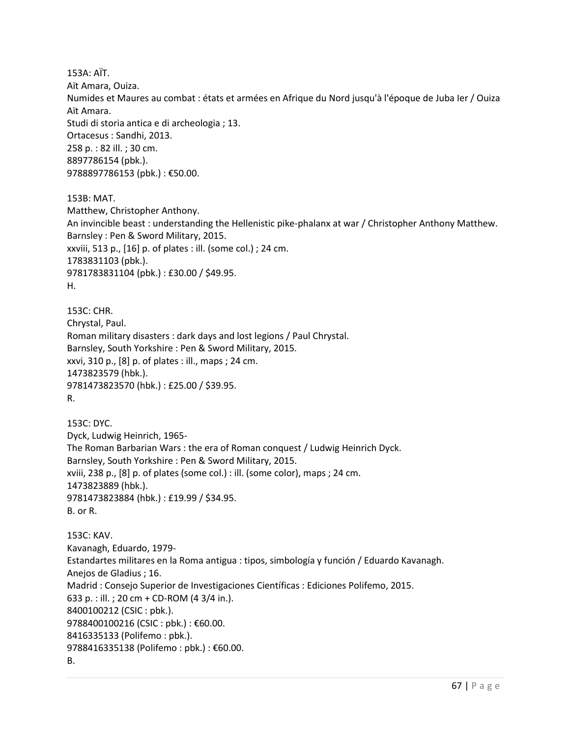153A: AÏT.
Aït Amara, Ouiza.
Numides et Maures au combat : états et armées en Afrique du Nord jusqu'à l'époque de Juba Ier / Ouiza Aït Amara.
Studi di storia antica e di archeologia ; 13.
Ortacesus : Sandhi, 2013.
258 p. : 82 ill. ; 30 cm.
8897786154 (pbk.).
9788897786153 (pbk.) : €50.00.

153B: MAT.
Matthew, Christopher Anthony.
An invincible beast : understanding the Hellenistic pike-phalanx at war / Christopher Anthony Matthew.
Barnsley : Pen & Sword Military, 2015.
xxviii, 513 p., [16] p. of plates : ill. (some col.) ; 24 cm.
1783831103 (pbk.).
9781783831104 (pbk.) : £30.00 / $49.95.
H.

153C: CHR.
Chrystal, Paul.
Roman military disasters : dark days and lost legions / Paul Chrystal.
Barnsley, South Yorkshire : Pen & Sword Military, 2015.
xxvi, 310 p., [8] p. of plates : ill., maps ; 24 cm.
1473823579 (hbk.).
9781473823570 (hbk.) : £25.00 / $39.95.
R.

153C: DYC.
Dyck, Ludwig Heinrich, 1965-
The Roman Barbarian Wars : the era of Roman conquest / Ludwig Heinrich Dyck.
Barnsley, South Yorkshire : Pen & Sword Military, 2015.
xviii, 238 p., [8] p. of plates (some col.) : ill. (some color), maps ; 24 cm.
1473823889 (hbk.).
9781473823884 (hbk.) : £19.99 / $34.95.
B. or R.

153C: KAV.
Kavanagh, Eduardo, 1979-
Estandartes militares en la Roma antigua : tipos, simbología y función / Eduardo Kavanagh.
Anejos de Gladius ; 16.
Madrid : Consejo Superior de Investigaciones Científicas : Ediciones Polifemo, 2015.
633 p. : ill. ; 20 cm + CD-ROM (4 3/4 in.).
8400100212 (CSIC : pbk.).
9788400100216 (CSIC : pbk.) : €60.00.
8416335133 (Polifemo : pbk.).
9788416335138 (Polifemo : pbk.) : €60.00.
B.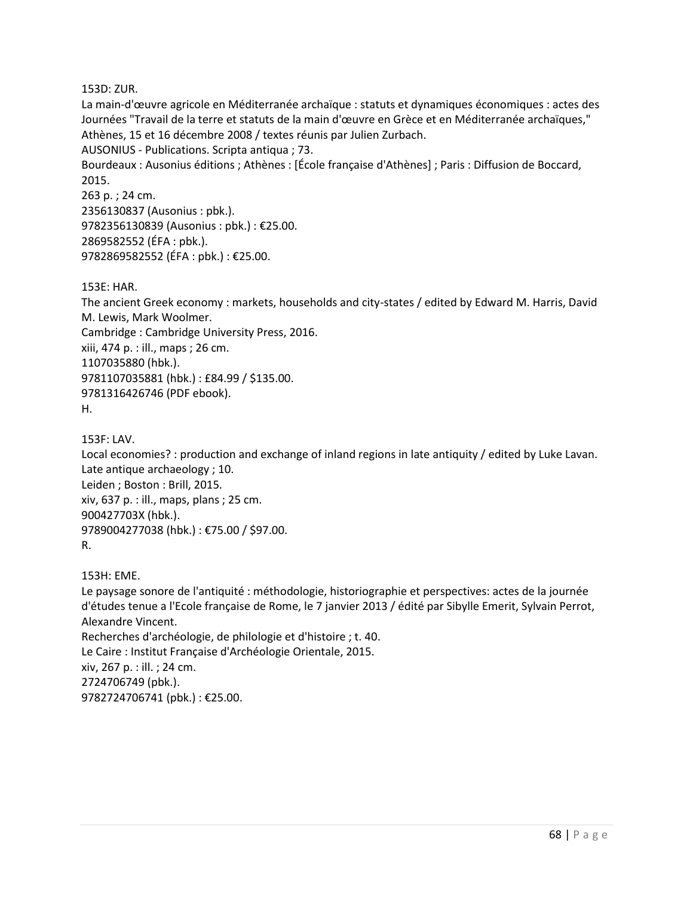153D: ZUR.
La main-d'œuvre agricole en Méditerranée archaïque : statuts et dynamiques économiques : actes des Journées "Travail de la terre et statuts de la main d'œuvre en Grèce et en Méditerranée archaïques," Athènes, 15 et 16 décembre 2008 / textes réunis par Julien Zurbach.
AUSONIUS - Publications. Scripta antiqua ; 73.
Bourdeaux : Ausonius éditions ; Athènes : [École française d'Athènes] ; Paris : Diffusion de Boccard, 2015.
263 p. ; 24 cm.
2356130837 (Ausonius : pbk.).
9782356130839 (Ausonius : pbk.) : €25.00.
2869582552 (ÉFA : pbk.).
9782869582552 (ÉFA : pbk.) : €25.00.

153E: HAR.
The ancient Greek economy : markets, households and city-states / edited by Edward M. Harris, David M. Lewis, Mark Woolmer.
Cambridge : Cambridge University Press, 2016.
xiii, 474 p. : ill., maps ; 26 cm.
1107035880 (hbk.).
9781107035881 (hbk.) : £84.99 / $135.00.
9781316426746 (PDF ebook).
H.

153F: LAV.
Local economies? : production and exchange of inland regions in late antiquity / edited by Luke Lavan.
Late antique archaeology ; 10.
Leiden ; Boston : Brill, 2015.
xiv, 637 p. : ill., maps, plans ; 25 cm.
900427703X (hbk.).
9789004277038 (hbk.) : €75.00 / $97.00.
R.

153H: EME.
Le paysage sonore de l'antiquité : méthodologie, historiographie et perspectives: actes de la journée d'études tenue a l'Ecole française de Rome, le 7 janvier 2013 / édité par Sibylle Emerit, Sylvain Perrot, Alexandre Vincent.
Recherches d'archéologie, de philologie et d'histoire ; t. 40.
Le Caire : Institut Française d'Archéologie Orientale, 2015.
xiv, 267 p. : ill. ; 24 cm.
2724706749 (pbk.).
9782724706741 (pbk.) : €25.00.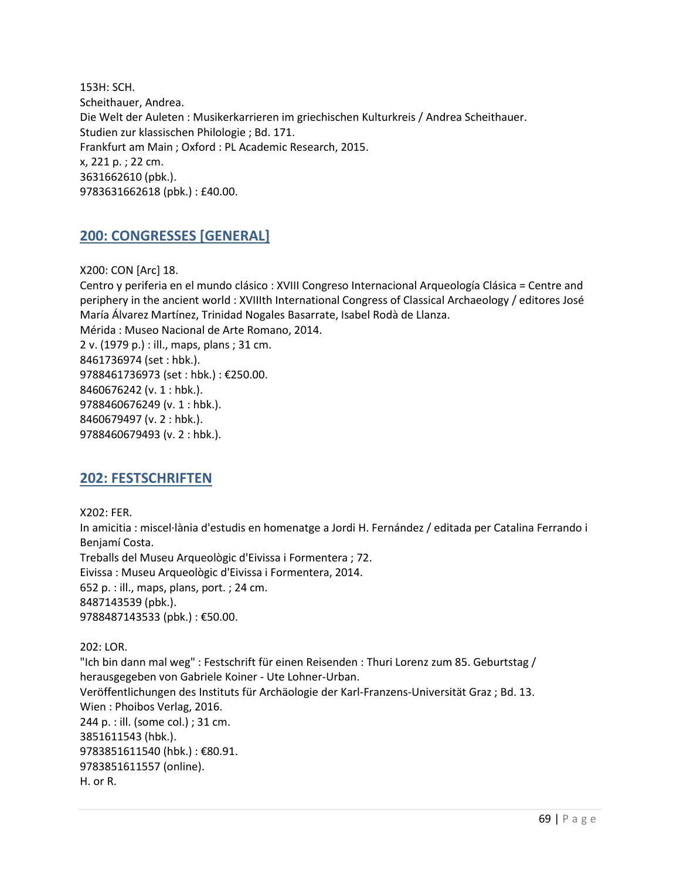153H: SCH.
Scheithauer, Andrea.
Die Welt der Auleten : Musikerkarrieren im griechischen Kulturkreis / Andrea Scheithauer.
Studien zur klassischen Philologie ; Bd. 171.
Frankfurt am Main ; Oxford : PL Academic Research, 2015.
x, 221 p. ; 22 cm.
3631662610 (pbk.).
9783631662618 (pbk.) : £40.00.

## 200: CONGRESSES [GENERAL]

X200: CON [Arc] 18.
Centro y periferia en el mundo clásico : XVIII Congreso Internacional Arqueología Clásica = Centre and periphery in the ancient world : XVIIIth International Congress of Classical Archaeology / editores José María Álvarez Martínez, Trinidad Nogales Basarrate, Isabel Rodà de Llanza.
Mérida : Museo Nacional de Arte Romano, 2014.
2 v. (1979 p.) : ill., maps, plans ; 31 cm.
8461736974 (set : hbk.).
9788461736973 (set : hbk.) : €250.00.
8460676242 (v. 1 : hbk.).
9788460676249 (v. 1 : hbk.).
8460679497 (v. 2 : hbk.).
9788460679493 (v. 2 : hbk.).

## 202: FESTSCHRIFTEN

X202: FER.
In amicitia : miscel·lània d'estudis en homenatge a Jordi H. Fernández / editada per Catalina Ferrando i Benjamí Costa.
Treballs del Museu Arqueològic d'Eivissa i Formentera ; 72.
Eivissa : Museu Arqueològic d'Eivissa i Formentera, 2014.
652 p. : ill., maps, plans, port. ; 24 cm.
8487143539 (pbk.).
9788487143533 (pbk.) : €50.00.

202: LOR.
"Ich bin dann mal weg" : Festschrift für einen Reisenden : Thuri Lorenz zum 85. Geburtstag / herausgegeben von Gabriele Koiner - Ute Lohner-Urban.
Veröffentlichungen des Instituts für Archäologie der Karl-Franzens-Universität Graz ; Bd. 13.
Wien : Phoibos Verlag, 2016.
244 p. : ill. (some col.) ; 31 cm.
3851611543 (hbk.).
9783851611540 (hbk.) : €80.91.
9783851611557 (online).
H. or R.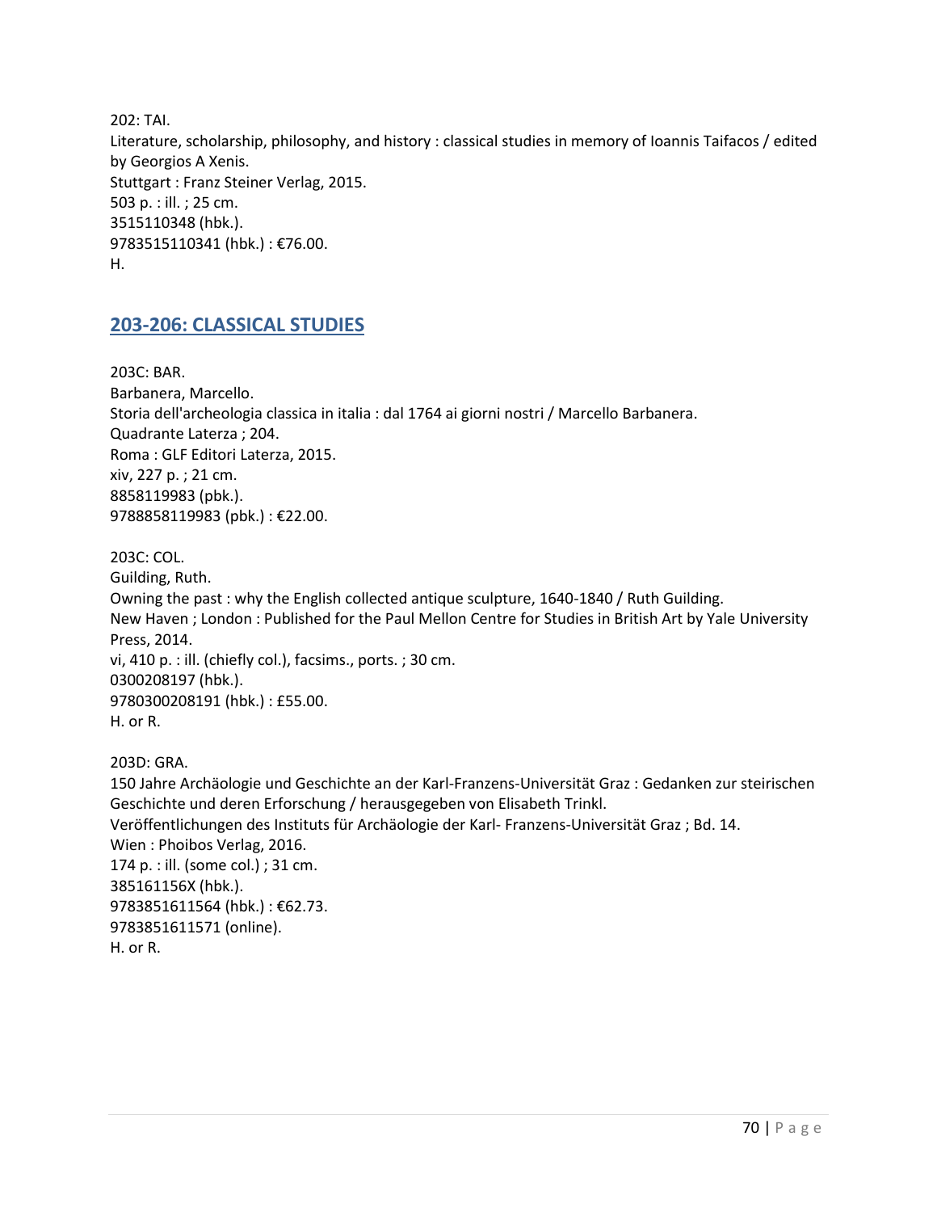202: TAI.
Literature, scholarship, philosophy, and history : classical studies in memory of Ioannis Taifacos / edited by Georgios A Xenis.
Stuttgart : Franz Steiner Verlag, 2015.
503 p. : ill. ; 25 cm.
3515110348 (hbk.).
9783515110341 (hbk.) : €76.00.
H.

## 203-206: CLASSICAL STUDIES

203C: BAR.
Barbanera, Marcello.
Storia dell'archeologia classica in italia : dal 1764 ai giorni nostri / Marcello Barbanera.
Quadrante Laterza ; 204.
Roma : GLF Editori Laterza, 2015.
xiv, 227 p. ; 21 cm.
8858119983 (pbk.).
9788858119983 (pbk.) : €22.00.

203C: COL.
Guilding, Ruth.
Owning the past : why the English collected antique sculpture, 1640-1840 / Ruth Guilding.
New Haven ; London : Published for the Paul Mellon Centre for Studies in British Art by Yale University Press, 2014.
vi, 410 p. : ill. (chiefly col.), facsims., ports. ; 30 cm.
0300208197 (hbk.).
9780300208191 (hbk.) : £55.00.
H. or R.

203D: GRA.
150 Jahre Archäologie und Geschichte an der Karl-Franzens-Universität Graz : Gedanken zur steirischen Geschichte und deren Erforschung / herausgegeben von Elisabeth Trinkl.
Veröffentlichungen des Instituts für Archäologie der Karl- Franzens-Universität Graz ; Bd. 14.
Wien : Phoibos Verlag, 2016.
174 p. : ill. (some col.) ; 31 cm.
385161156X (hbk.).
9783851611564 (hbk.) : €62.73.
9783851611571 (online).
H. or R.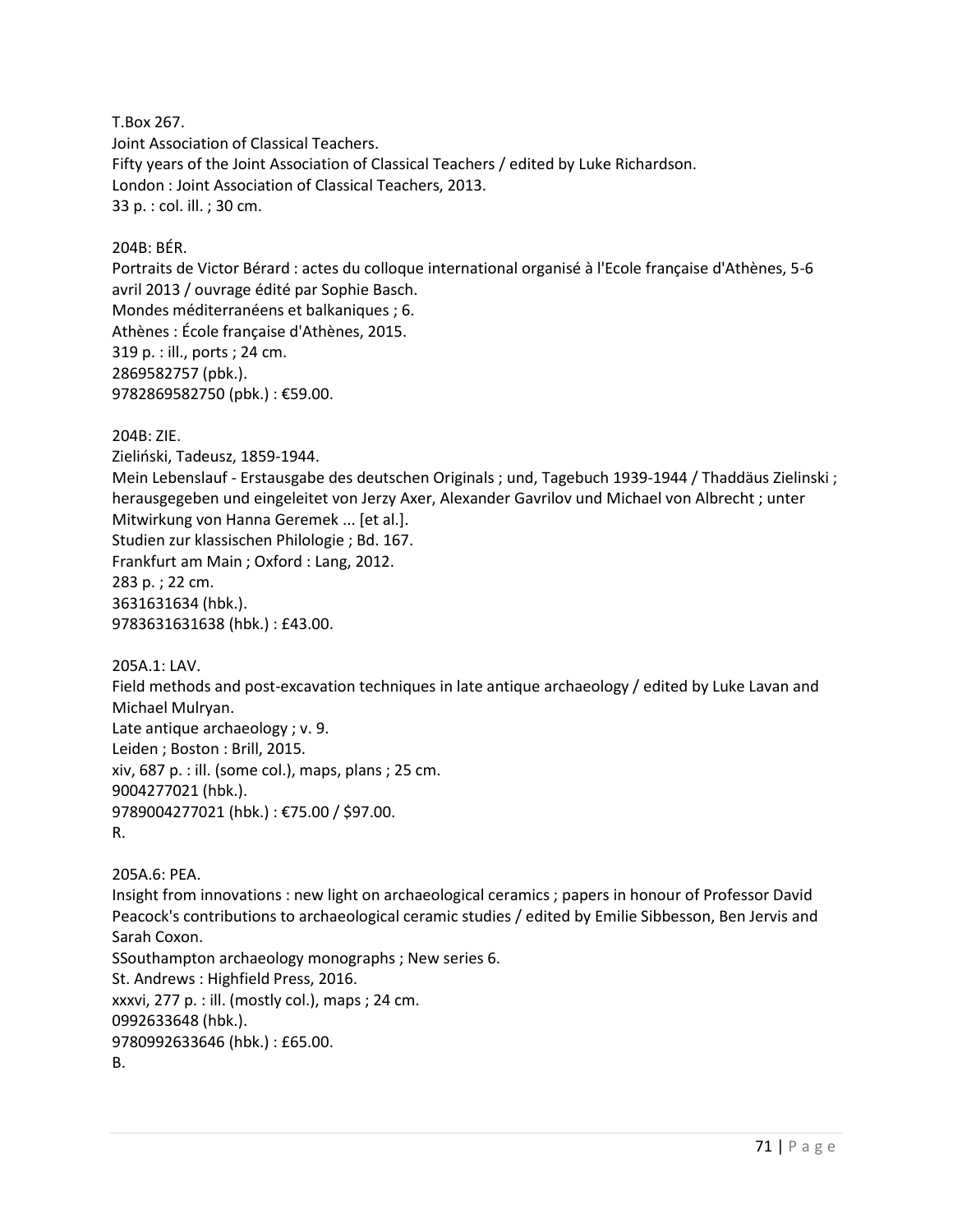T.Box 267.
Joint Association of Classical Teachers.
Fifty years of the Joint Association of Classical Teachers / edited by Luke Richardson.
London : Joint Association of Classical Teachers, 2013.
33 p. : col. ill. ; 30 cm.

204B: BÉR.
Portraits de Victor Bérard : actes du colloque international organisé à l'Ecole française d'Athènes, 5-6 avril 2013 / ouvrage édité par Sophie Basch.
Mondes méditerranéens et balkaniques ; 6.
Athènes : École française d'Athènes, 2015.
319 p. : ill., ports ; 24 cm.
2869582757 (pbk.).
9782869582750 (pbk.) : €59.00.

204B: ZIE.
Zieliński, Tadeusz, 1859-1944.
Mein Lebenslauf - Erstausgabe des deutschen Originals ; und, Tagebuch 1939-1944 / Thaddäus Zielinski ; herausgegeben und eingeleitet von Jerzy Axer, Alexander Gavrilov und Michael von Albrecht ; unter Mitwirkung von Hanna Geremek ... [et al.].
Studien zur klassischen Philologie ; Bd. 167.
Frankfurt am Main ; Oxford : Lang, 2012.
283 p. ; 22 cm.
3631631634 (hbk.).
9783631631638 (hbk.) : £43.00.

205A.1: LAV.
Field methods and post-excavation techniques in late antique archaeology / edited by Luke Lavan and Michael Mulryan.
Late antique archaeology ; v. 9.
Leiden ; Boston : Brill, 2015.
xiv, 687 p. : ill. (some col.), maps, plans ; 25 cm.
9004277021 (hbk.).
9789004277021 (hbk.) : €75.00 / $97.00.
R.

205A.6: PEA.
Insight from innovations : new light on archaeological ceramics ; papers in honour of Professor David Peacock's contributions to archaeological ceramic studies / edited by Emilie Sibbesson, Ben Jervis and Sarah Coxon.
SSouthampton archaeology monographs ; New series 6.
St. Andrews : Highfield Press, 2016.
xxxvi, 277 p. : ill. (mostly col.), maps ; 24 cm.
0992633648 (hbk.).
9780992633646 (hbk.) : £65.00.
B.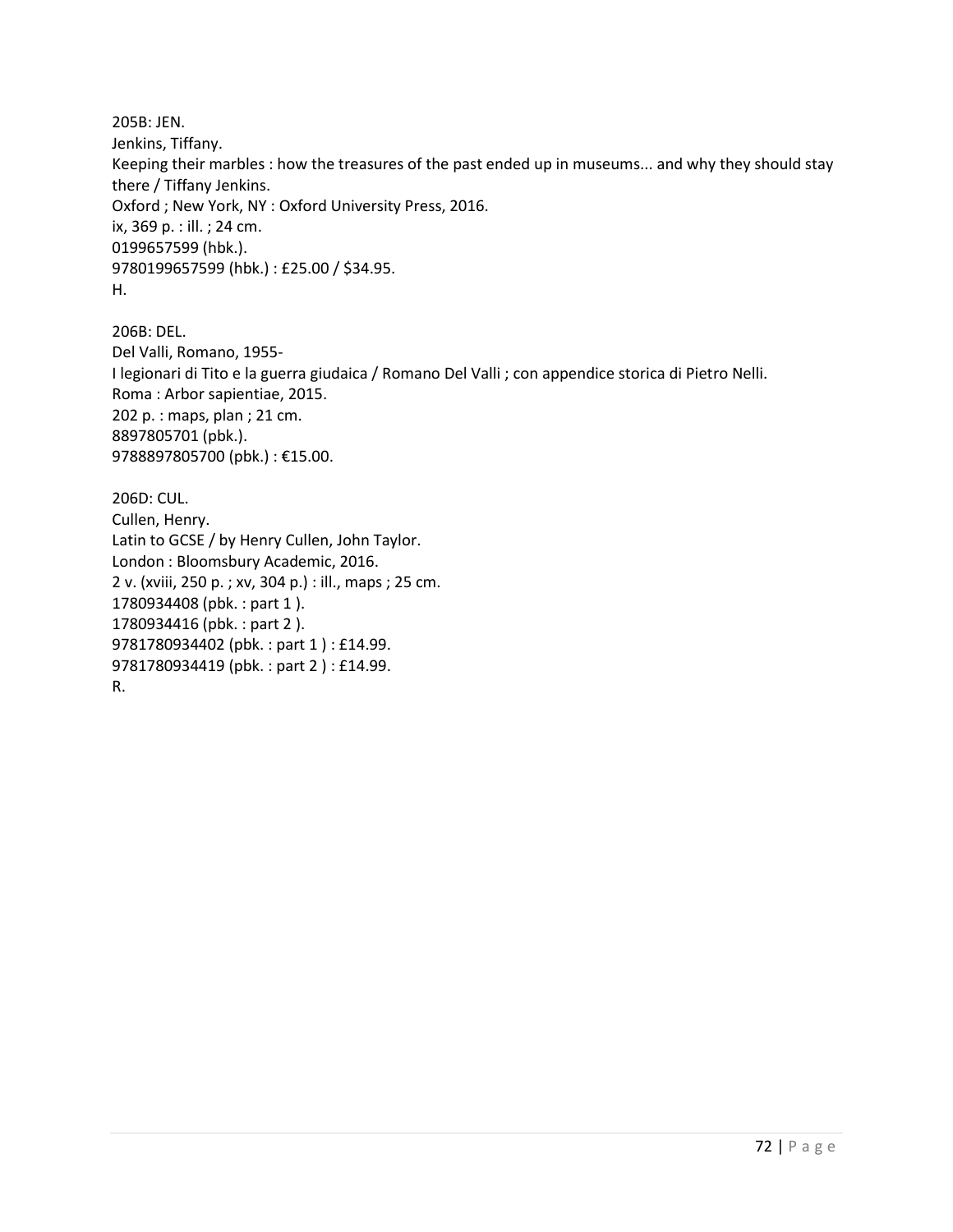205B: JEN.
Jenkins, Tiffany.
Keeping their marbles : how the treasures of the past ended up in museums... and why they should stay there / Tiffany Jenkins.
Oxford ; New York, NY : Oxford University Press, 2016.
ix, 369 p. : ill. ; 24 cm.
0199657599 (hbk.).
9780199657599 (hbk.) : £25.00 / $34.95.
H.

206B: DEL.
Del Valli, Romano, 1955-
I legionari di Tito e la guerra giudaica / Romano Del Valli ; con appendice storica di Pietro Nelli.
Roma : Arbor sapientiae, 2015.
202 p. : maps, plan ; 21 cm.
8897805701 (pbk.).
9788897805700 (pbk.) : €15.00.

206D: CUL.
Cullen, Henry.
Latin to GCSE / by Henry Cullen, John Taylor.
London : Bloomsbury Academic, 2016.
2 v. (xviii, 250 p. ; xv, 304 p.) : ill., maps ; 25 cm.
1780934408 (pbk. : part 1 ).
1780934416 (pbk. : part 2 ).
9781780934402 (pbk. : part 1 ) : £14.99.
9781780934419 (pbk. : part 2 ) : £14.99.
R.